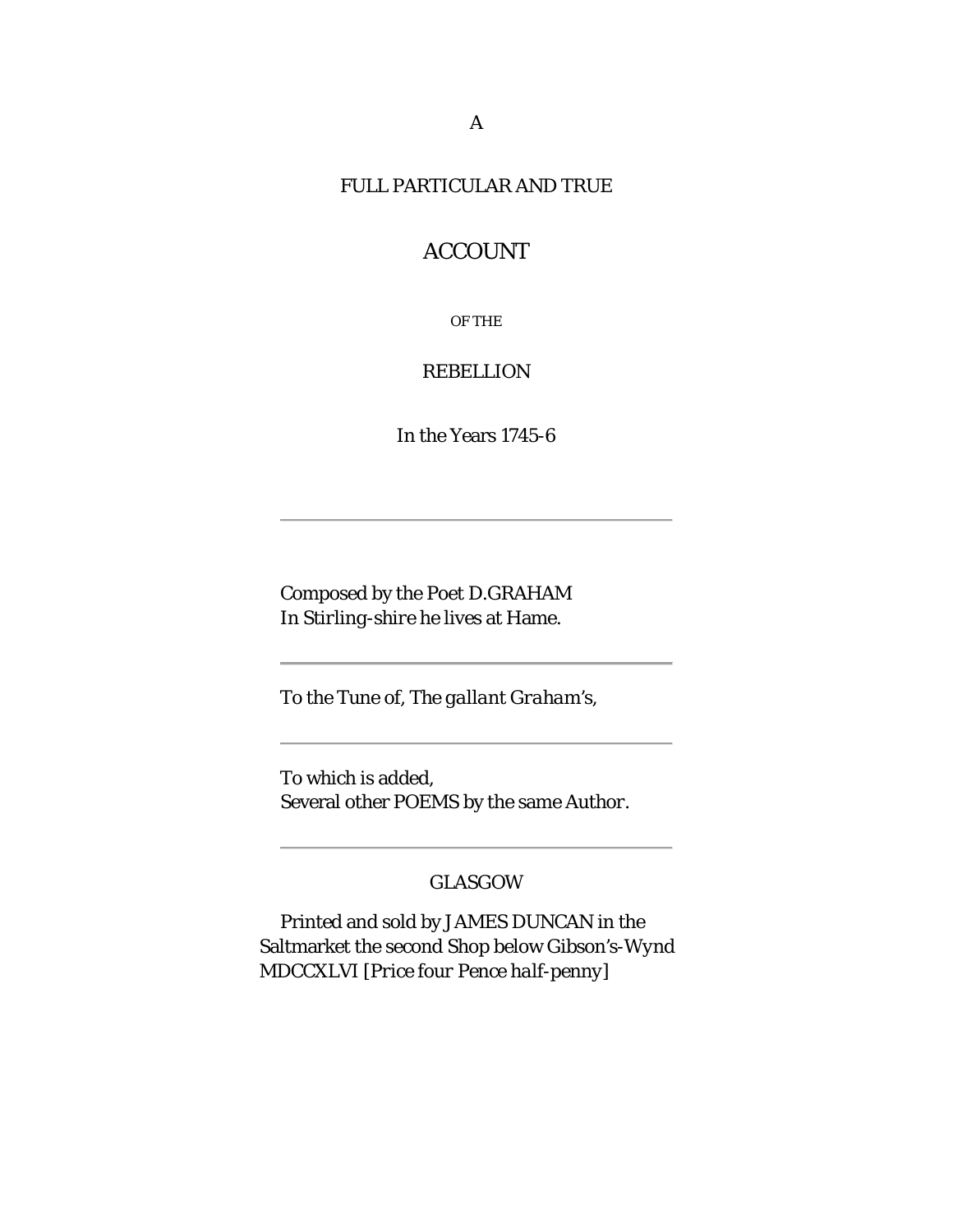A

# FULL PARTICULAR AND TRUE

# ACCOUNT

OF THE

## REBELLION

In the Years 1745-6

---

Composed by the Poet D.GRAHAM
*In Stirling-shire* he lives at Hame.

---

To the Tune of, *The gallant Graham's*,

---

To which is added,
Several other POEMS by the same Author.

---

GLASGOW

Printed and sold by JAMES DUNCAN in the Saltmarket the second Shop below Gibson's-Wynd MDCCXLVI [*Price four Pence half-penny*]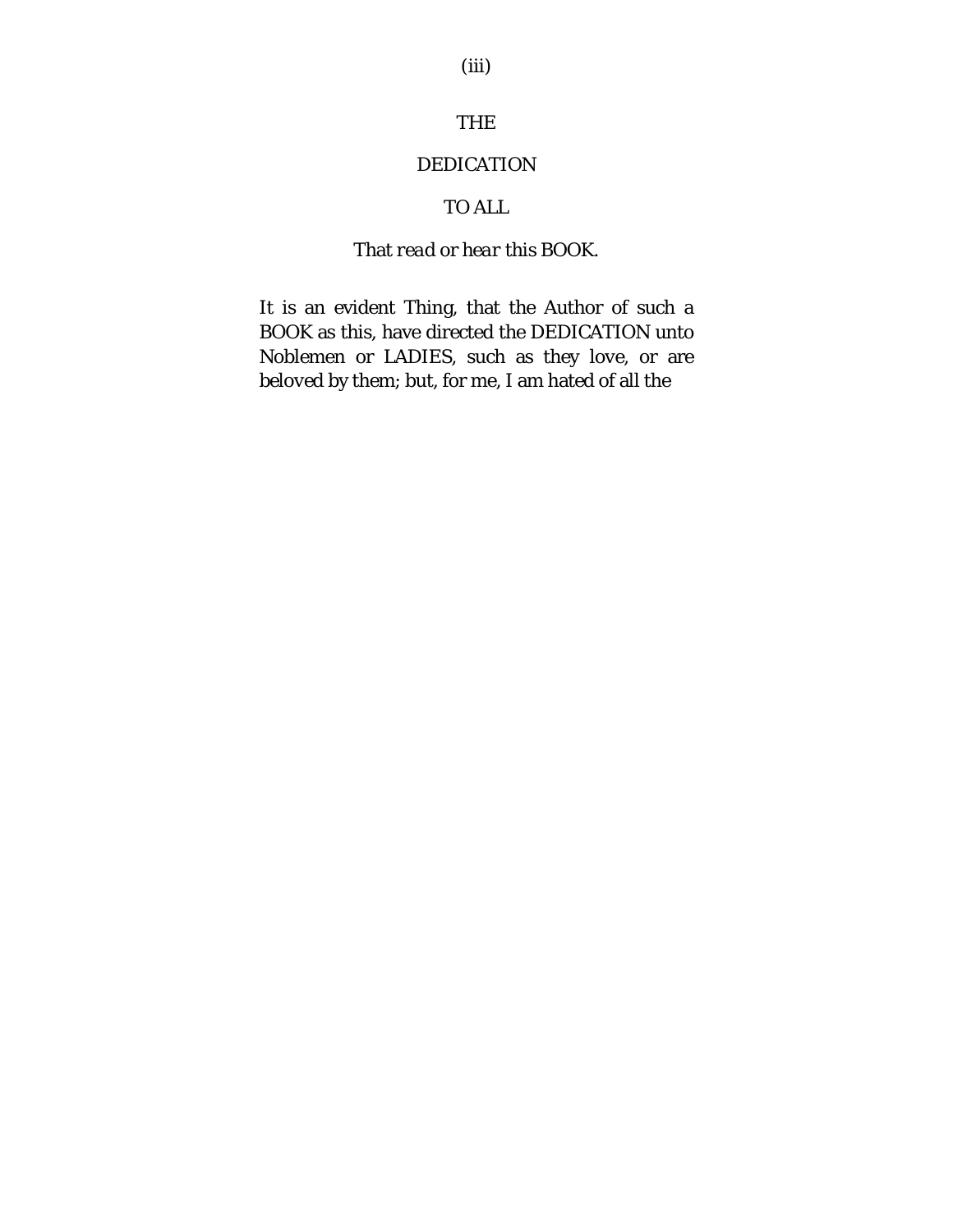# THE

# DEDICATION

# TO ALL

*That read or hear this* BOOK.

It is an evident Thing, that the Author of such a BOOK as this, have directed the DEDICATION unto Noblemen or LADIES, such as they love, or are beloved by them; but, for me, I am hated of all the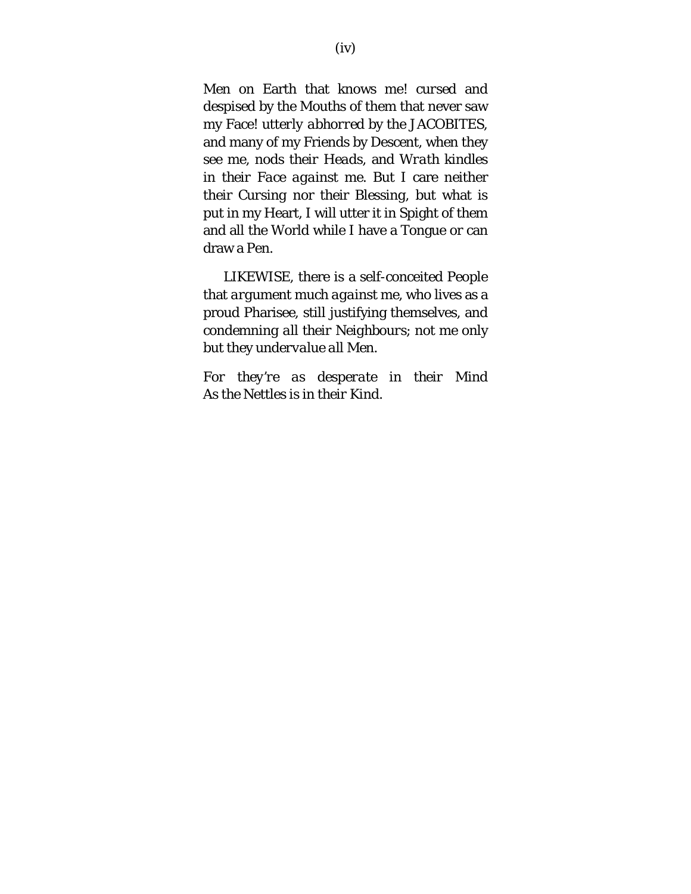Men on Earth that knows me! cursed and despised by the Mouths of them that never saw my Face! utterly *abhorred* by the JACOBITES, and many of my Friends by Descent, when they see me, nods their *Heads*, and *Wrath* kindles in their *Face against* me. But I care neither their Cursing nor their Blessing, but what is put in my Heart, I will utter it in Spight of them and all the World while I have a Tongue or can draw a Pen.

LIKEWISE, there is a self-conceited People that *argument much against* me, who lives as a proud Pharisee, still justifying themselves, and condemning *all* their Neighbours; not me only but they *undervalue* all Men.

*For they're as desperate in their Mind*
As the Nettles is in their Kind.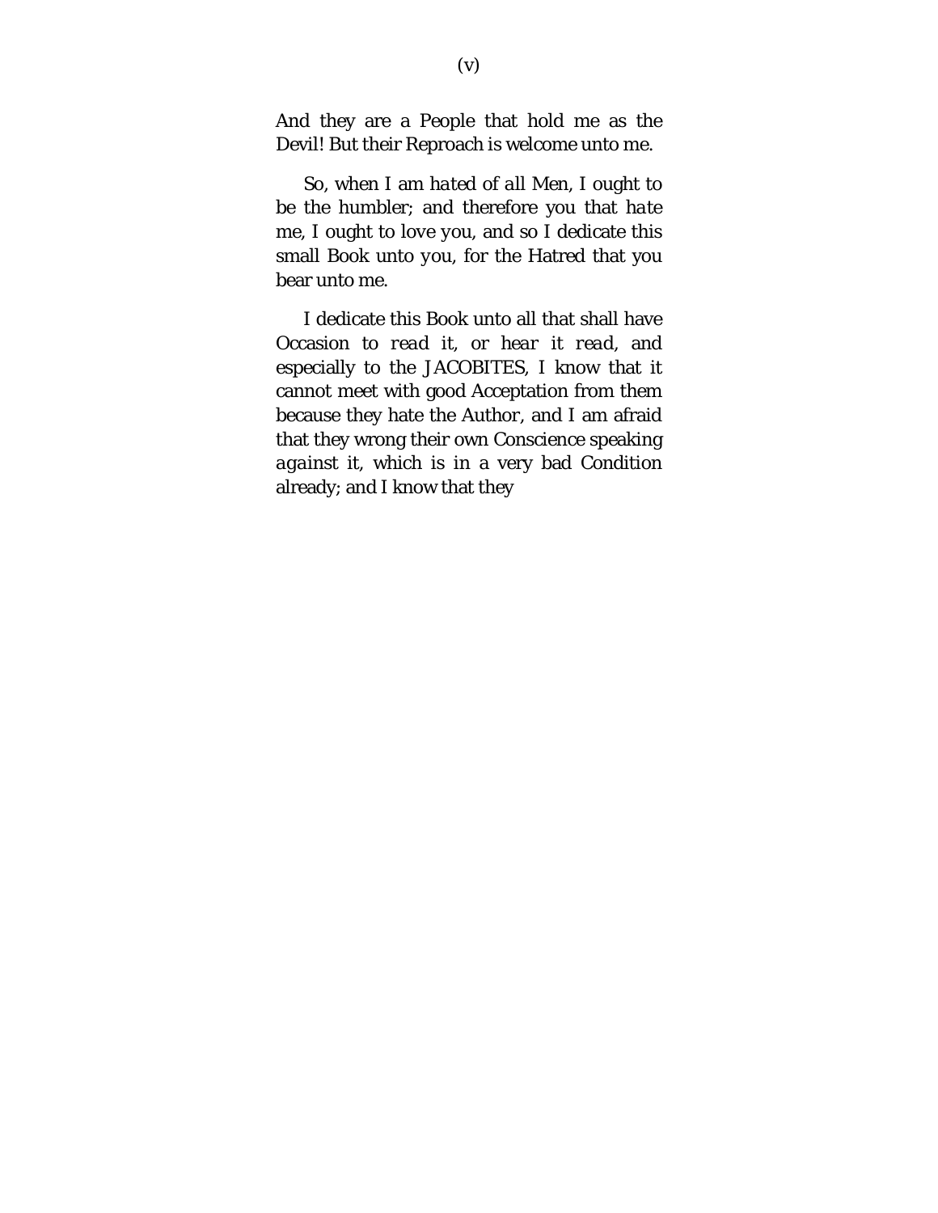And they are a People that hold me as the Devil! But their Reproach is welcome unto me.

So, when I am *hated* of *all* Men, I ought to be the humbler; and therefore you that *hate* me, I ought to love you, and so I dedicate this small Book unto you, for the Hatred that you bear unto me.

I dedicate this Book unto all that shall have Occasion to *read* it, or *hear* it *read*, and especially to the JACOBITES, I know that it cannot meet with good Acceptation from them because they hate the Author, and I am afraid that they wrong their own Conscience speaking *against* it, which is in a very bad Condition already; and I know that they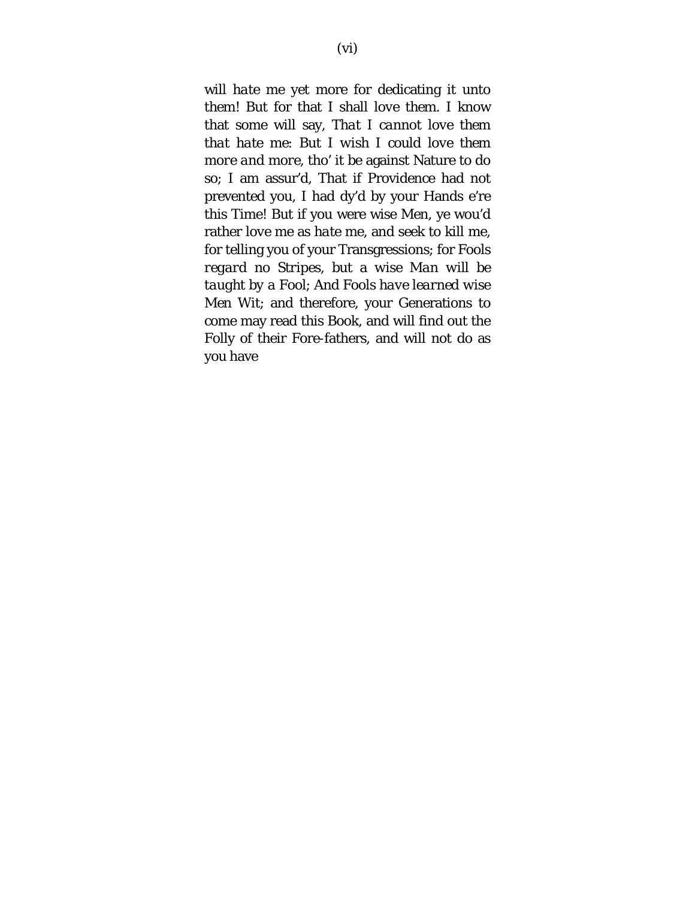will *hate* me yet more for dedicating it unto them! But for that I shall love them. I know that some will say, *That I cannot love them that hate me*: But I wish I could love them *more and more*, tho' it be against Nature to do so; I am assur'd, That if Providence had not prevented you, I had dy'd by your Hands e're this Time! But if you were wise Men, ye wou'd rather love me as *hate* me, and seek to kill me, for telling you of your Transgressions; for Fools *regard* no Stripes, but a *wise Man will be taught by a Fool*; And Fools *have learned* wise Men Wit; and therefore, your Generations to come may read this Book, and will find out the Folly of their Fore-fathers, and will not do as you have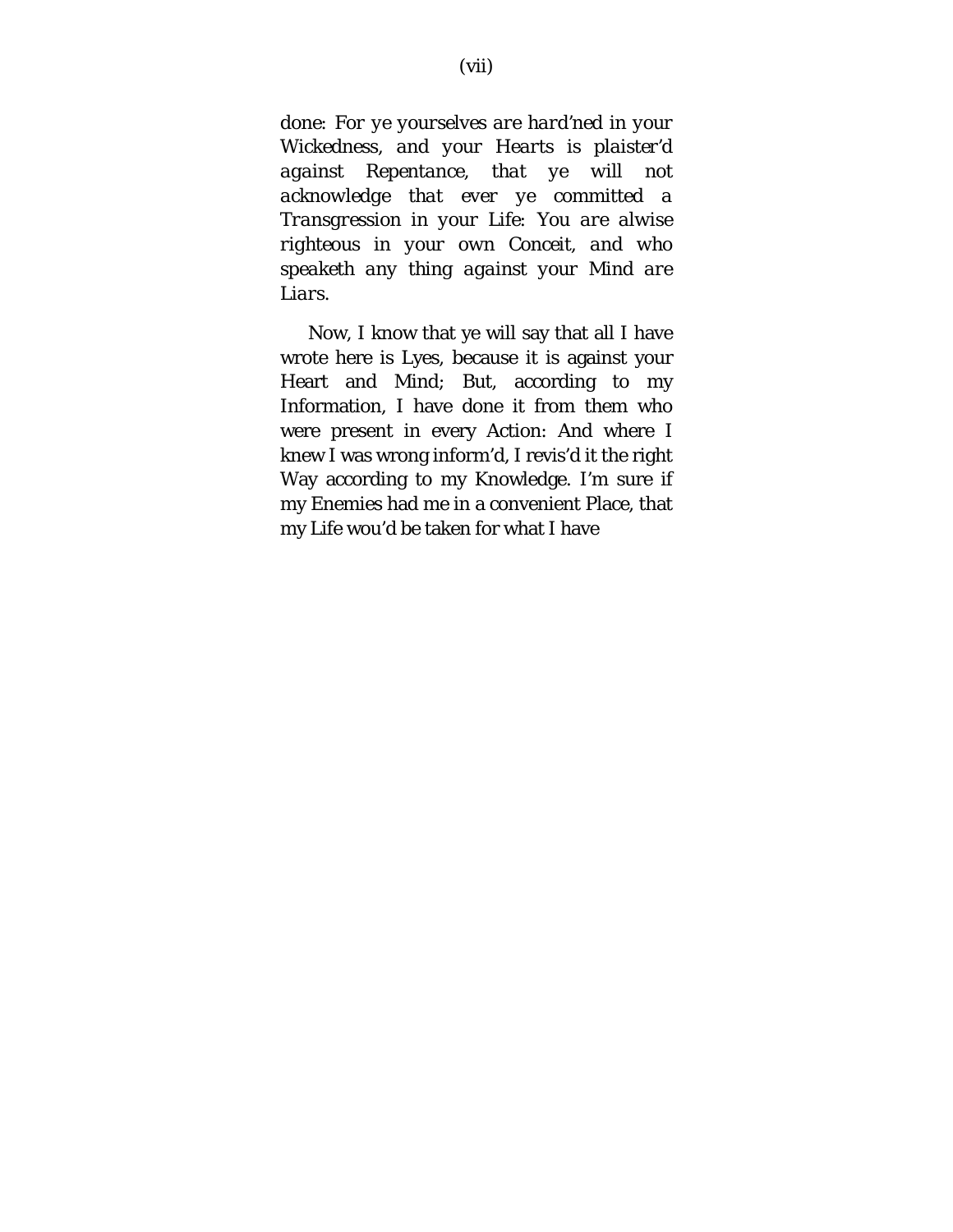done: *For ye yourselves are hard'ned in your Wickedness, and your Hearts is plaister'd against Repentance, that ye will not acknowledge that ever ye committed a Transgression in your Life: You are alwise righteous in your own Conceit, and who speaketh any thing against your Mind are Liars.*

Now, I know that ye will say that all I have wrote here is Lyes, because it is against your Heart and Mind; But, according to my Information, I have done it from them who were present in every Action: And where I knew I was wrong inform'd, I revis'd it the right Way according to my Knowledge. I'm sure if my Enemies had me in a convenient Place, that my Life wou'd be taken for what I have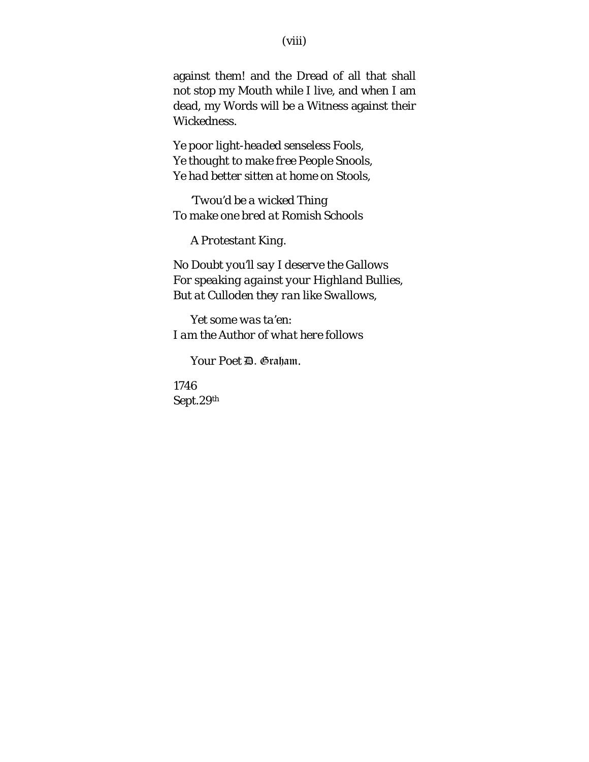against them! and the Dread of all that shall not stop my Mouth while I live, and when I am dead, my Words will be a Witness against their Wickedness.

*Ye poor light-headed senseless Fools,*  
*Ye thought to make free People Snools,*  
*Ye had better sitten at home on Stools,*

*'Twou'd be a wicked Thing*  
*To make one bred at Romish Schools*

*A Protestant King.*

*No Doubt you'll say I deserve the Gallows*  
*For speaking against your Highland Bullies,*  
*But at Culloden they ran like Swallows,*

*Yet some was ta'en:*  
*I am the Author of what here follows*

*Your Poet D. Graham.*

1746  
Sept.29th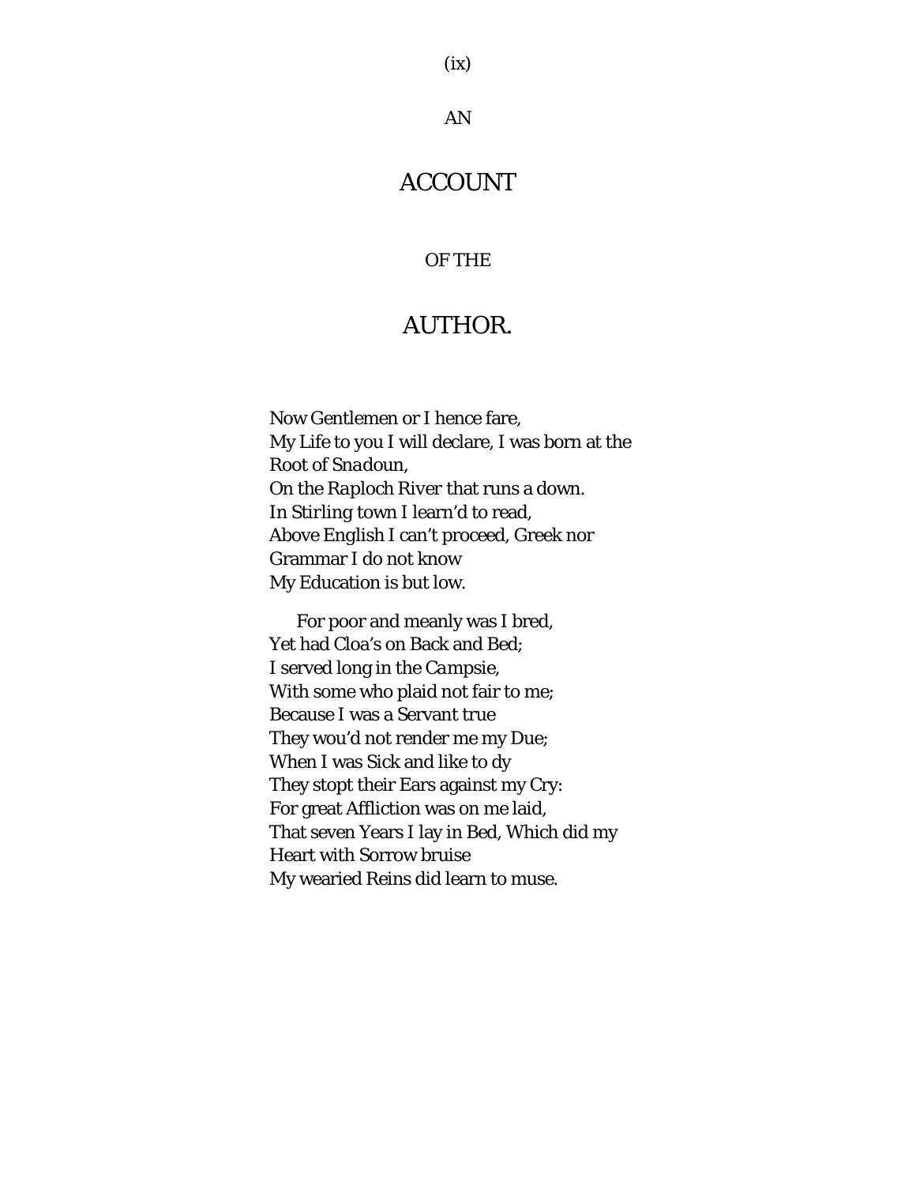AN

# ACCOUNT

OF THE

# AUTHOR.

Now Gentlemen or I hence fare,  
My Life to you I will declare, I was born at the Root of *Snadoun*,  
On the *Raploch River* that runs a down.  
In Stirling town I learn'd to read,  
Above English I can't proceed, Greek nor Grammar I do not know  
My Education is but low.

For poor and meanly was I bred,  
Yet had Cloa's on Back and Bed;  
I served long in the *Campsie*,  
With some who plaid not fair to me;  
Because I was a Servant true  
They wou'd not render me my Due;  
When I was Sick and like to dy  
They stopt their Ears against my Cry:  
For great Affliction was on me laid,  
That seven Years I lay in Bed, Which did my Heart with Sorrow bruise  
My wearied Reins did learn to muse.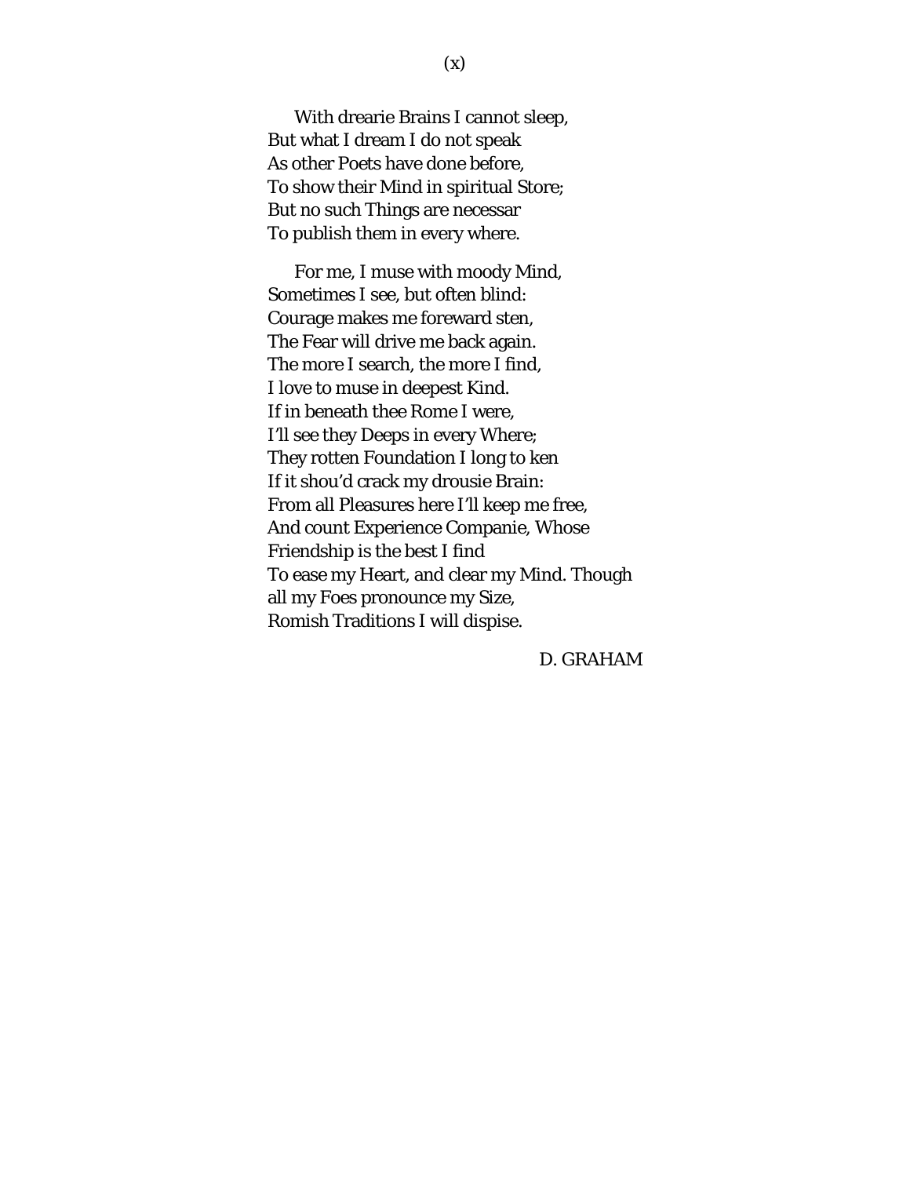With drearie Brains I cannot sleep,
But what I dream I do not speak
As other Poets have done before,
To show their Mind in spiritual Store;
But no such Things are necessar
To publish them in every where.

For me, I muse with moody Mind,
Sometimes I see, but often blind:
Courage makes me foreward sten,
The Fear will drive me back again.
The more I search, the more I find,
I love to muse in deepest Kind.
If in beneath thee Rome I were,
I'll see they Deeps in every Where;
They rotten Foundation I long to ken
If it shou'd crack my drousie Brain:
From all Pleasures here I'll keep me free,
And count Experience Companie, Whose
Friendship is the best I find
To ease my Heart, and clear my Mind. Though
all my Foes pronounce my Size,
Romish Traditions I will dispise.

D. GRAHAM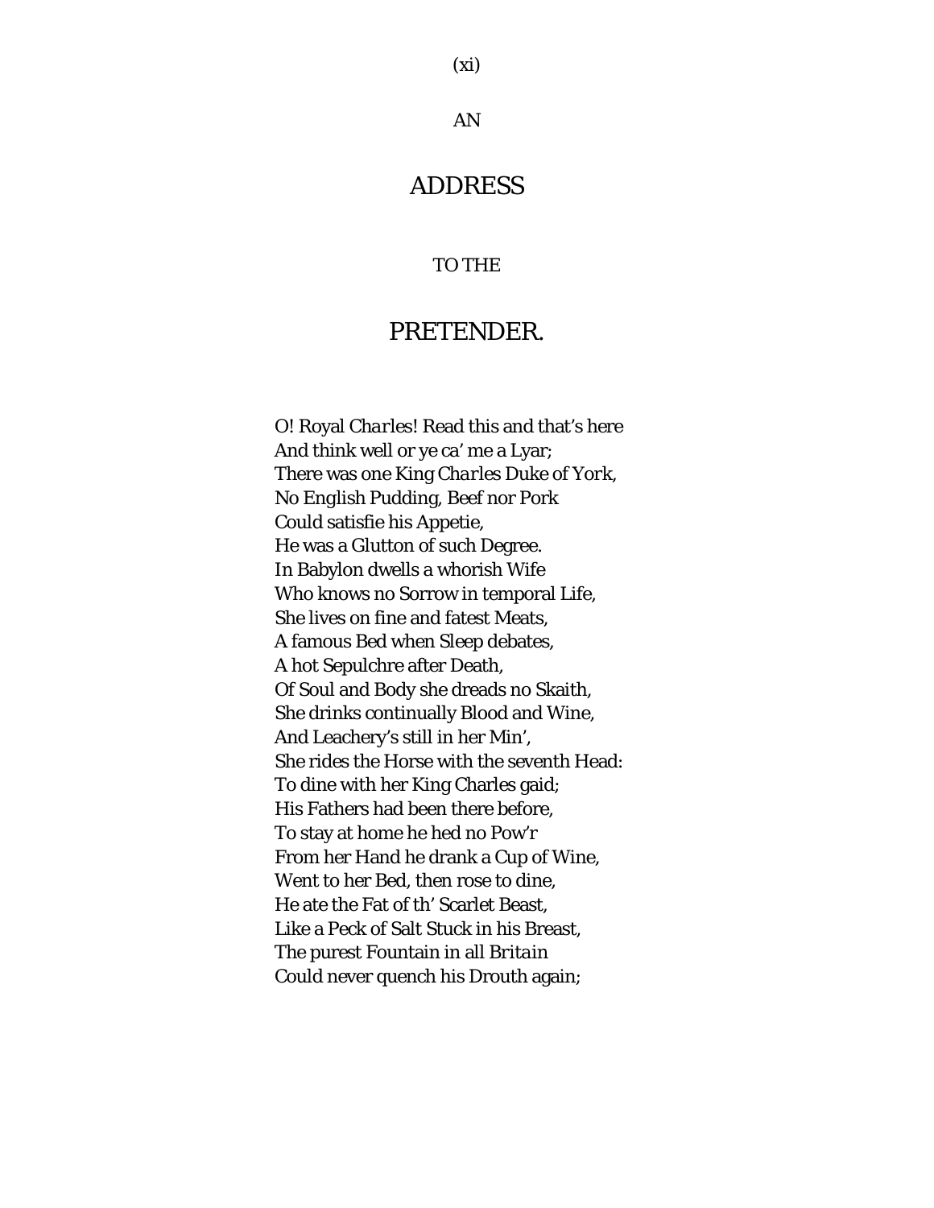AN

# ADDRESS

TO THE

# PRETENDER.

O! Royal *Charles*! Read this and that’s here  
And think well or ye ca’ me a Lyar;  
There was one King *Charles* Duke of *York*,  
No English Pudding, Beef nor Pork  
Could satisfie his Appetie,  
He was a Glutton of such Degree.  
In Babylon dwells a whorish Wife  
Who knows no Sorrow in temporal Life,  
She lives on fine and fatest Meats,  
A famous Bed when Sleep debates,  
A hot Sepulchre after Death,  
Of Soul and Body she dreads no Skaith,  
She drinks continually Blood and Wine,  
And Leachery’s still in her Min’,  
She rides the Horse with the seventh Head:  
To dine with her King Charles gaid;  
His Fathers had been there before,  
To stay at home he hed no Pow’r  
From her Hand he drank a Cup of Wine,  
Went to her Bed, then rose to dine,  
He ate the Fat of th’ Scarlet Beast,  
Like a Peck of Salt Stuck in his Breast,  
The purest Fountain in all *Britain*  
Could never quench his Drouth again;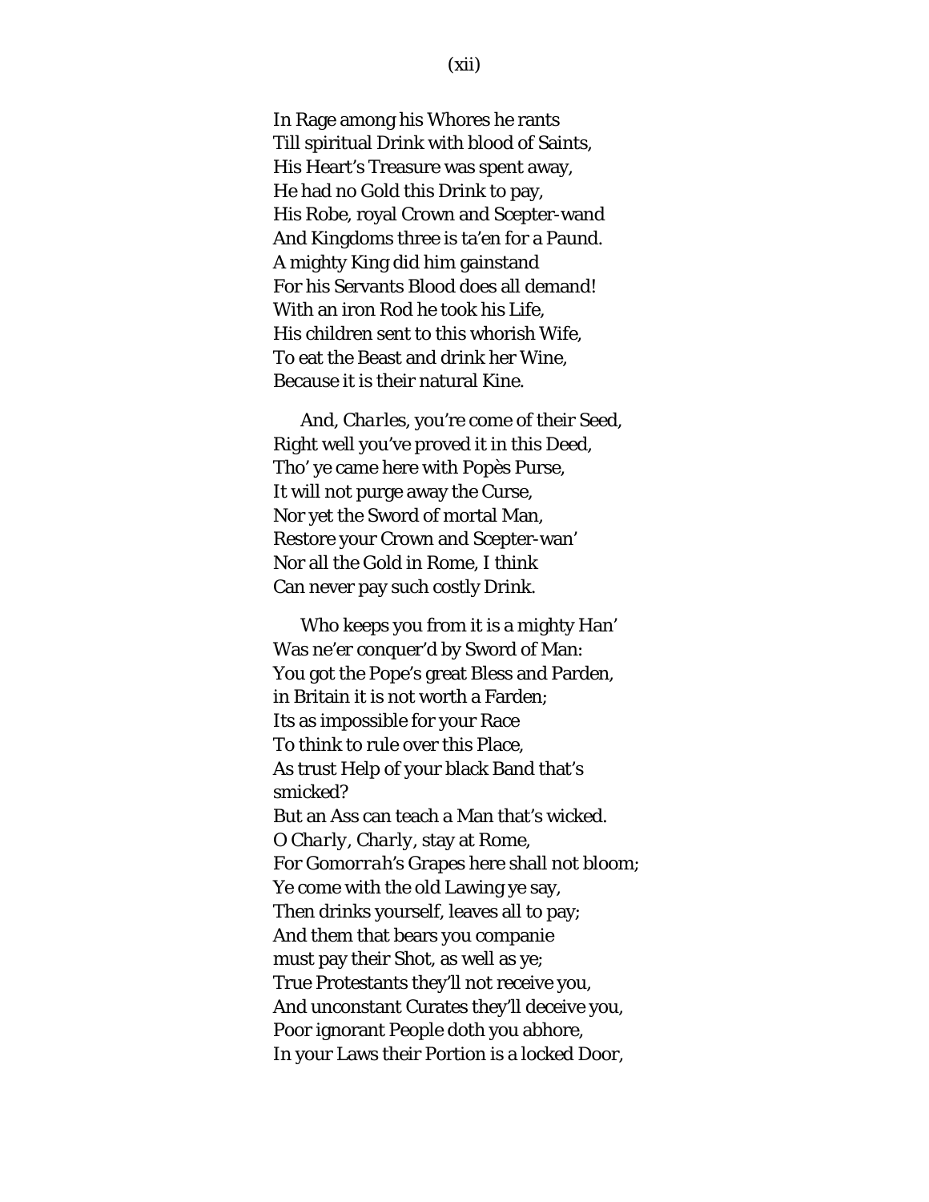In Rage among his Whores he rants
Till spiritual Drink with blood of Saints,
His Heart's Treasure was spent away,
He had no Gold this Drink to pay,
His Robe, royal Crown and Scepter-wand
And Kingdoms three is ta'en for a Paund.
A mighty King did him gainstand
For his Servants Blood does all demand!
With an iron Rod he took his Life,
His children sent to this whorish Wife,
To eat the Beast and drink her Wine,
Because it is their natural Kine.

And, *Charles*, you're come of their Seed,
Right well you've proved it in this Deed,
Tho' ye came here with Popès Purse,
It will not purge away the Curse,
Nor yet the Sword of mortal Man,
Restore your Crown and Scepter-wan'
Nor all the Gold in Rome, I think
Can never pay such costly Drink.

Who keeps you from it is a mighty Han'
Was ne'er conquer'd by Sword of Man:
You got the Pope's great Bless and Parden,
in Britain it is not worth a Farden;
Its as impossible for your Race
To think to rule over this Place,
As trust Help of your black Band that's smicked?
But an Ass can teach a Man that's wicked.
O *Charly*, *Charly*, stay at Rome,
For *Gomorrah*'s Grapes here shall not bloom;
Ye come with the old Lawing ye say,
Then drinks yourself, leaves all to pay;
And them that bears you companie
must pay their Shot, as well as ye;
True Protestants they'll not receive you,
And unconstant Curates they'll deceive you,
Poor ignorant People doth you abhore,
In your Laws their Portion is a locked Door,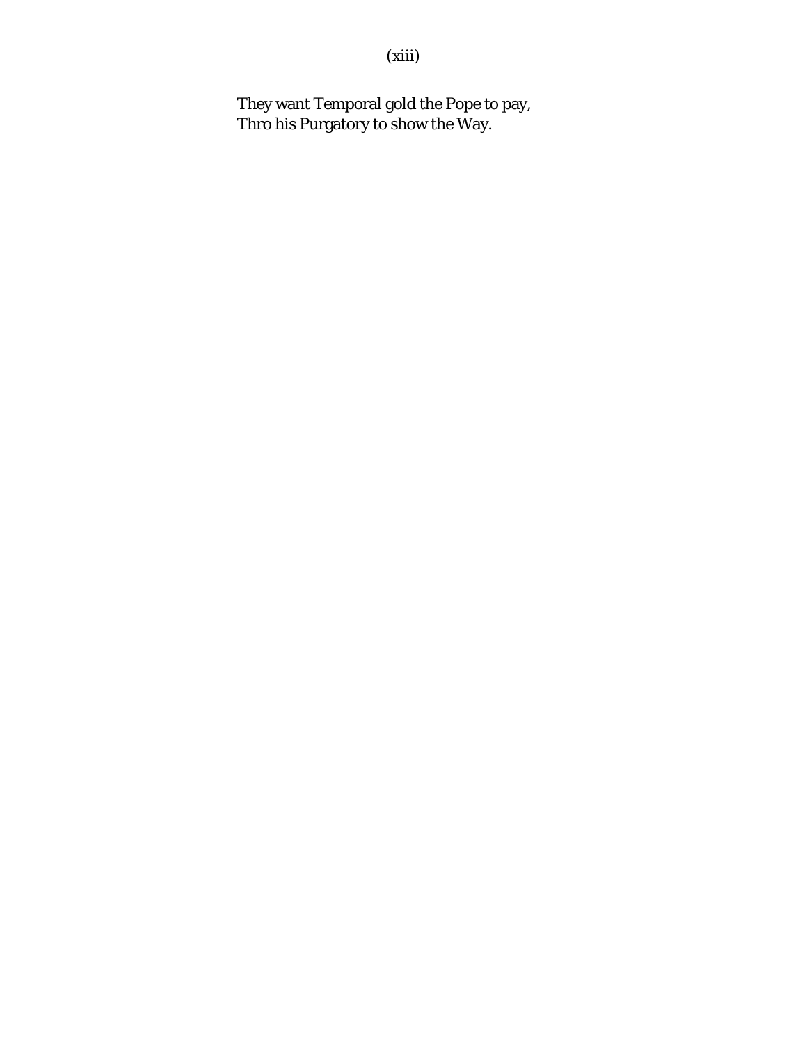(xiii)

They want Temporal gold the Pope to pay,  
Thro his Purgatory to show the Way.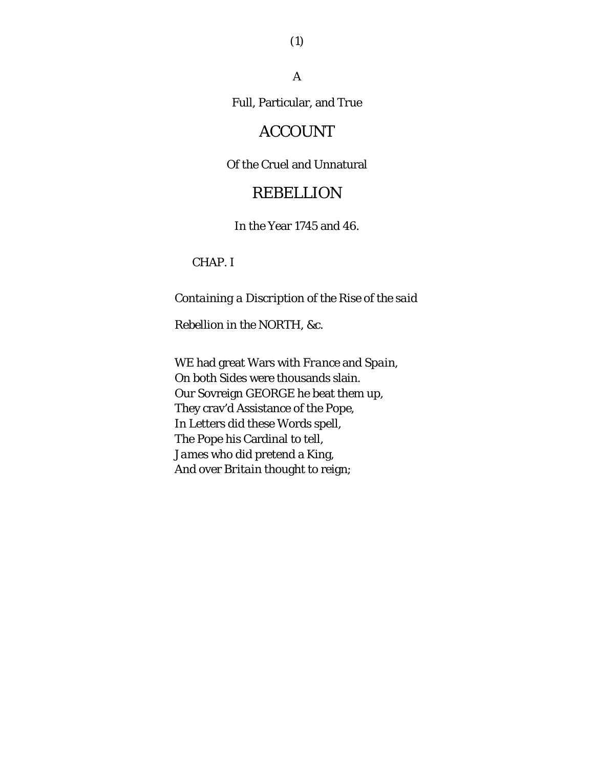A

Full, Particular, and True

# ACCOUNT

Of the Cruel and Unnatural

# REBELLION

In the Year 1745 and 46.

## CHAP. I

*Containing a Discription of the Rise of the said Rebellion in the NORTH, &c.*

WE had great Wars with *France* and *Spain*,
On both Sides were thousands slain.
Our Sovreign GEORGE he beat them up,
They crav'd Assistance of the Pope,
In Letters did these Words spell,
The Pope his Cardinal to tell,
*James* who did pretend a King,
And over *Britain* thought to reign;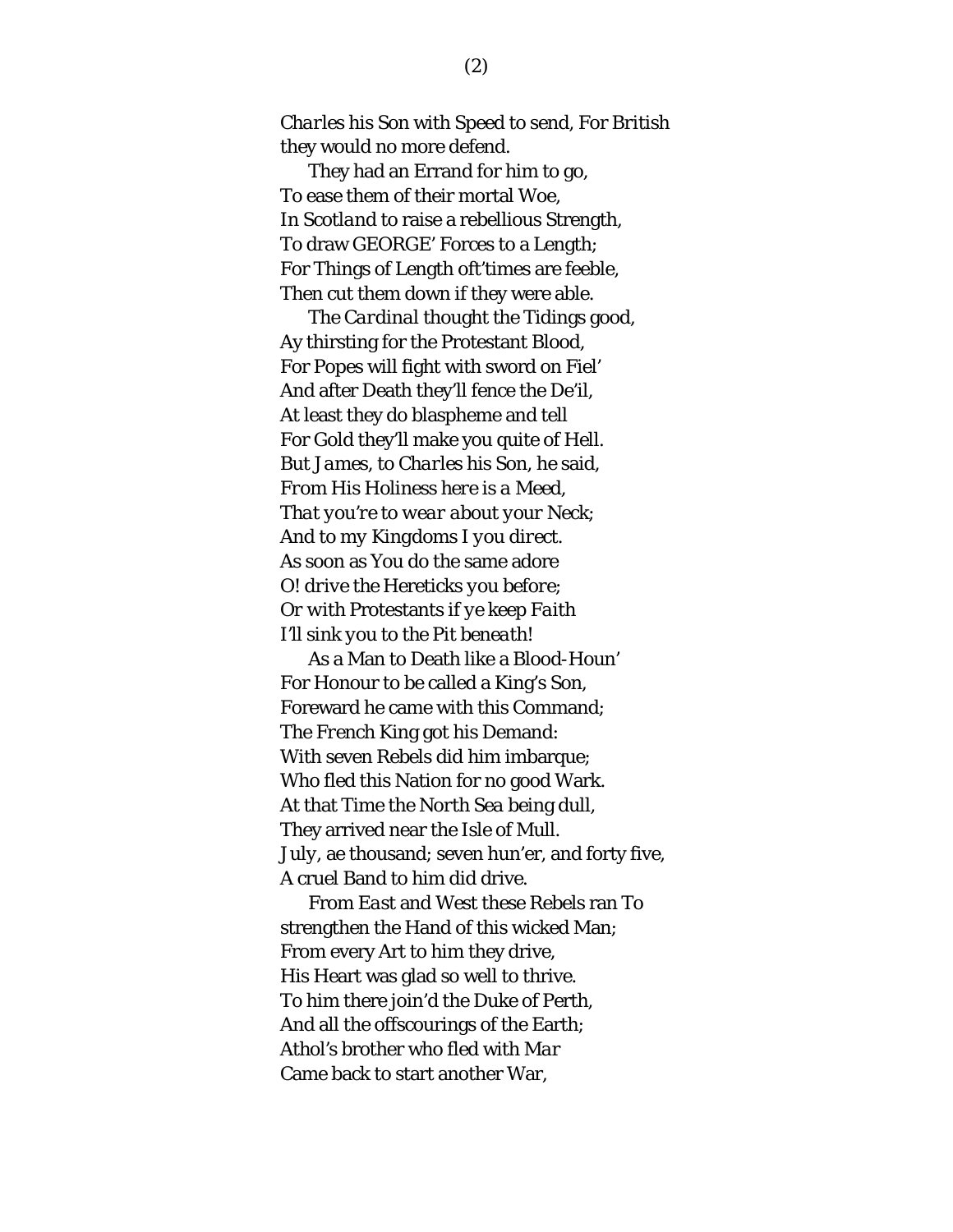*Charles* his Son with Speed to send, For *British* they would no more defend.

They had an Errand for him to go,
To ease them of their mortal Woe,
In *Scotland* to raise a rebellious Strength,
To draw GEORGE' Forces to a Length;
For Things of Length oft'times are feeble,
Then cut them down if they were able.

The *Cardinal* thought the Tidings good,
Ay thirsting for the Protestant Blood,
For Popes will fight with sword on Fiel'
And after Death they'll fence the De'il,
At least they do blaspheme and tell
For Gold they'll make you quite of Hell.
But *James*, to *Charles* his Son, he said,
*From His Holiness here is a Meed,*
*That you're to wear about your Neck;*
*And to my Kingdoms I you direct.*
*As soon as You do the same adore*
*O! drive the Hereticks you before;*
*Or with Protestants if ye keep Faith*
*I'll sink you to the Pit beneath!*

As a Man to Death like a Blood-Houn'
For Honour to be called a King's Son,
Foreward he came with this Command;
The *French* King got his Demand:
With seven Rebels did him imbarque;
Who fled this Nation for no good Wark.
At that Time the North Sea being dull,
They arrived near the Isle of *Mull.*
*July*, ae thousand; seven hun'er, and forty five,
A cruel Band to him did drive.

From *East* and West these Rebels ran To strengthen the Hand of this wicked Man;
From every Art to him they drive,
His Heart was glad so well to thrive.
To him there join'd the Duke of Perth,
And all the offscourings of the Earth;
Athol's brother who fled with *Mar*
Came back to start another War,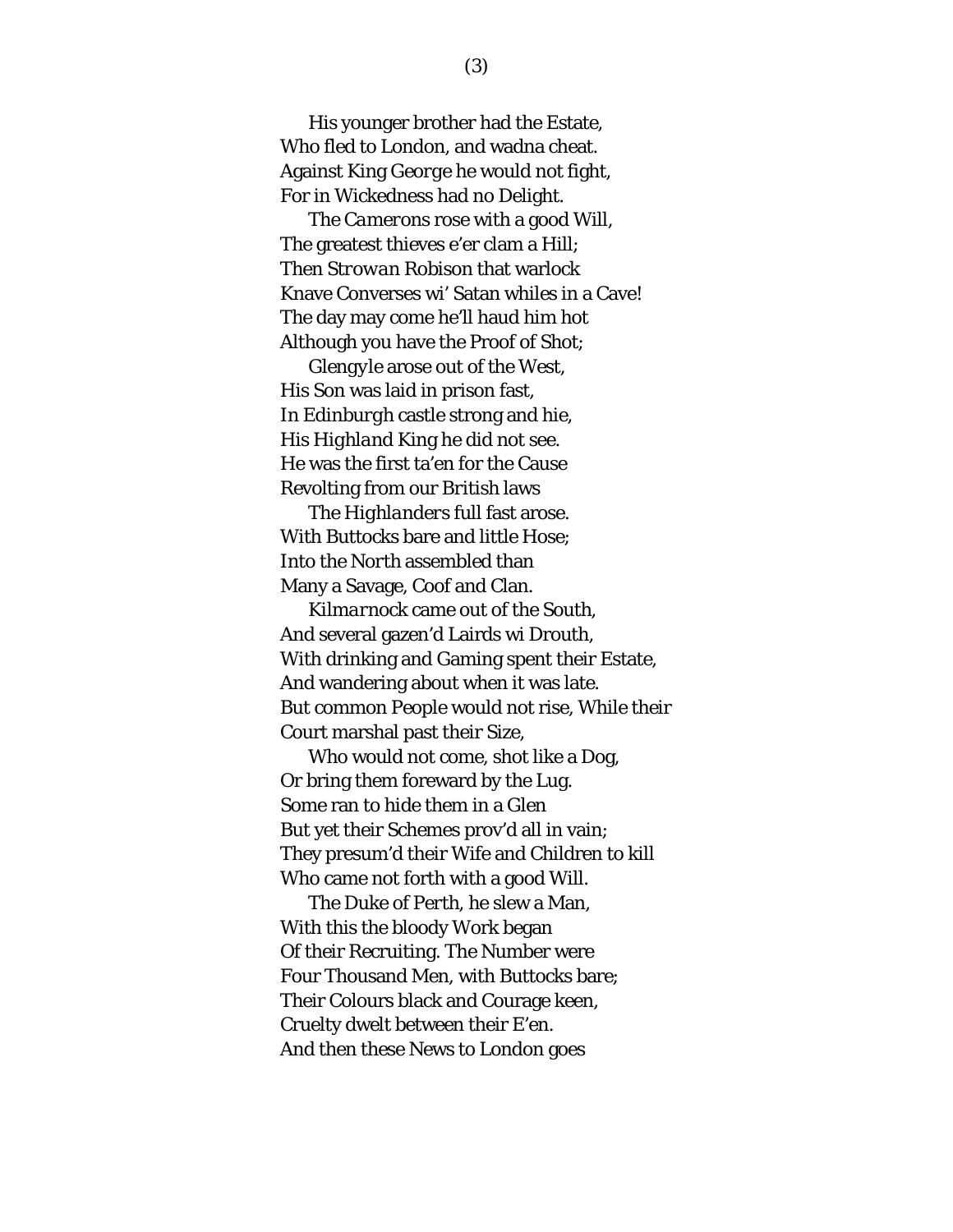His younger brother had the Estate,
Who fled to London, and wadna cheat.
Against King *George* he would not fight,
For in Wickedness had no Delight.

The *Camerons* rose with a good Will,
The greatest thieves e'er clam a Hill;
Then *Strowan Robison* that warlock
Knave Converses wi' Satan whiles in a Cave!
The day may come he'll haud him hot
Although you have the Proof of Shot;

*Glengyle* arose out of the West,
His Son was laid in prison fast,
In *Edinburgh* castle strong and hie,
His *Highland* King he did not see.
He was the first ta'en for the Cause
Revolting from our *British* laws

The *Highlanders* full fast arose.
With Buttocks bare and little Hose;
Into the *North* assembled than
Many a Savage, Coof and Clan.

*Kilmarnock* came out of the South,
And several gazen'd Lairds wi Drouth,
With drinking and Gaming spent their Estate,
And wandering about when it was late.
But common People would not rise, While their
Court marshal past their Size,

Who would not come, shot like a Dog,
Or bring them foreward by the Lug.
Some ran to hide them in a Glen
But yet their Schemes prov'd all in vain;
They presum'd their Wife and Children to kill
Who came not forth with a good Will.

The Duke of *Perth*, he slew a Man,
With this the bloody Work began
Of their Recruiting. The Number were
Four Thousand Men, with Buttocks bare;
Their Colours black and Courage keen,
Cruelty dwelt between their E'en.
And then these News to *London* goes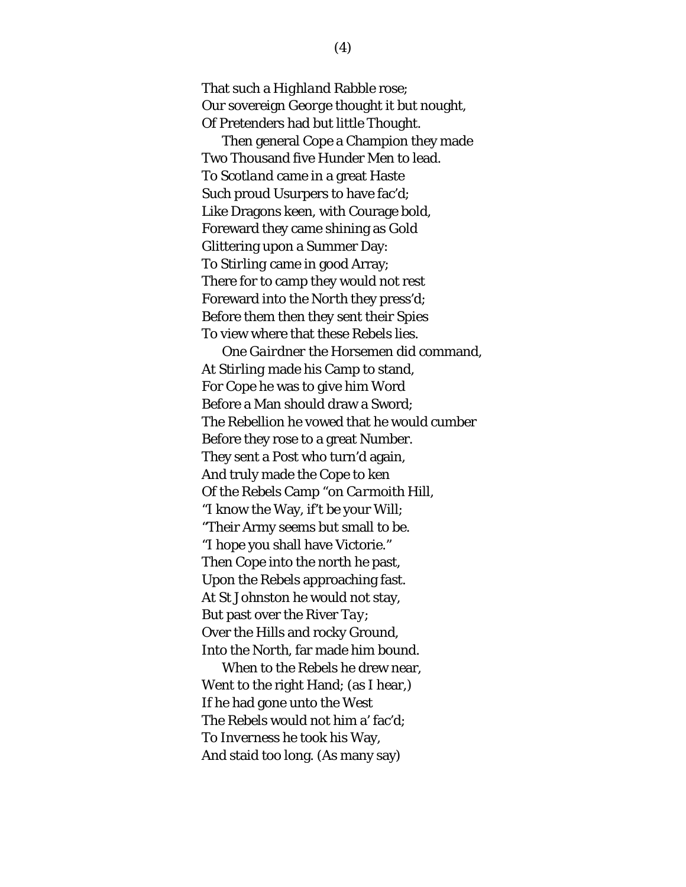That such a *Highland* Rabble rose;
Our sovereign *George* thought it but nought,
Of Pretenders had but little Thought.

Then general *Cope* a Champion they made
Two Thousand five Hunder Men to lead.
To *Scotland* came in a great Haste
Such proud Usurpers to have fac'd;
Like Dragons keen, with Courage bold,
Foreward they came shining as Gold
Glittering upon a Summer Day:
To *Stirling* came in good Array;
There for to camp they would not rest
Foreward into the *North* they press'd;
Before them then they sent their Spies
To view where that these *Rebels* lies.

One *Gairdner* the Horsemen did command,
At *Stirling* made his Camp to stand,
For *Cope* he was to give him Word
Before a Man should draw a Sword;
The Rebellion he vowed that he would cumber
Before they rose to a great Number.
They sent a Post who turn'd again,
And truly made the *Cope* to ken
Of the Rebels Camp "on *Carmoith Hill*,
"I know the Way, if't be your Will;
"Their Army seems but small to be.
"I hope you shall have Victorie."
Then *Cope* into the north he past,
Upon the Rebels approaching fast.
At *St Johnston* he would not stay,
But past over the *River Tay*;
Over the Hills and rocky Ground,
Into the North, far made him bound.

When to the Rebels he drew near,
Went to the right Hand; (as I hear,)
If he had gone unto the West
The Rebels would not him a' fac'd;
To *Inverness* he took his Way,
And staid too long. (As many say)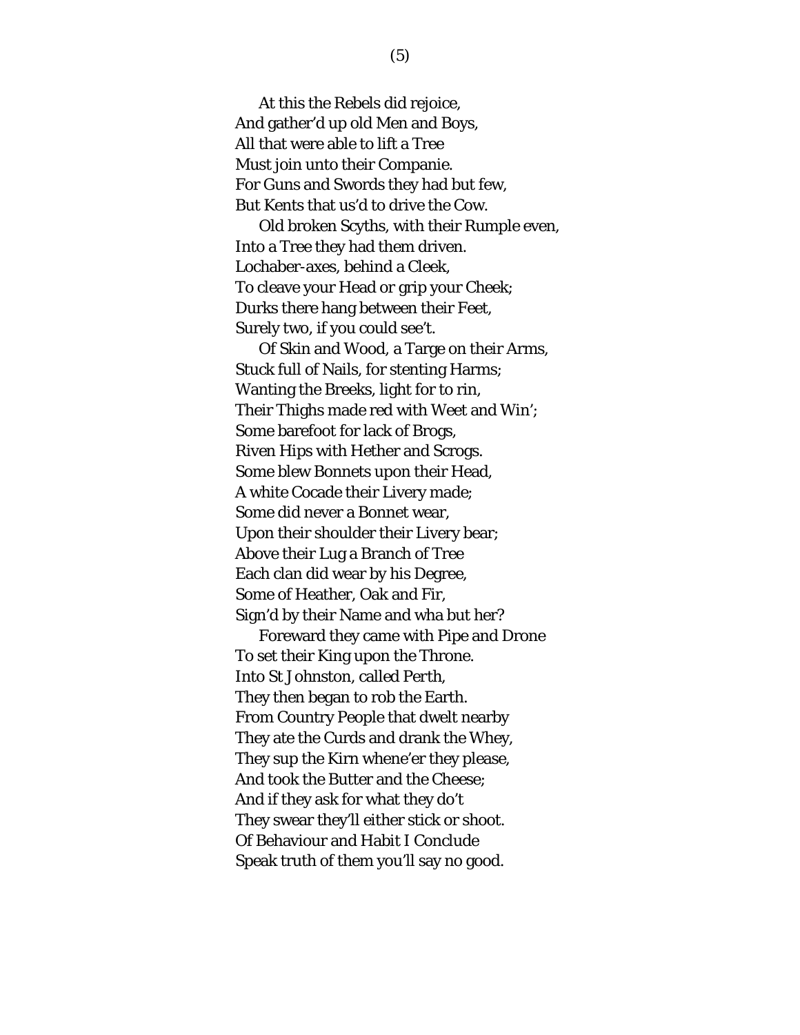At this the Rebels did rejoice,
And gather’d up old Men and Boys,
All that were able to lift a Tree
Must join unto their Companie.
For Guns and Swords they had but few,
But Kents that us’d to drive the Cow.

Old broken Scyths, with their Rumple even,
Into a Tree they had them driven.
Lochaber-axes, behind a Cleek,
To cleave your Head or grip your Cheek;
Durks there hang between their Feet,
Surely two, if you could see’t.

Of Skin and Wood, a Targe on their Arms,
Stuck full of Nails, for stenting Harms;
Wanting the Breeks, light for to rin,
Their Thighs made red with Weet and Win’;
Some barefoot for lack of Brogs,
Riven Hips with Hether and Scrogs.
Some blew Bonnets upon their Head,
A white Cocade their Livery made;
Some did never a Bonnet wear,
Upon their shoulder their Livery bear;
Above their Lug a Branch of Tree
Each clan did wear by his Degree,
Some of Heather, Oak and Fir,
Sign’d by their Name and wha but her?

Foreward they came with Pipe and Drone
To set their King upon the Throne.
Into St Johnston, called Perth,
They then began to rob the Earth.
From Country People that dwelt nearby
They ate the Curds and drank the Whey,
They sup the Kirn whene’er they please,
And took the Butter and the Cheese;
And if they ask for what they do’t
They swear they’ll either stick or shoot.
Of Behaviour and Habit I Conclude
Speak truth of them you’ll say no good.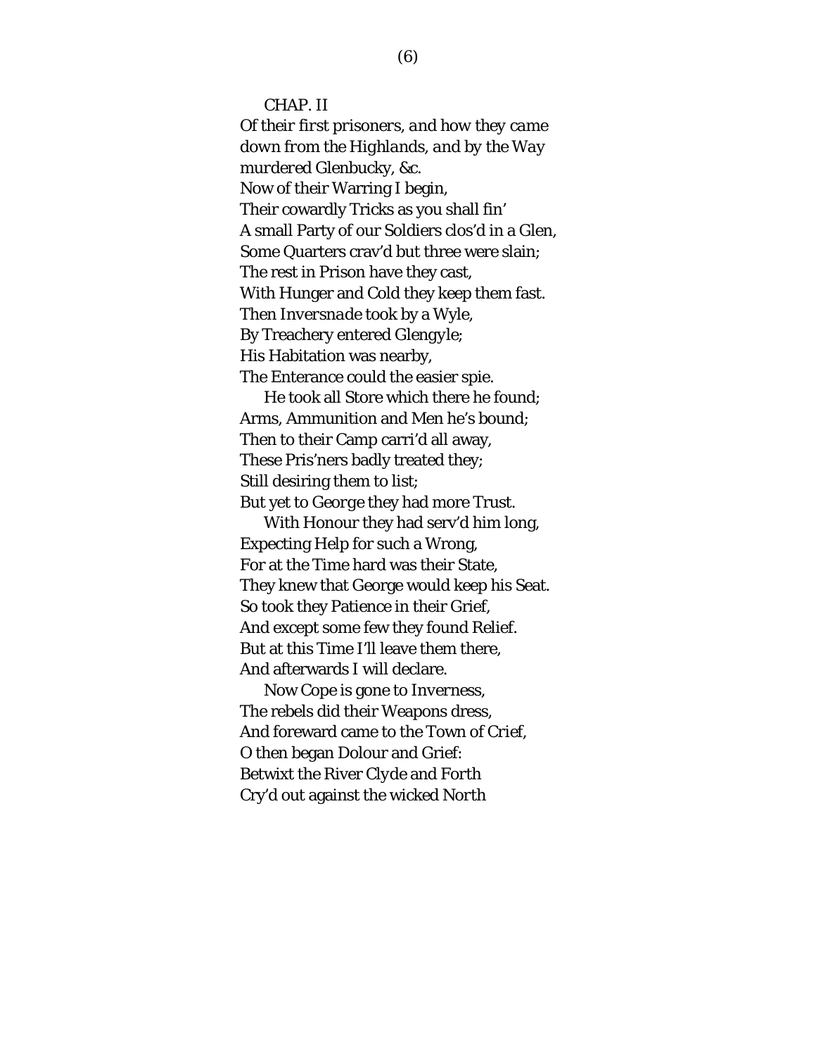CHAP. II

*Of their first prisoners, and how they came down from the Highlands, and by the Way murdered Glenbucky, &c.*

Now of their Warring I begin,
Their cowardly Tricks as you shall fin'
A small Party of our Soldiers clos'd in a Glen,
Some Quarters crav'd but three were slain;
The rest in Prison have they cast,
With Hunger and Cold they keep them fast.
Then *Inversnade* took by a Wyle,
By Treachery entered Glengyle;
His Habitation was nearby,
The Enterance could the easier spie.

He took all Store which there he found;
Arms, Ammunition and Men he's bound;
Then to their Camp carri'd all away,
These Pris'ners badly treated they;
Still desiring them to list;
But yet to George they had more Trust.

With Honour they had serv'd him long,
Expecting Help for such a Wrong,
For at the Time hard was their State,
They knew that George would keep his Seat.
So took they Patience in their Grief,
And except some few they found Relief.
But at this Time I'll leave them there,
And afterwards I will declare.

Now Cope is gone to *Inverness*,
The rebels did their Weapons dress,
And foreward came to the Town of *Crief*,
O then began Dolour and Grief:
Betwixt the River *Clyde* and *Forth*
Cry'd out against the wicked *North*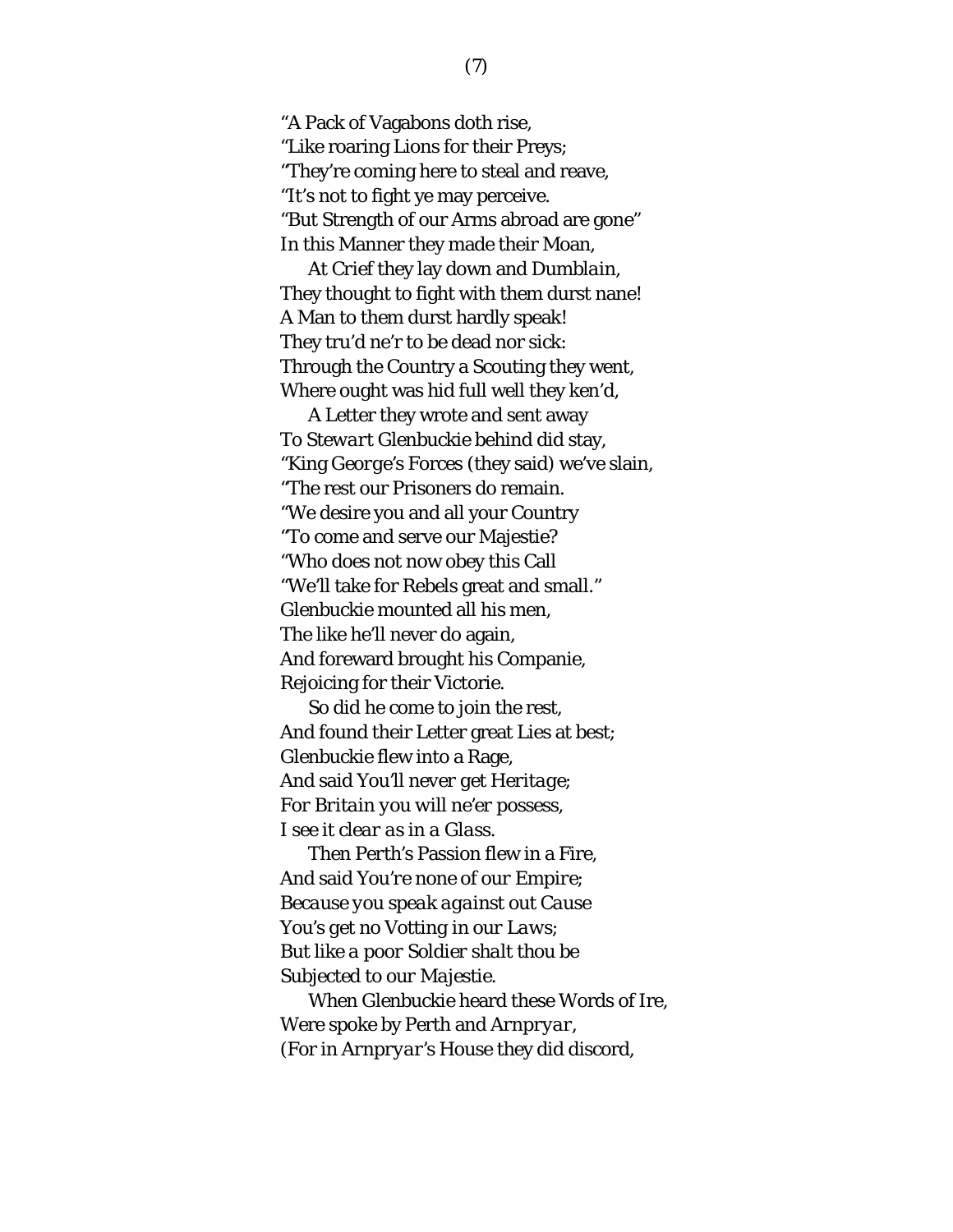"A Pack of Vagabons doth rise,
"Like roaring Lions for their Preys;
"They're coming here to steal and reave,
"It's not to fight ye may perceive.
"But Strength of our Arms abroad are gone"
In this Manner they made their Moan,

At *Crief* they lay down and *Dumblain*,
They thought to fight with them durst nane!
A Man to them durst hardly speak!
They tru'd ne'r to be dead nor sick:
Through the Country a Scouting they went,
Where ought was hid full well they ken'd,

A Letter they wrote and sent away
To *Stewart Glenbuckie* behind did stay,
"King *George*'s Forces (they said) we've slain,
"The rest our Prisoners do remain.
"We desire you and all your Country
"To come and serve our Majestie?
"Who does not now obey this Call
"We'll take for Rebels great and small."
*Glenbuckie* mounted all his men,
The like he'll never do again,
And foreward brought his Companie,
Rejoicing for their Victorie.

So did he come to join the rest,
And found their Letter great Lies at best;
*Glenbuckie* flew into a Rage,
And said *You'll never get Heritage*;
*For Britain you will ne'er possess,*
*I see it clear as in a Glass.*

Then *Perth*'s Passion flew in a Fire,
And said *You're none of our Empire;*
*Because you speak against out Cause*
*You's get no Votting in our Laws;*
*But like a poor Soldier shalt thou be*
*Subjected to our Majestie.*

When *Glenbuckie* heard these Words of Ire,
Were spoke by *Perth* and *Arnpryar*,
(For in *Arnpryar*'s House they did discord,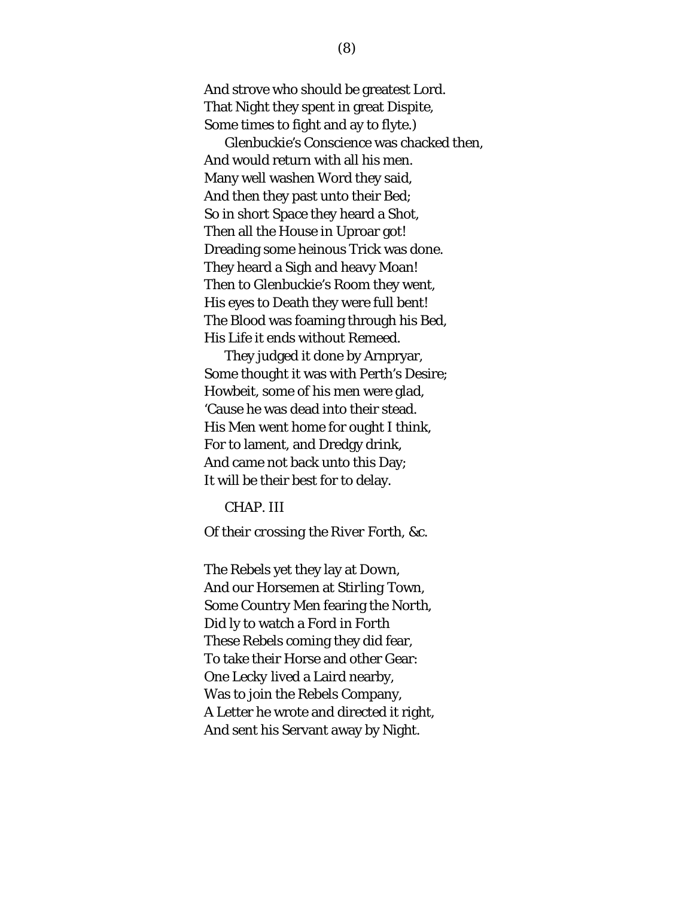And strove who should be greatest Lord.
That Night they spent in great Dispite,
Some times to fight and ay to flyte.)

Glenbuckie's Conscience was chacked then,
And would return with all his men.
Many well washen Word they said,
And then they past unto their Bed;
So in short Space they heard a Shot,
Then all the House in Uproar got!
Dreading some heinous Trick was done.
They heard a Sigh and heavy Moan!
Then to Glenbuckie's Room they went,
His eyes to Death they were full bent!
The Blood was foaming through his Bed,
His Life it ends without Remeed.

They judged it done by Arnpryar,
Some thought it was with Perth's Desire;
Howbeit, some of his men were glad,
'Cause he was dead into their stead.
His Men went home for ought I think,
For to lament, and Dredgy drink,
And came not back unto this Day;
It will be their best for to delay.

## CHAP. III

*Of their crossing the River Forth, &c.*

The Rebels yet they lay at Down,
And our Horsemen at Stirling Town,
Some Country Men fearing the North,
Did ly to watch a Ford in Forth
These Rebels coming they did fear,
To take their Horse and other Gear:
One Lecky lived a Laird nearby,
Was to join the Rebels Company,
A Letter he wrote and directed it right,
And sent his Servant away by Night.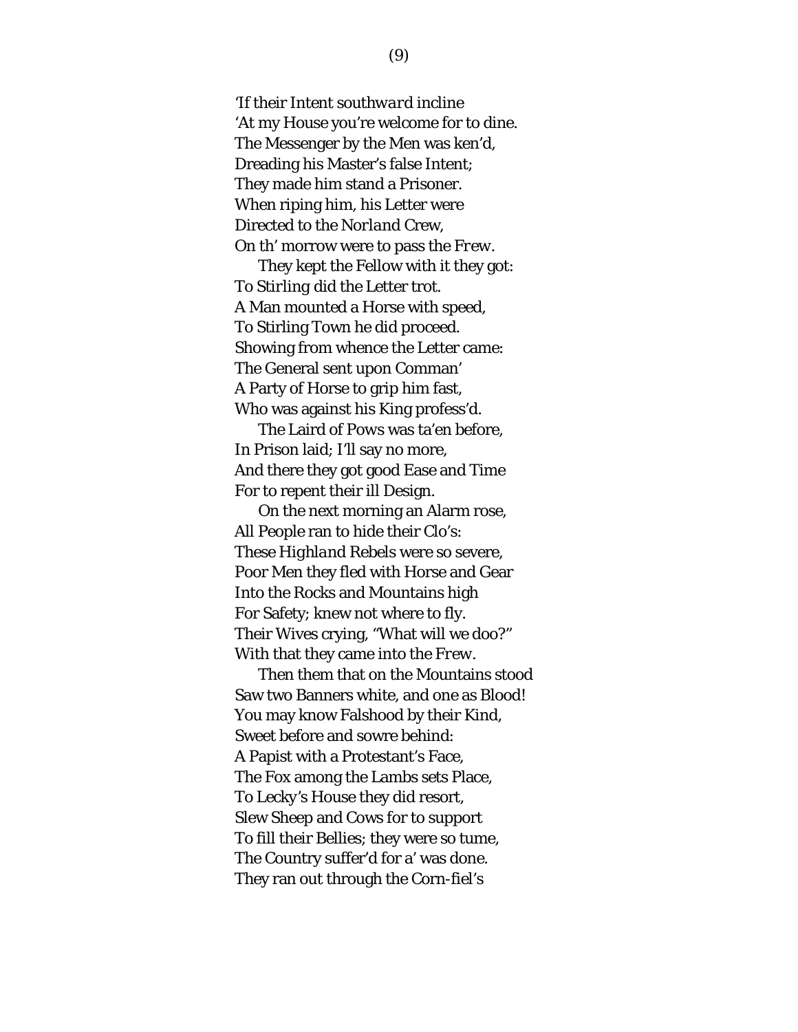‘If their Intent *southward* incline  
‘At my House you’re welcome for to dine.  
The Messenger by the Men was ken’d,  
Dreading his Master’s false Intent;  
They made him stand a Prisoner.  
When riping him, his Letter were  
Directed to the *Norland* Crew,  
On th’ morrow were to pass the *Frew*.

They kept the Fellow with it they got:  
To *Stirling* did the Letter trot.  
A Man mounted a Horse with speed,  
To Stirling Town he did proceed.  
Showing from whence the Letter came:  
The General sent upon Comman’  
A Party of Horse to grip him fast,  
Who was against his King profess’d.

The Laird of Pows was ta’en before,  
In Prison laid; I’ll say no more,  
And there they got good Ease and Time  
For to repent their ill Design.

On the next morning an Alarm rose,  
All People ran to hide their Clo’s:  
These *Highland* Rebels were so severe,  
Poor Men they fled with Horse and Gear  
Into the Rocks and Mountains high  
For Safety; knew not where to fly.  
Their Wives crying, “What will we doo?”  
With that they came into the *Frew*.

Then them that on the Mountains stood  
Saw two Banners white, and one as Blood!  
You may know Falshood by their Kind,  
Sweet before and sowre behind:  
A Papist with a Protestant’s Face,  
The Fox among the Lambs sets Place,  
To Lecky’s House they did resort,  
Slew Sheep and Cows for to support  
To fill their Bellies; they were so tume,  
The Country suffer’d for a’ was done.  
They ran out through the Corn-fiel’s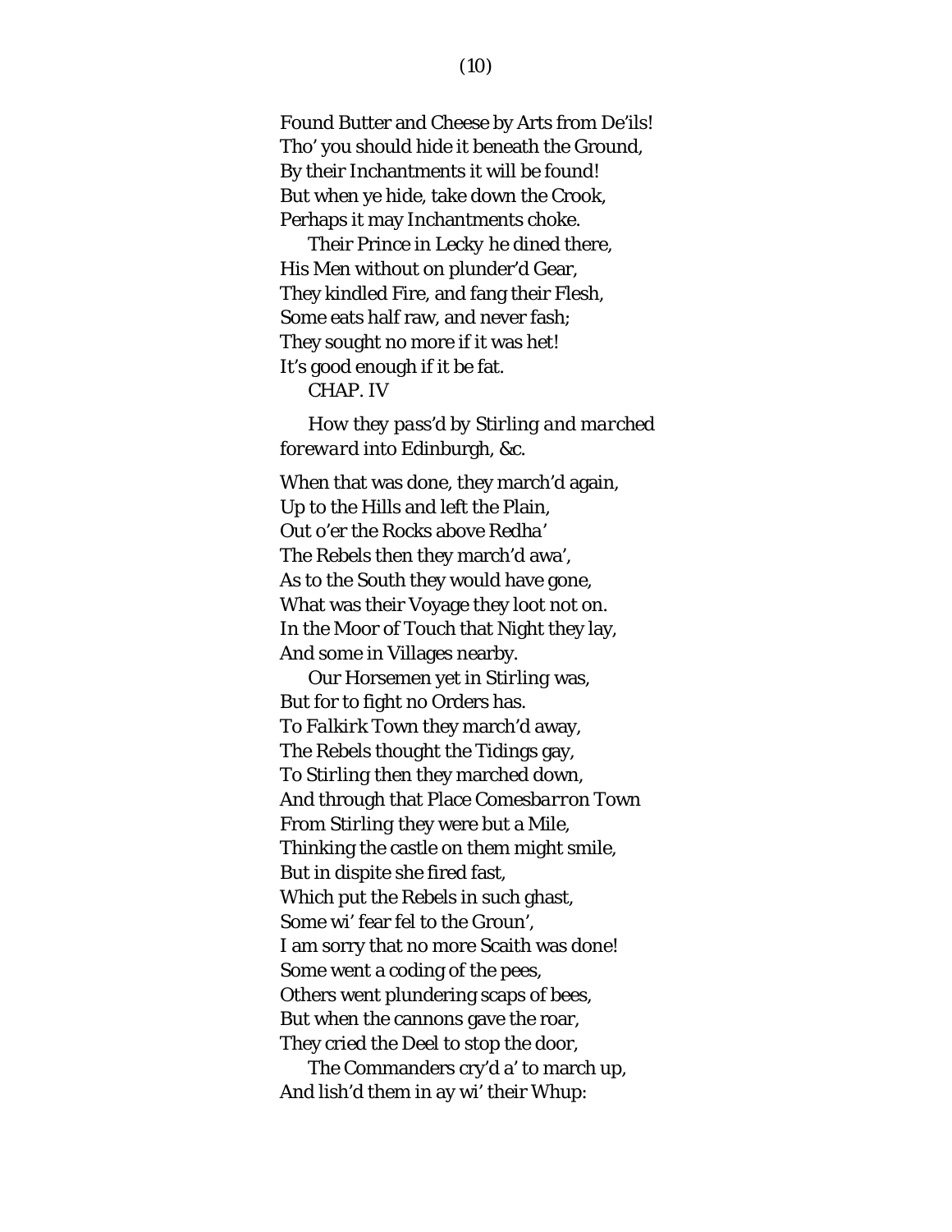Found Butter and Cheese by Arts from De'ils!  
Tho' you should hide it beneath the Ground,  
By their Inchantments it will be found!  
But when ye hide, take down the Crook,  
Perhaps it may Inchantments choke.

Their Prince in *Lecky* he dined there,  
His Men without on plunder'd Gear,  
They kindled Fire, and fang their Flesh,  
Some eats half raw, and never fash;  
They sought no more if it was het!  
It's good enough if it be fat.

CHAP. IV

*How they pass'd by* Stirling *and marched foreward into* Edinburgh, &c.

When that was done, they march'd again,  
Up to the Hills and left the Plain,  
Out o'er the Rocks above Redha'  
The Rebels then they march'd awa',  
As to the South they would have gone,  
What was their Voyage they loot not on.  
In the Moor of Touch that Night they lay,  
And some in Villages nearby.

Our Horsemen yet in Stirling was,  
But for to fight no Orders has.  
To *Falkirk* Town they march'd away,  
The Rebels thought the Tidings gay,  
To Stirling then they marched down,  
And through that Place Comes*barron* Town  
From Stirling they were but a Mile,  
Thinking the castle on them might smile,  
But in dispite she fired fast,  
Which put the Rebels in such ghast,  
Some wi' fear fel to the Groun',  
I am sorry that no more Scaith was done!  
Some went a coding of the pees,  
Others went plundering scaps of bees,  
But when the cannons gave the roar,  
They cried the Deel to stop the door,

The Commanders cry'd a' to march up,  
And lish'd them in ay wi' their Whup: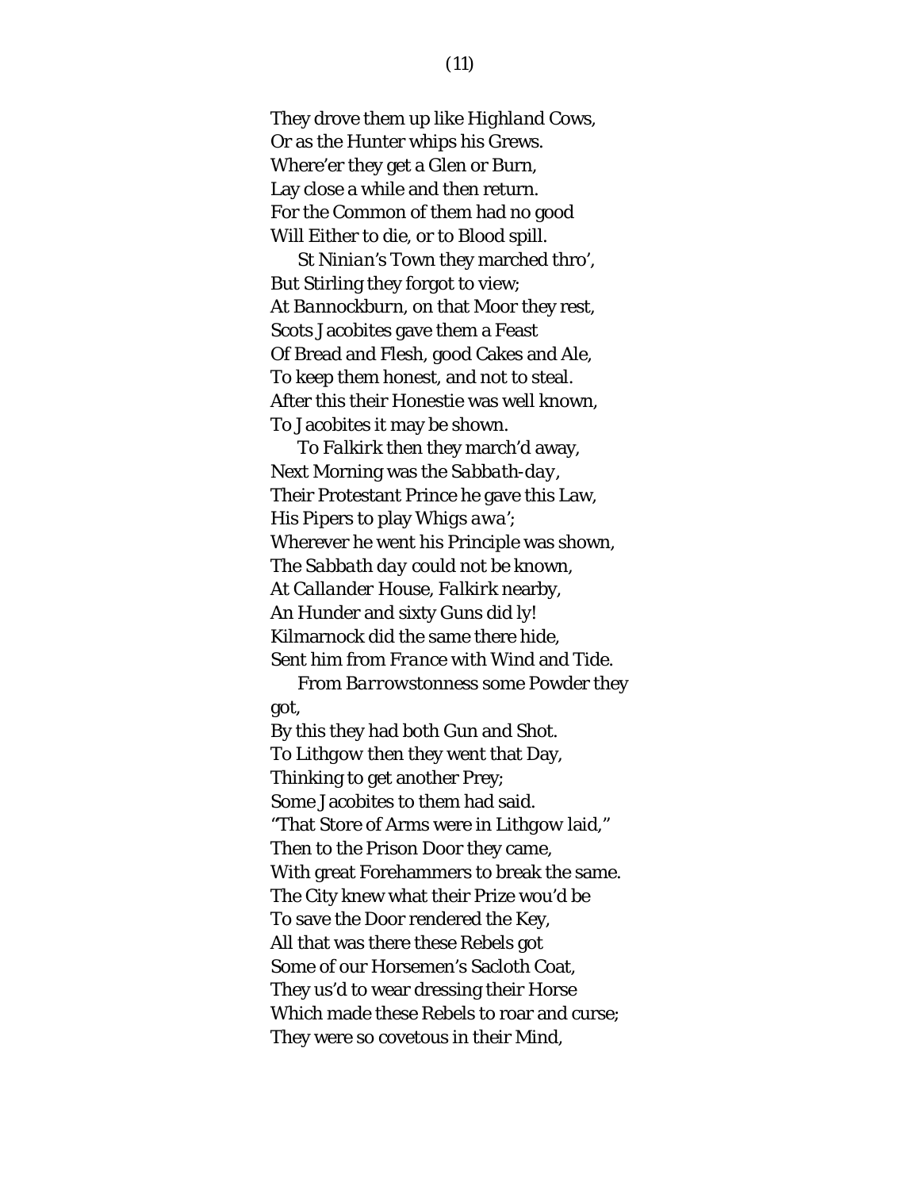They drove them up like *Highland* Cows,
Or as the Hunter whips his Grews.
Where'er they get a Glen or Burn,
Lay close a while and then return.
For the Common of them had no good
Will Either to die, or to Blood spill.

St *Ninian's* Town they marched thro',
But Stirling they forgot to view;
At *Bannockburn*, on that Moor they rest,
Scots Jacobites gave them a Feast
Of Bread and Flesh, good Cakes and Ale,
To keep them honest, and not to steal.
After this their Honestie was well known,
To Jacobites it may be shown.

To *Falkirk* then they march'd away,
Next Morning was the *Sabbath-day*,
Their Protestant Prince he gave this Law,
His Pipers to play *Whigs awa'*;
Wherever he went his Principle was shown,
The *Sabbath day* could not be known,
At *Callander House*, *Falkirk* nearby,
An Hunder and sixty Guns did ly!
Kilmarnock did the same there hide,
Sent him from *France* with Wind and Tide.

From *Barrowstonness* some Powder they got,
By this they had both Gun and Shot.
To Lithgow then they went that Day,
Thinking to get another Prey;
Some Jacobites to them had said.
"That Store of Arms were in Lithgow laid,"
Then to the Prison Door they came,
With great Forehammers to break the same.
The City knew what their Prize wou'd be
To save the Door rendered the Key,
All that was there these Rebels got
Some of our Horsemen's Sacloth Coat,
They us'd to wear dressing their Horse
Which made these Rebels to roar and curse;
They were so covetous in their Mind,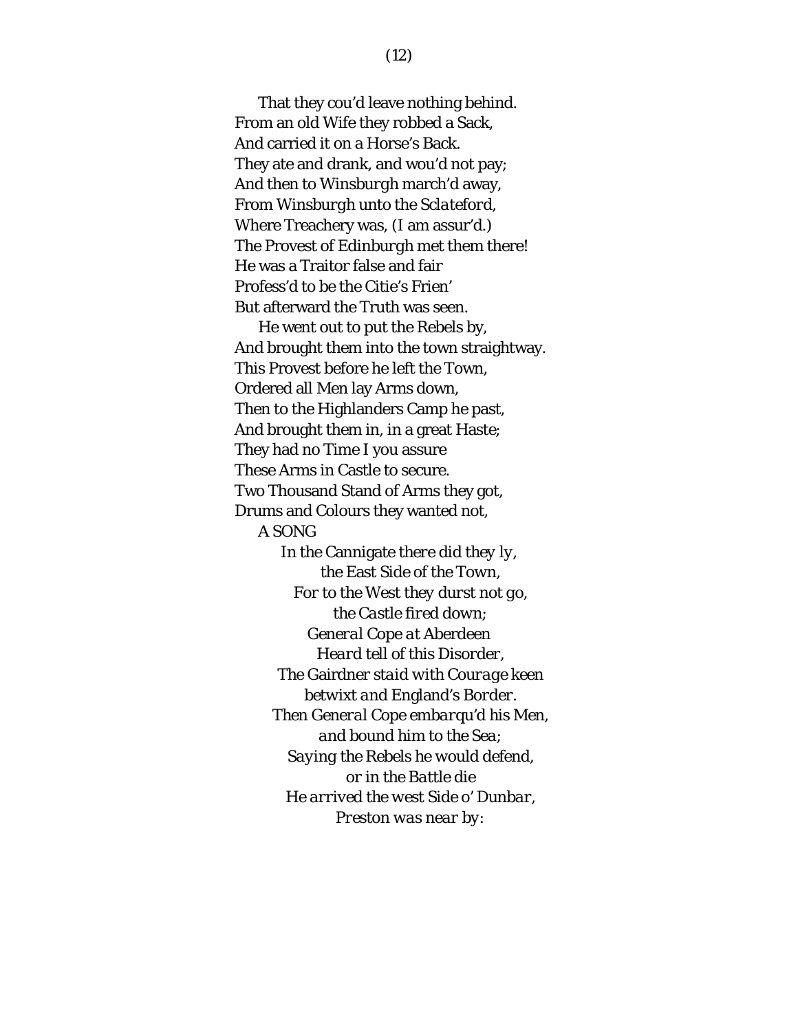That they cou'd leave nothing behind.
From an old Wife they robbed a Sack,
And carried it on a Horse's Back.
They ate and drank, and wou'd not pay;
And then to Winsburgh march'd away,
From Winsburgh unto the Sclateford,
Where Treachery was, (I am assur'd.)
The Provest of Edinburgh met them there!
He was a Traitor false and fair
Profess'd to be the Citie's Frien'
But afterward the Truth was seen.

He went out to put the Rebels by,
And brought them into the town straightway.
This Provest before he left the Town,
Ordered all Men lay Arms down,
Then to the Highlanders Camp he past,
And brought them in, in a great Haste;
They had no Time I you assure
These Arms in Castle to secure.
Two Thousand Stand of Arms they got,
Drums and Colours they wanted not,

A SONG

*In the Cannigate there did they ly,*
*the East Side of the Town,*
*For to the West they durst not go,*
*the Castle fired down;*
*General Cope at Aberdeen*
*Heard tell of this Disorder,*
*The Gairdner staid with Courage keen*
*betwixt and England's Border.*
*Then General Cope embarqu'd his Men,*
*and bound him to the Sea;*
*Saying the Rebels he would defend,*
*or in the Battle die*
*He arrived the west Side o' Dunbar,*
*Preston was near by:*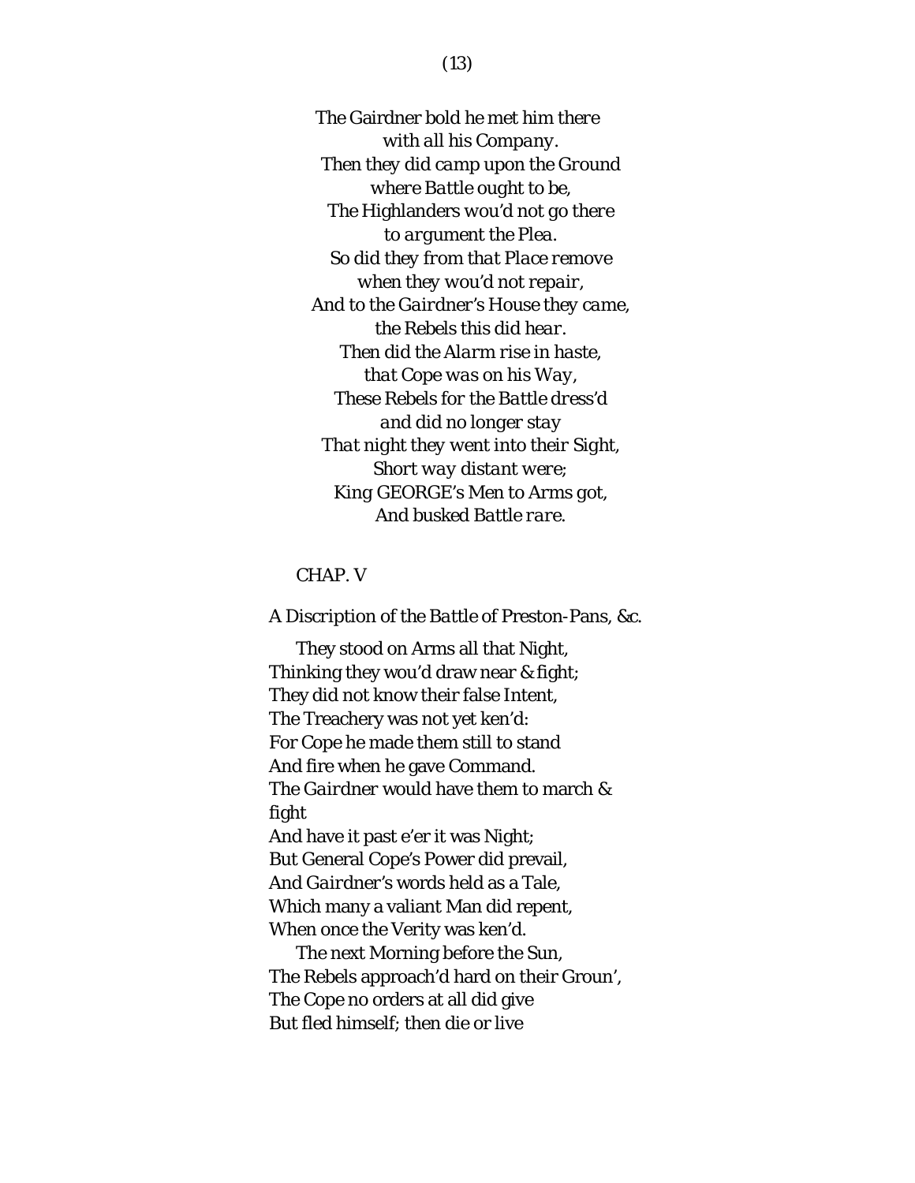*The Gairdner bold he met him there*
*with all his Company.*
*Then they did camp upon the Ground*
*where Battle ought to be,*
*The Highlanders wou'd not go there*
*to argument the Plea.*
*So did they from that Place remove*
*when they wou'd not repair,*
*And to the Gairdner's House they came,*
*the Rebels this did hear.*
*Then did the Alarm rise in haste,*
*that Cope was on his Way,*
*These Rebels for the Battle dress'd*
*and did no longer stay*
*That night they went into their Sight,*
*Short way distant were;*
*King GEORGE's Men to Arms got,*
*And busked Battle rare.*

## CHAP. V

A Discription of the *Battle* of *Preston-Pans*, &c.

They stood on Arms all that Night,
Thinking they wou'd draw near & fight;
They did not know their false Intent,
The Treachery was not yet ken'd:
For Cope he made them still to stand
And fire when he gave Command.
The *Gairdner* would have them to march & fight
And have it past e'er it was Night;
But General Cope's Power did prevail,
And *Gairdner's* words held as a Tale,
Which many a valiant Man did repent,
When once the Verity was ken'd.

The next Morning before the Sun,
The Rebels approach'd hard on their Groun',
The Cope no orders at all did give
But fled himself; then die or live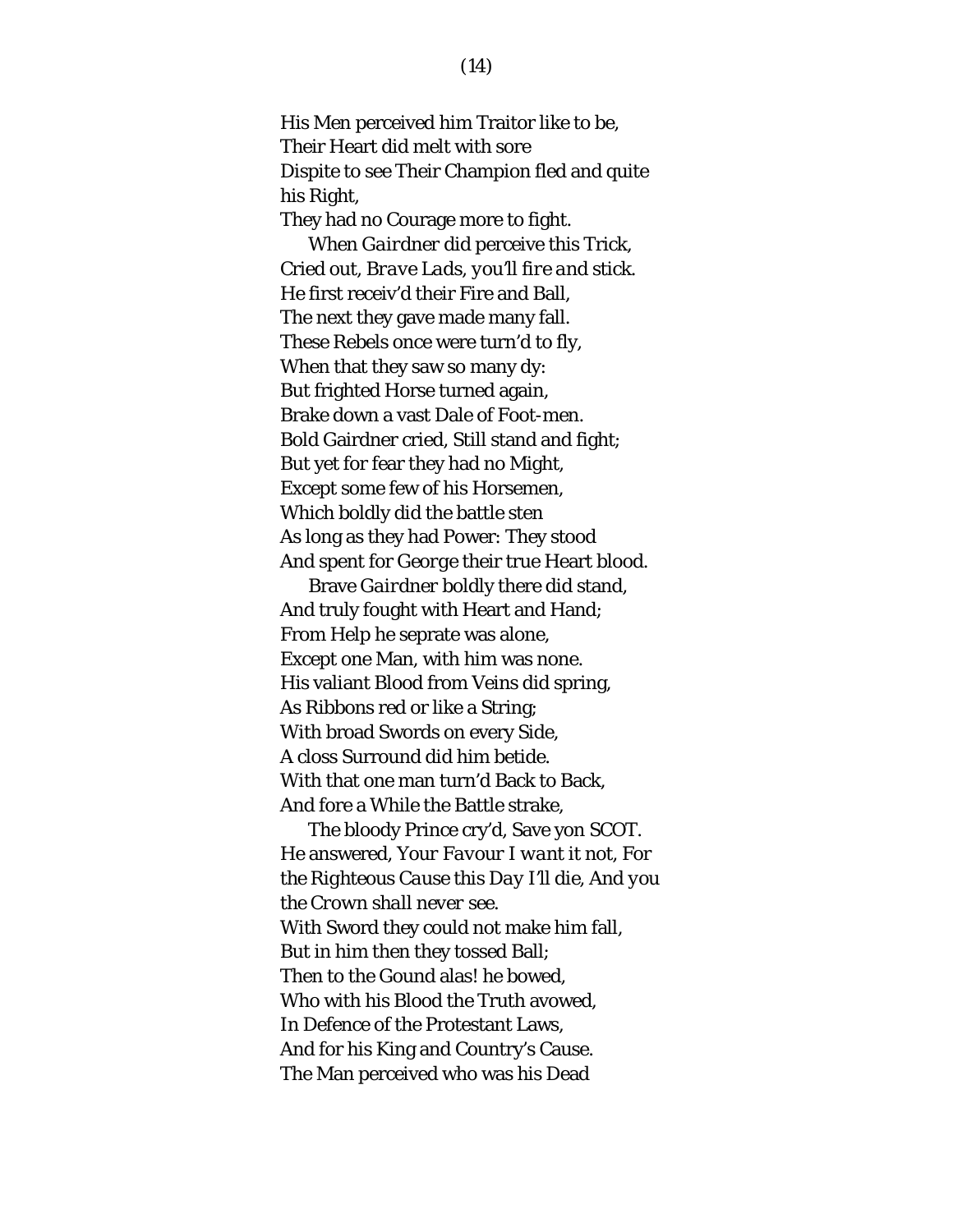His Men perceived him Traitor like to be,  
Their Heart did melt with sore  
Dispite to see Their Champion fled and quite his Right,  
They had no Courage more to fight.

When *Gairdner* did perceive this Trick,  
Cried out, *Brave Lads, you'll fire and stick.*  
He first receiv'd their Fire and Ball,  
The next they gave made many fall.  
These Rebels once were turn'd to fly,  
When that they saw so many dy:  
But frighted Horse turned again,  
Brake down a vast Dale of Foot-men.  
Bold Gairdner cried, Still stand and fight;  
But yet for fear they had no Might,  
Except some few of his Horsemen,  
Which boldly did the battle sten  
As long as they had Power: They stood  
And spent for George their true Heart blood.

Brave *Gairdner* boldly there did stand,  
And truly fought with Heart and Hand;  
From Help he seprate was alone,  
Except one Man, with him was none.  
His valiant Blood from Veins did spring,  
As Ribbons red or like a String;  
With broad Swords on every Side,  
A closs Surround did him betide.  
With that one man turn'd Back to Back,  
And fore a While the Battle strake,

The bloody Prince cry'd, Save yon SCOT.  
He answered, *Your Favour I want it not, For the Righteous Cause this Day I'll die, And you the Crown shall never see.*  
With Sword they could not make him fall,  
But in him then they tossed Ball;  
Then to the Gound alas! he bowed,  
Who with his Blood the Truth avowed,  
In Defence of the Protestant Laws,  
And for his King and Country's Cause.  
The Man perceived who was his Dead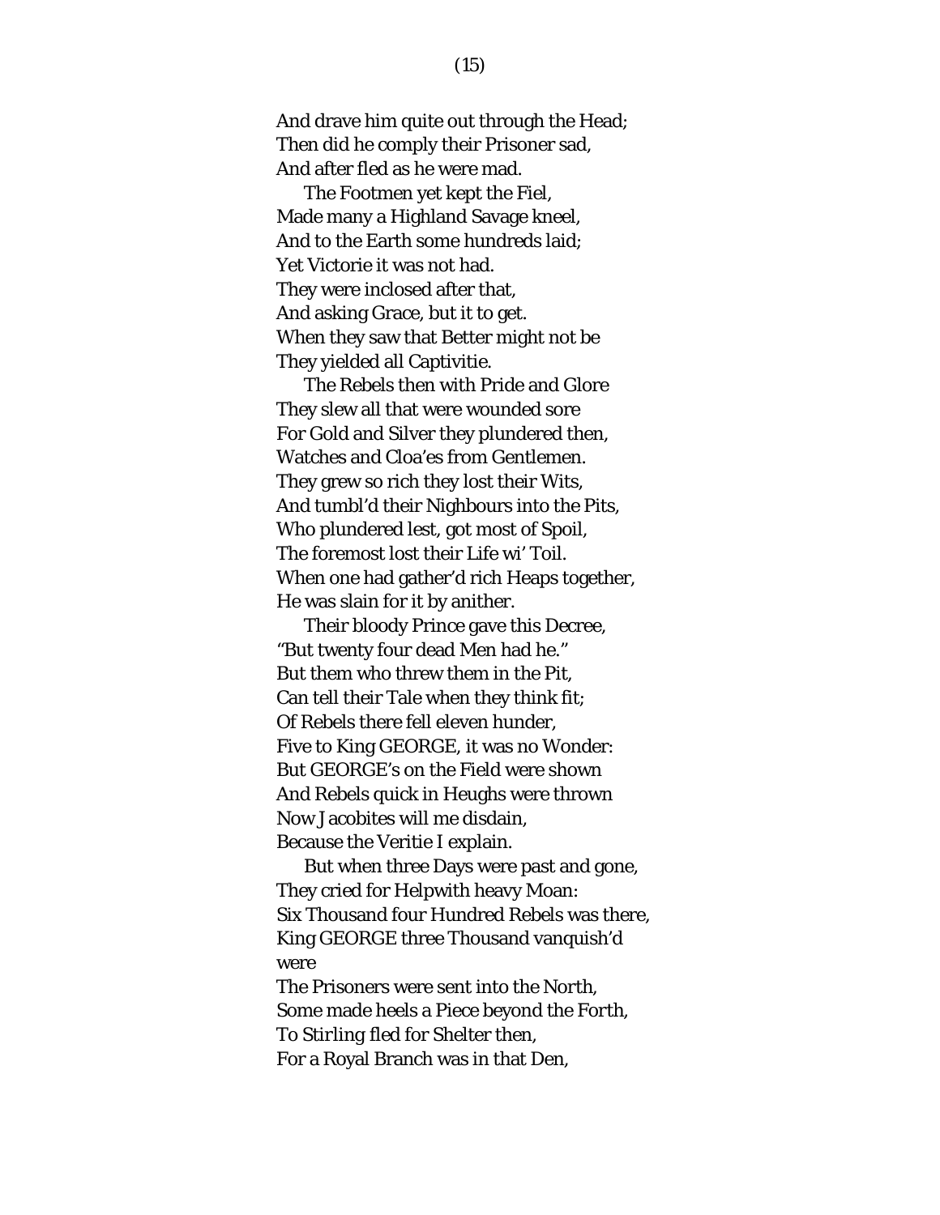And drave him quite out through the Head;
Then did he comply their Prisoner sad,
And after fled as he were mad.

The Footmen yet kept the Fiel,
Made many a Highland Savage kneel,
And to the Earth some hundreds laid;
Yet Victorie it was not had.
They were inclosed after that,
And asking Grace, but it to get.
When they saw that Better might not be
They yielded all Captivitie.

The Rebels then with Pride and Glore
They slew all that were wounded sore
For Gold and Silver they plundered then,
Watches and Cloa'es from Gentlemen.
They grew so rich they lost their Wits,
And tumbl'd their Nighbours into the Pits,
Who plundered lest, got most of Spoil,
The foremost lost their Life wi' Toil.
When one had gather'd rich Heaps together,
He was slain for it by anither.

Their bloody Prince gave this Decree,
"But twenty four dead Men had he."
But them who threw them in the Pit,
Can tell their Tale when they think fit;
Of Rebels there fell eleven hunder,
Five to King GEORGE, it was no Wonder:
But GEORGE's on the Field were shown
And Rebels quick in Heughs were thrown
Now Jacobites will me disdain,
Because the Veritie I explain.

But when three Days were past and gone,
They cried for Helpwith heavy Moan:
Six Thousand four Hundred Rebels was there,
King GEORGE three Thousand vanquish'd were
The Prisoners were sent into the North,
Some made heels a Piece beyond the Forth,
To Stirling fled for Shelter then,
For a Royal Branch was in that Den,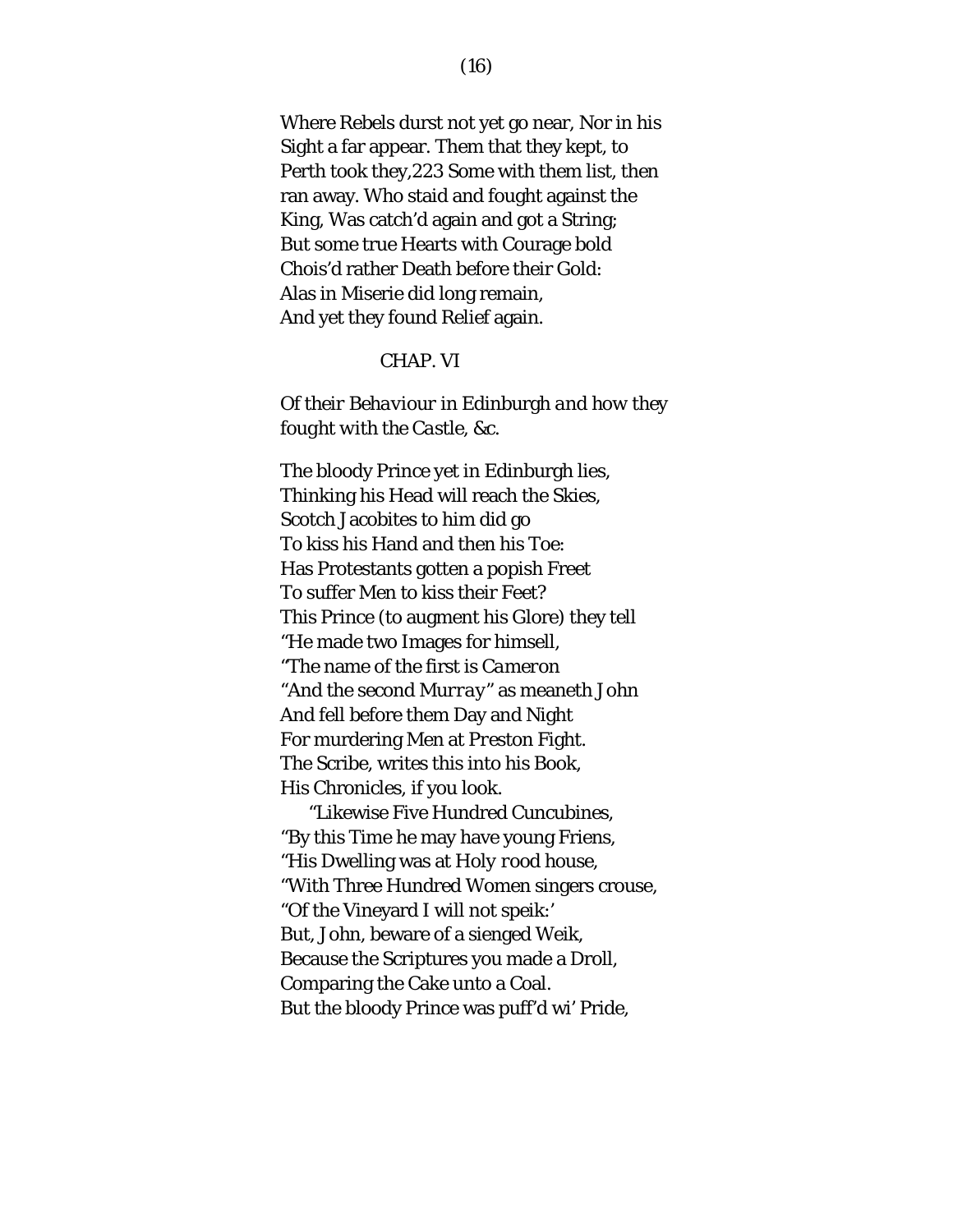Where Rebels durst not yet go near, Nor in his Sight a far appear. Them that they kept, to Perth took they,223 Some with them list, then ran away. Who staid and fought against the King, Was catch'd again and got a String;
But some true Hearts with Courage bold
Chois'd rather Death before their Gold:
Alas in Miserie did long remain,
And yet they found Relief again.

## CHAP. VI

*Of their Behaviour in Edinburgh and how they fought with the Castle, &c.*

The bloody Prince yet in Edinburgh lies,
Thinking his Head will reach the Skies,
Scotch Jacobites to him did go
To kiss his Hand and then his Toe:
Has Protestants gotten a popish Freet
To suffer Men to kiss their Feet?
This Prince (to augment his Glore) they tell
"He made two Images for himsell,
"The name of the first is *Cameron*
"And the second *Murray*" as meaneth John
And fell before them Day and Night
For murdering Men at *Preston* Fight.
The Scribe, writes this into his Book,
His Chronicles, if you look.

"Likewise Five Hundred Cuncubines,
"By this Time he may have young Friens,
"His Dwelling was at *Holy rood* house,
"With Three Hundred Women singers crouse,
"Of the Vineyard I will not speik:'
But, John, beware of a sienged Weik,
Because the Scriptures you made a Droll,
Comparing the Cake unto a Coal.
But the bloody Prince was puff'd wi' Pride,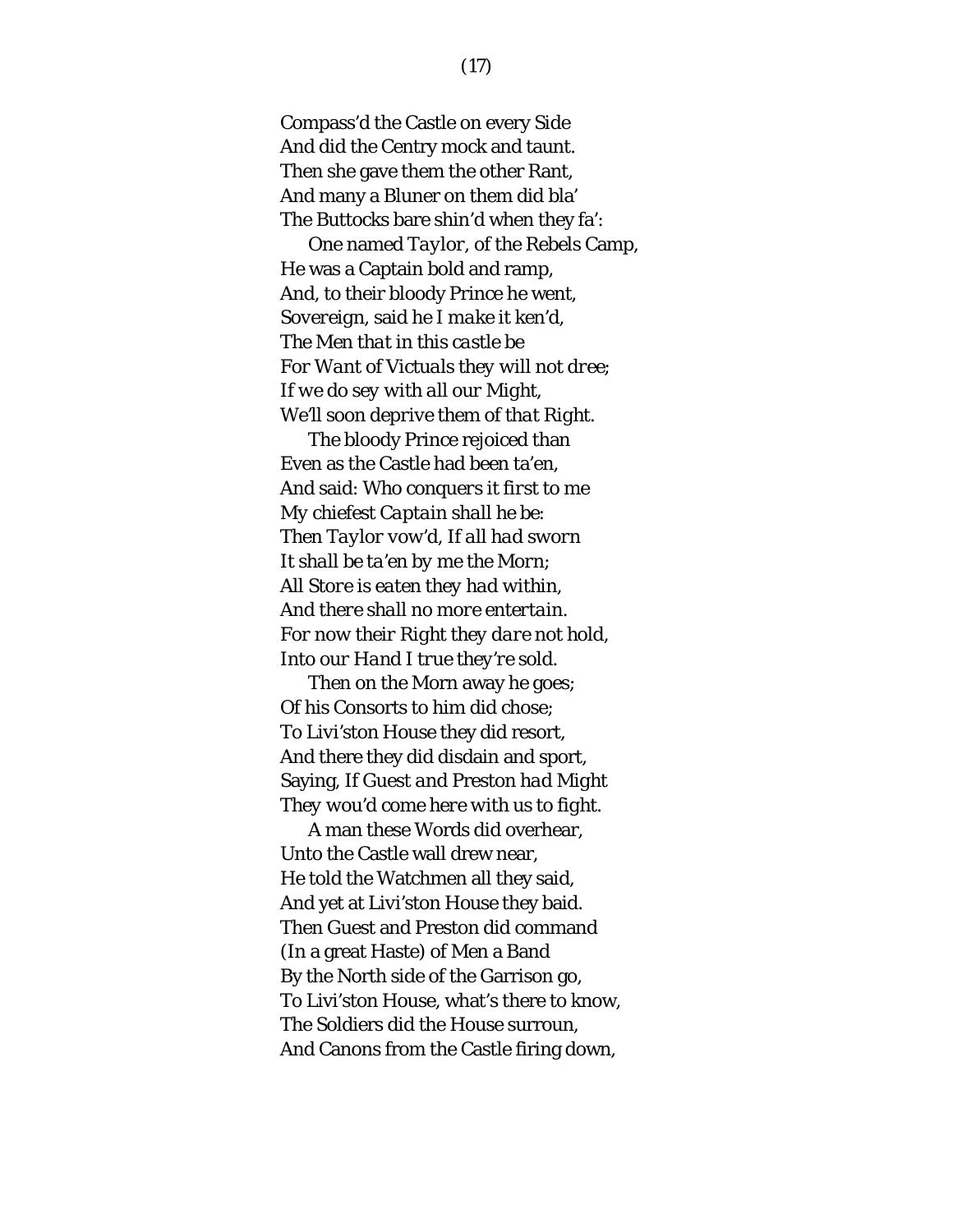Compass'd the Castle on every Side
And did the Centry mock and taunt.
Then she gave them the other Rant,
And many a Bluner on them did bla'
The Buttocks bare shin'd when they fa':

One named *Taylor*, of the Rebels Camp,
He was a Captain bold and ramp,
And, to their bloody Prince he went,
*Sovereign*, said he *I make it ken'd*,
*The Men that in this castle be*
*For Want of Victuals they will not dree;*
*If we do sey with all our Might,*
*We'll soon deprive them of that Right.*

The bloody Prince rejoiced than
Even as the Castle had been ta'en,
And said: *Who conquers it first to me*
*My chiefest Captain shall he be:*
Then *Taylor* vow'd, *If all had sworn*
*It shall be ta'en by me the Morn;*
*All Store is eaten they had within,*
*And there shall no more entertain.*
*For now their Right they dare* not hold,
*Into our Hand I true they're* sold.

Then on the Morn away he goes;
Of his Consorts to him did chose;
To Livi'ston House they did resort,
And there they did disdain and sport,
Saying, *If Guest and Preston had Might*
*They wou'd come here with us to fight.*

A man these Words did overhear,
Unto the Castle wall drew near,
He told the Watchmen all they said,
And yet at Livi'ston House they baid.
Then Guest and Preston did command
(In a great Haste) of Men a Band
By the North side of the Garrison go,
To Livi'ston House, what's there to know,
The Soldiers did the House surroun,
And Canons from the Castle firing down,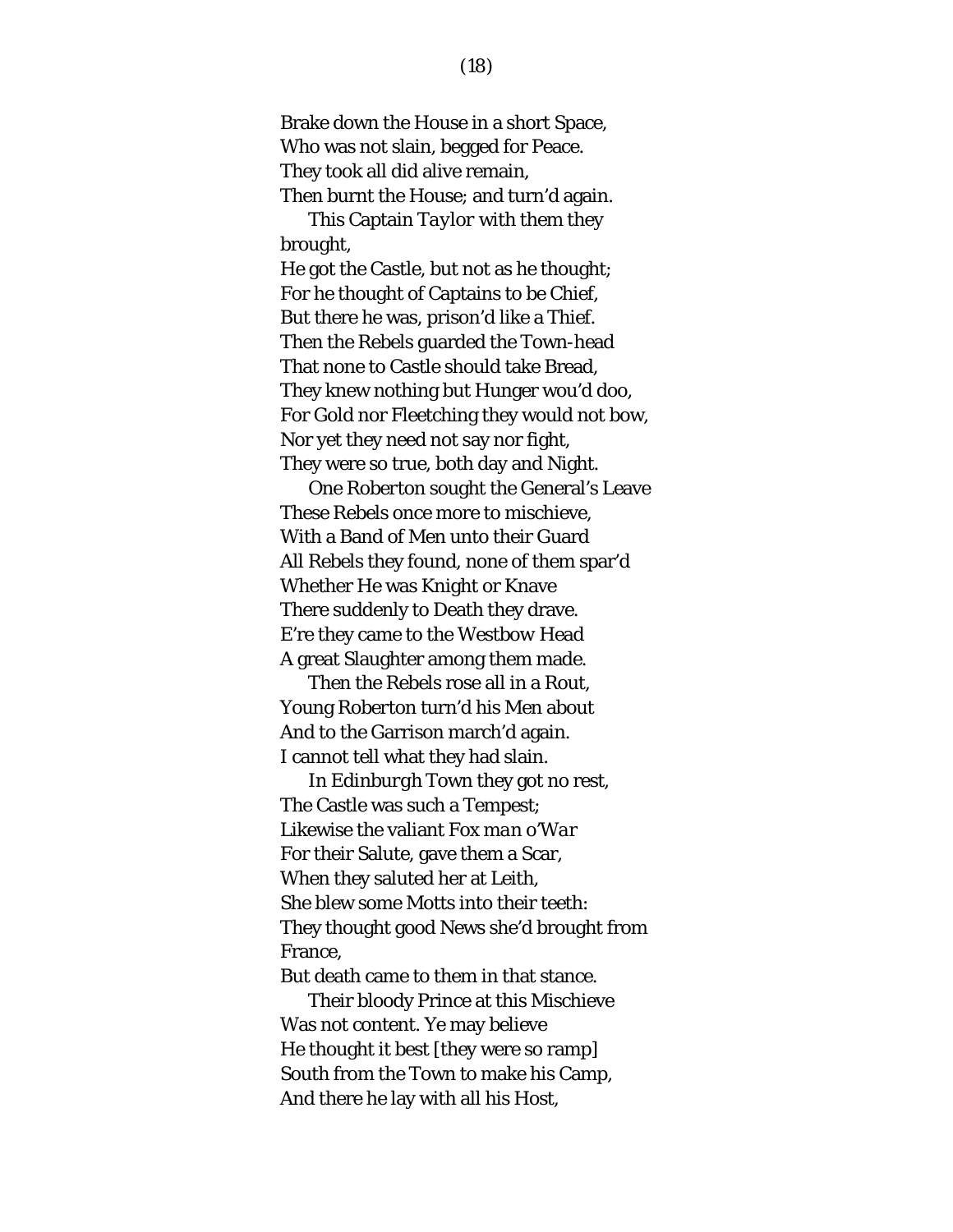Brake down the House in a short Space,
Who was not slain, begged for Peace.
They took all did alive remain,
Then burnt the House; and turn'd again.

This Captain *Taylor* with them they brought,
He got the Castle, but not as he thought;
For he thought of Captains to be Chief,
But there he was, prison'd like a Thief.
Then the Rebels guarded the Town-head
That none to Castle should take Bread,
They knew nothing but Hunger wou'd doo,
For Gold nor Fleetching they would not bow,
Nor yet they need not say nor fight,
They were so true, both day and Night.

One Roberton sought the General's Leave
These Rebels once more to mischieve,
With a Band of Men unto their Guard
All Rebels they found, none of them spar'd
Whether He was Knight or Knave
There suddenly to Death they drave.
E're they came to the Westbow Head
A great Slaughter among them made.

Then the Rebels rose all in a Rout,
Young Roberton turn'd his Men about
And to the Garrison march'd again.
I cannot tell what they had slain.

In *Edinburgh* Town they got no rest,
The Castle was such a Tempest;
Likewise the valiant *Fox man o'War*
For their Salute, gave them a Scar,
When they saluted her at Leith,
She blew some Motts into their teeth:
They thought good News she'd brought from France,
But death came to them in that stance.

Their bloody Prince at this Mischieve
Was not content. Ye may believe
He thought it best [they were so ramp]
South from the Town to make his Camp,
And there he lay with all his Host,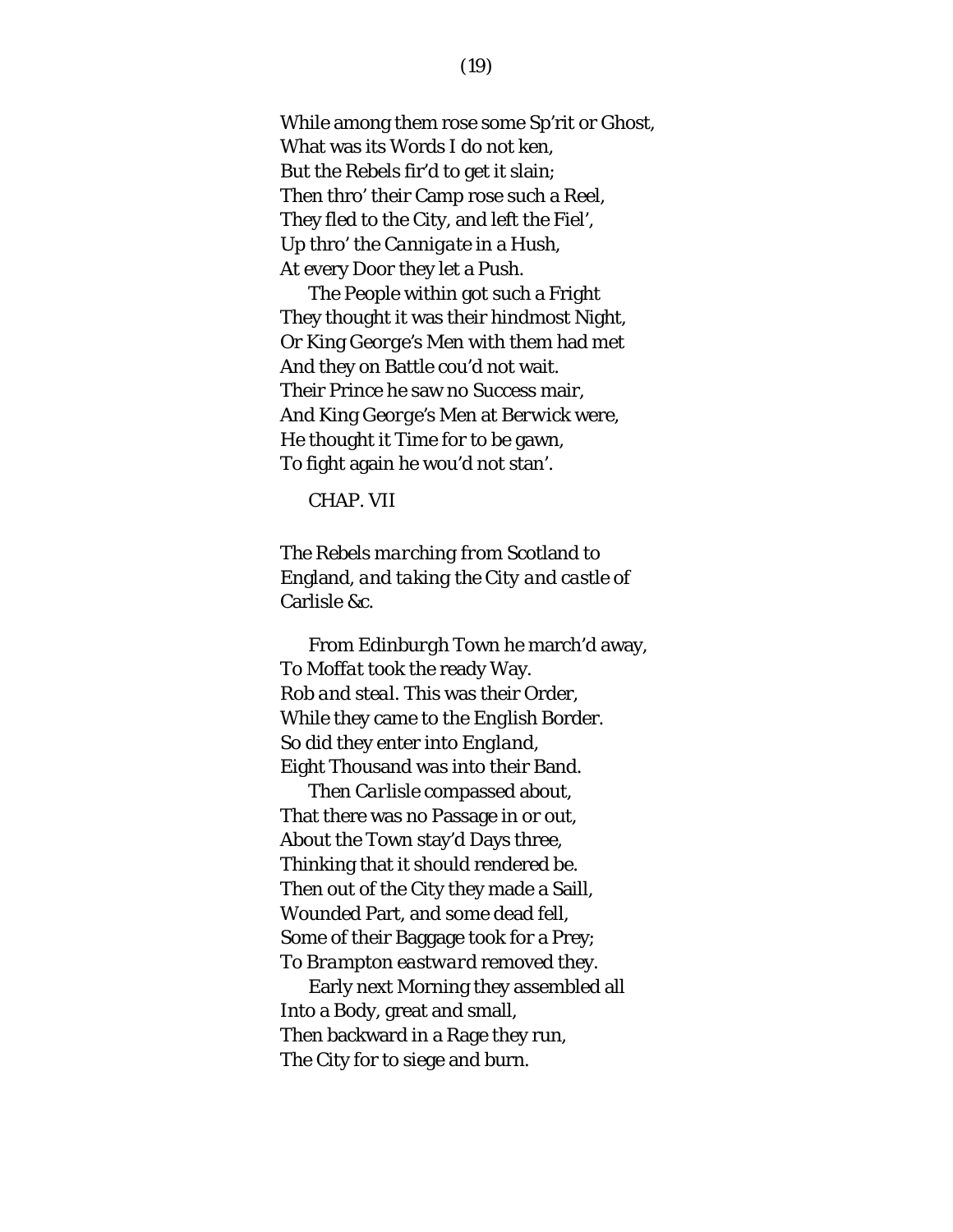While among them rose some Sp'rit or Ghost,
What was its Words I do not ken,
But the Rebels fir'd to get it slain;
Then thro' their Camp rose such a Reel,
They fled to the City, and left the Fiel',
Up thro' the *Cannigate* in a Hush,
At every Door they let a Push.

The People within got such a Fright
They thought it was their hindmost Night,
Or King *George's* Men with them had met
And they on Battle cou'd not wait.
Their Prince he saw no Success mair,
And King *George's* Men at *Berwick* were,
He thought it Time for to be gawn,
To fight again he wou'd not stan'.

CHAP. VII

*The* Rebels *marching from* Scotland *to* England, *and taking the* City *and* castle *of* Carlisle &c.

From *Edinburgh* Town he march'd away,
To *Moffat* took the ready Way.
*Rob* and *steal*. This was their Order,
While they came to the *English* Border.
So did they enter into *England*,
Eight Thousand was into their Band.

Then *Carlisle* compassed about,
That there was no Passage in or out,
About the Town stay'd Days three,
Thinking that it should rendered be.
Then out of the City they made a Saill,
Wounded Part, and some dead fell,
Some of their Baggage took for a Prey;
To *Brampton eastward* removed they.

Early next Morning they assembled all
Into a Body, great and small,
Then backward in a Rage they run,
The City for to siege and burn.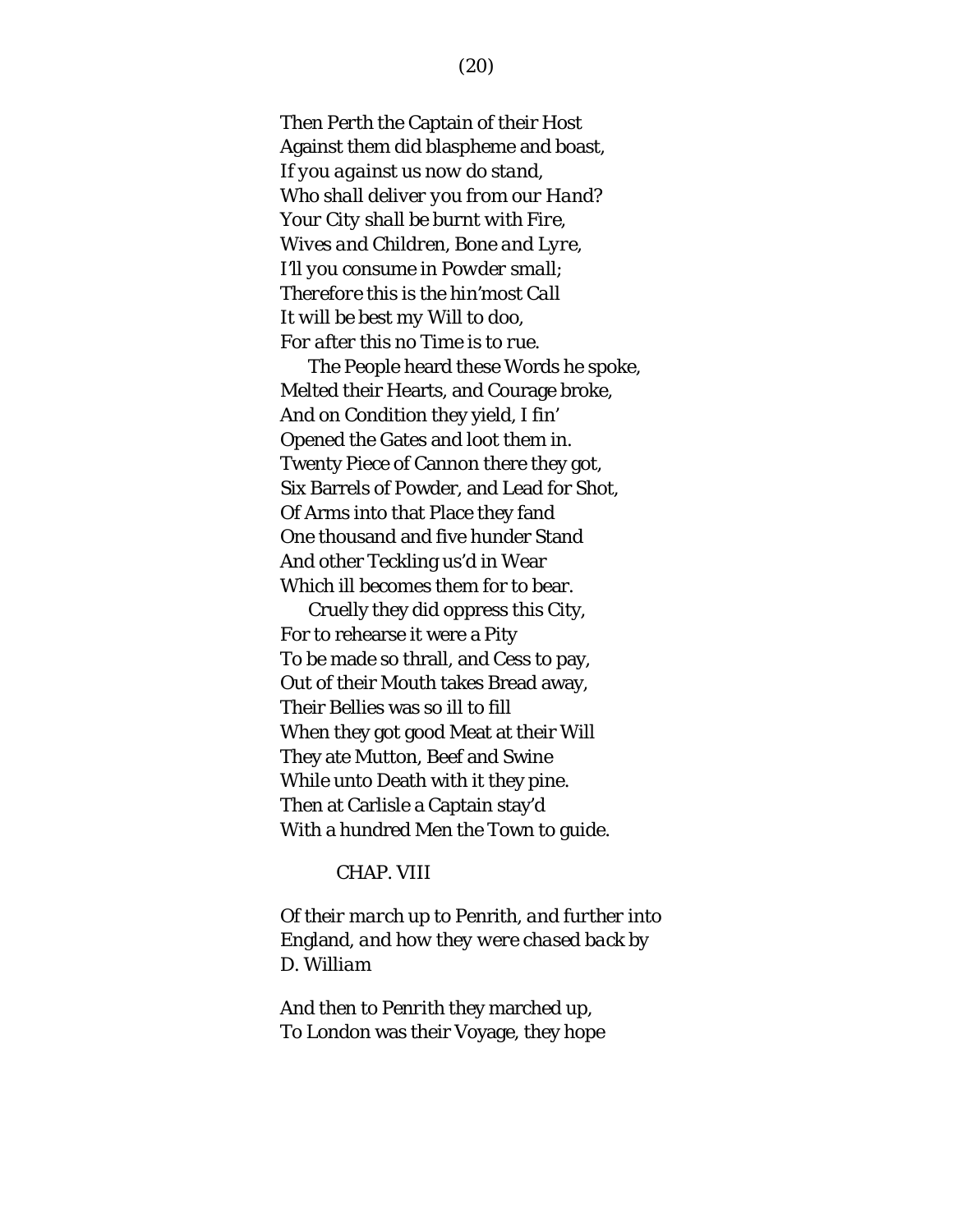Then Perth the Captain of their Host
Against them did blaspheme and boast,
*If you against us now do stand,*
*Who shall deliver you from our Hand?*
*Your City shall be burnt with Fire,*
*Wives and Children, Bone and Lyre,*
*I'll you consume in Powder small;*
*Therefore this is the hin'most Call*
*It will be best my Will to doo,*
*For after this no Time is to rue.*

The People heard these Words he spoke,
Melted their Hearts, and Courage broke,
And on Condition they yield, I fin'
Opened the Gates and loot them in.
Twenty Piece of Cannon there they got,
Six Barrels of Powder, and Lead for Shot,
Of Arms into that Place they fand
One thousand and five hunder Stand
And other Teckling us'd in Wear
Which ill becomes them for to bear.

Cruelly they did oppress this City,
For to rehearse it were a Pity
To be made so thrall, and Cess to pay,
Out of their Mouth takes Bread away,
Their Bellies was so ill to fill
When they got good Meat at their Will
They ate Mutton, Beef and Swine
While unto Death with it they pine.
Then at Carlisle a Captain stay'd
With a hundred Men the Town to guide.

## CHAP. VIII

*Of their march up to Penrith, and further into England, and how they were chased back by D. William*

And then to Penrith they marched up,
To London was their Voyage, they hope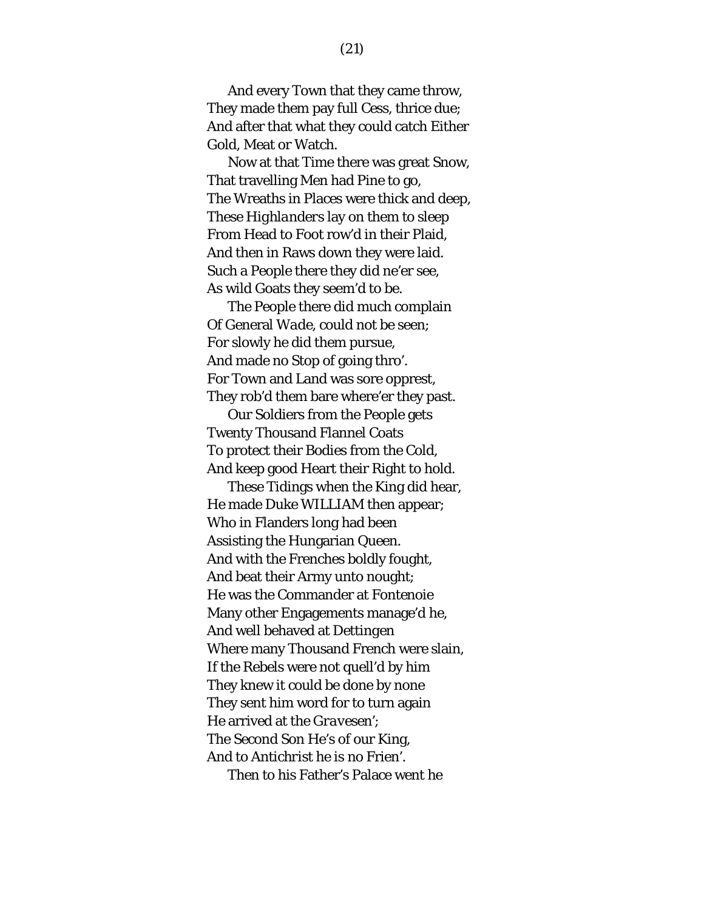And every Town that they came throw,
They made them pay full Cess, thrice due;
And after that what they could catch Either
Gold, Meat or Watch.

Now at that Time there was great Snow,
That travelling Men had Pine to go,
The Wreaths in Places were thick and deep,
These *Highlanders* lay on them to sleep
From Head to Foot row'd in their Plaid,
And then in Raws down they were laid.
Such a People there they did ne'er see,
As wild Goats they seem'd to be.

The People there did much complain
Of General *Wade*, could not be seen;
For slowly he did them pursue,
And made no Stop of going thro'.
For Town and Land was sore opprest,
They rob'd them bare where'er they past.

Our Soldiers from the People gets
Twenty Thousand Flannel Coats
To protect their Bodies from the Cold,
And keep good Heart their Right to hold.

These Tidings when the King did hear,
He made Duke WILLIAM then appear;
Who in Flanders long had been
Assisting the Hungarian Queen.
And with the Frenches boldly fought,
And beat their Army unto nought;
He was the Commander at Fontenoie
Many other Engagements manage'd he,
And well behaved at Dettingen
Where many Thousand French were slain,
If the Rebels were not quell'd by him
They knew it could be done by none
They sent him word for to turn again
He arrived at the *Gravesen'*;
The Second Son He's of our King,
And to Antichrist he is no Frien'.

Then to his Father's Palace went he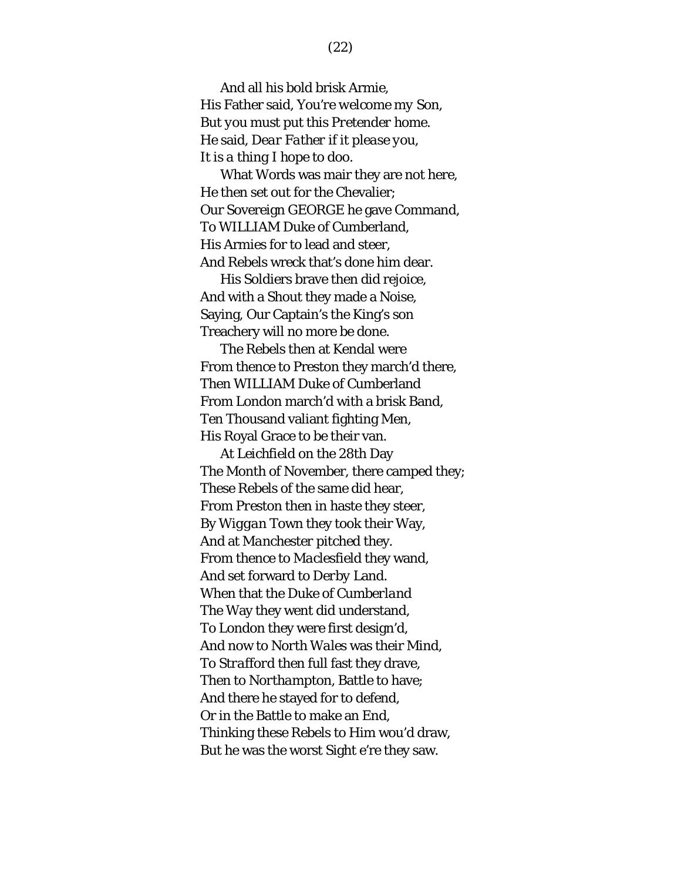And all his bold brisk Armie,  
His Father said, You're welcome my Son,  
But you must put this *Pretender* home.  
He said, *Dear Father if it please you,*  
*It is a thing I hope to doo.*

What Words was mair they are not here,  
He then set out for the *Chevalier*;  
Our Sovereign GEORGE he gave Command,  
To WILLIAM Duke of Cumberland,  
His Armies for to lead and steer,  
And Rebels wreck that's done him dear.

His Soldiers brave then did rejoice,  
And with a Shout they made a Noise,  
Saying, Our Captain's the King's son  
Treachery will no more be done.

The Rebels then at *Kendal* were  
From thence to *Preston* they march'd there,  
Then WILLIAM Duke of Cumberland  
From *London* march'd with a brisk Band,  
Ten Thousand valiant fighting Men,  
His Royal Grace to be their van.

At *Leichfield* on the 28th Day  
The Month of *November*, there camped they;  
These Rebels of the same did hear,  
From *Preston* then in haste they steer,  
By *Wiggan* Town they took their Way,  
And at *Manchester* pitched they.  
From thence to *Maclesfield* they wand,  
And set forward to *Derby* Land.  
When that the Duke of *Cumberland*  
The Way they went did understand,  
To *London* they were first design'd,  
And now to *North Wales* was their Mind,  
To *Strafford* then full fast they drave,  
Then to *Northampton*, Battle to have;  
And there he stayed for to defend,  
Or in the Battle to make an End,  
Thinking these Rebels to Him wou'd draw,  
But he was the worst Sight e're they saw.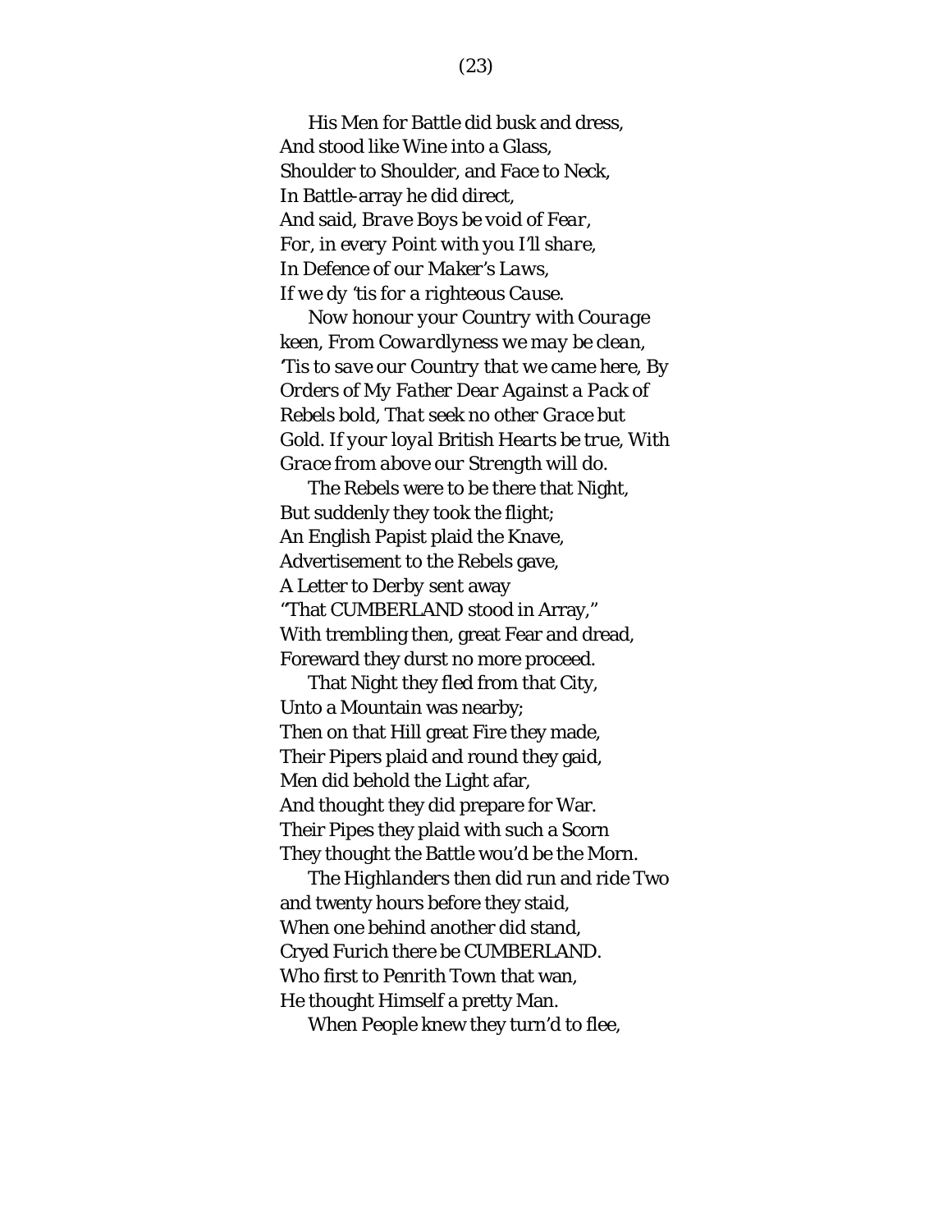His Men for Battle did busk and dress,
And stood like Wine into a Glass,
Shoulder to Shoulder, and Face to Neck,
In Battle-array he did direct,
And said, *Brave Boys be void of Fear,*
*For, in every Point with you I'll share,*
*In Defence of our Maker's Laws,*
*If we dy 'tis for a righteous Cause.*

*Now honour your Country with Courage keen, From Cowardlyness we may be clean, 'Tis to save our Country that we came here, By Orders of My Father Dear Against a Pack of Rebels bold, That seek no other Grace but Gold. If your loyal British Hearts be true, With Grace from above our Strength will do.*

The Rebels were to be there that Night,
But suddenly they took the flight;
An English Papist plaid the Knave,
Advertisement to the Rebels gave,
A Letter to Derby sent away
"That CUMBERLAND stood in Array,"
With trembling then, great Fear and dread,
Foreward they durst no more proceed.

That Night they fled from that City,
Unto a Mountain was nearby;
Then on that Hill great Fire they made,
Their Pipers plaid and round they gaid,
Men did behold the Light afar,
And thought they did prepare for War.
Their Pipes they plaid with such a Scorn
They thought the Battle wou'd be the Morn.

The *Highlanders* then did run and ride Two and twenty hours before they staid,
When one behind another did stand,
Cryed *Furich there be* CUMBERLAND.
Who first to *Penrith* Town that wan,
He thought Himself a pretty Man.

When People knew they turn'd to flee,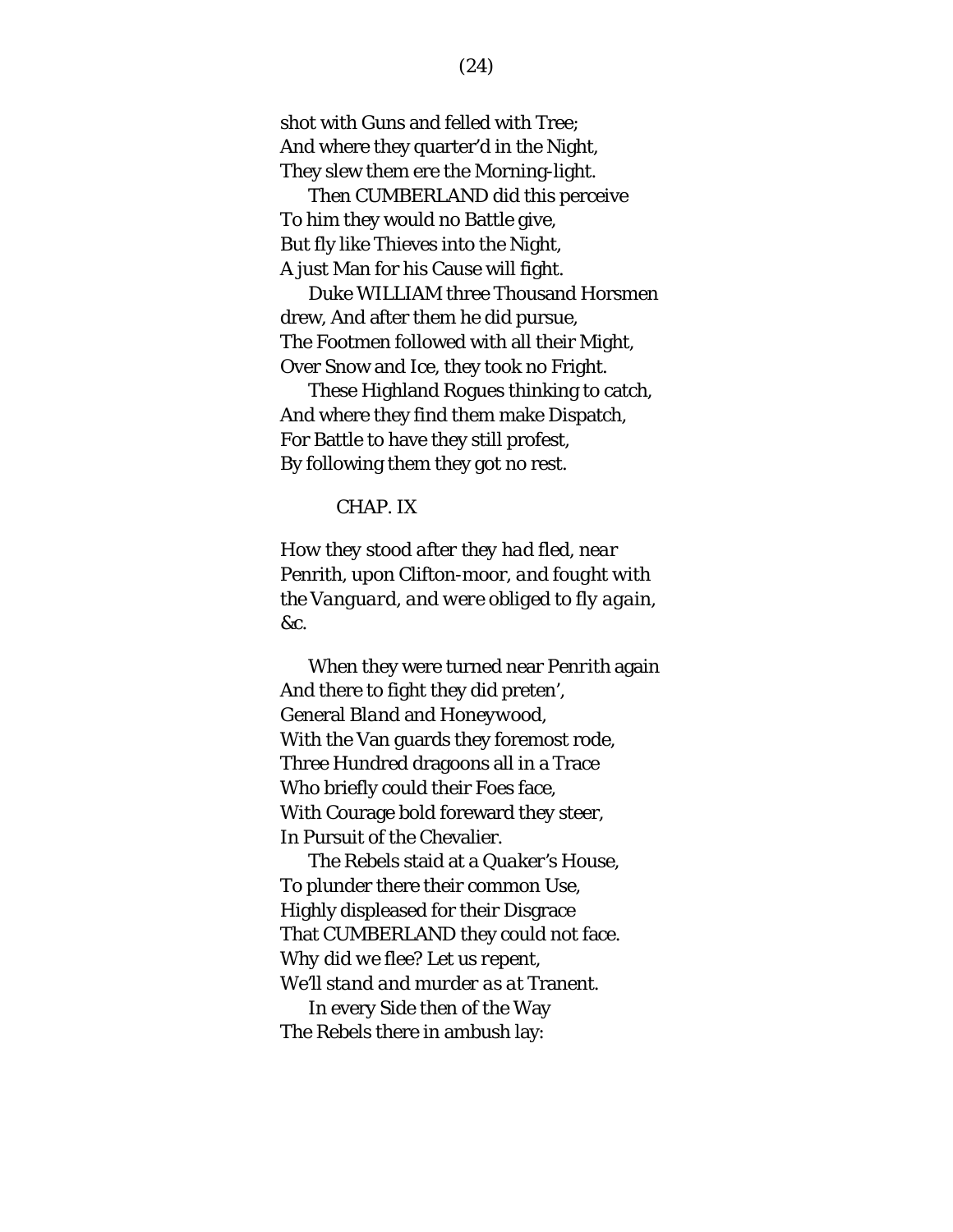shot with Guns and felled with Tree;  
And where they quarter'd in the Night,  
They slew them ere the Morning-light.

Then CUMBERLAND did this perceive  
To him they would no Battle give,  
But fly like Thieves into the Night,  
A just Man for his Cause will fight.

Duke WILLIAM three Thousand Horsmen drew, And after them he did pursue,  
The Footmen followed with all their Might,  
Over Snow and Ice, they took no Fright.

These Highland Rogues thinking to catch,  
And where they find them make Dispatch,  
For Battle to have they still profest,  
By following them they got no rest.

## CHAP. IX

*How they stood after they had fled, near Penrith, upon Clifton-moor, and fought with the Vanguard, and were obliged to fly again, &c.*

When they were turned near Penrith again  
And there to fight they did preten',  
General *Bland* and *Honeywood*,  
With the Van guards they foremost rode,  
Three Hundred dragoons all in a Trace  
Who briefly could their Foes face,  
With Courage bold foreward they steer,  
In Pursuit of the Chevalier.

The Rebels staid at a *Quaker's* House,  
To plunder there their common Use,  
Highly displeased for their Disgrace  
That CUMBERLAND they could not face.  
*Why did we flee? Let us repent,*  
*We'll stand and murder as at Tranent.*

In every Side then of the Way  
The Rebels there in ambush lay: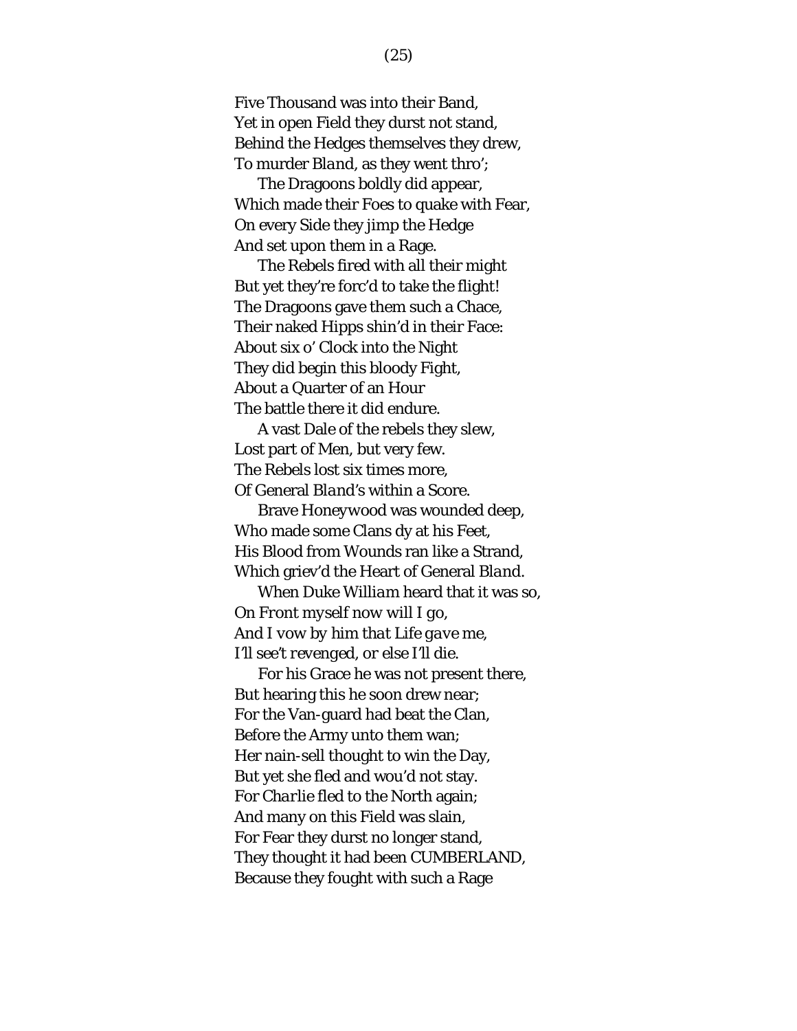Five Thousand was into their Band,
Yet in open Field they durst not stand,
Behind the Hedges themselves they drew,
To murder *Bland*, as they went thro';

The Dragoons boldly did appear,
Which made their Foes to quake with Fear,
On every Side they jimp the Hedge
And set upon them in a Rage.

The Rebels fired with all their might
But yet they're forc'd to take the flight!
The Dragoons gave them such a Chace,
Their naked Hipps shin'd in their Face:
About six o' Clock into the Night
They did begin this bloody Fight,
About a Quarter of an Hour
The battle there it did endure.

A vast Dale of the rebels they slew,
Lost part of Men, but very few.
The Rebels lost six times more,
Of General *Bland's* within a Score.

Brave *Honeywood* was wounded deep,
Who made some Clans dy at his Feet,
His Blood from Wounds ran like a Strand,
Which griev'd the Heart of General *Bland*.

When Duke *William* heard that it was so,
*On Front myself now will I go,*
*And I vow by him that Life gave me,*
*I'll see't revenged, or else I'll die.*

For his Grace he was not present there,
But hearing this he soon drew near;
For the Van-guard had beat the Clan,
Before the Army unto them wan;
Her nain-sell thought to win the Day,
But yet she fled and wou'd not stay.
For *Charlie* fled to the North again;
And many on this Field was slain,
For Fear they durst no longer stand,
They thought it had been CUMBERLAND,
Because they fought with such a Rage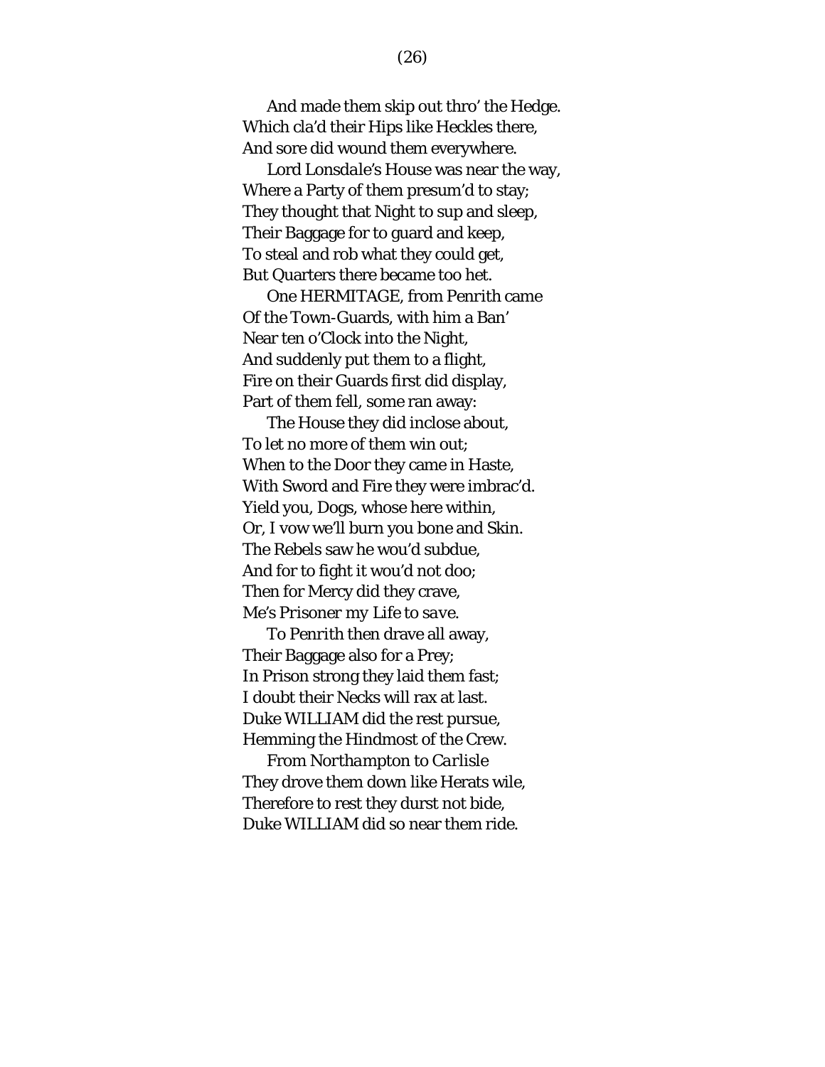And made them skip out thro' the Hedge.
Which cla'd their Hips like Heckles there,
And sore did wound them everywhere.

Lord *Lonsdale's* House was near the way,
Where a Party of them presum'd to stay;
They thought that Night to sup and sleep,
Their Baggage for to guard and keep,
To steal and rob what they could get,
But Quarters there became too het.

One HERMITAGE, from *Penrith* came
Of the Town-Guards, with him a Ban'
Near ten o'Clock into the Night,
And suddenly put them to a flight,
Fire on their Guards first did display,
Part of them fell, some ran away:

The House they did inclose about,
To let no more of them win out;
When to the Door they came in Haste,
With Sword and Fire they were imbrac'd.
*Yield you, Dogs, whose here within,*
*Or, I vow we'll burn you bone and Skin.*
The Rebels saw he wou'd subdue,
And for to fight it wou'd not doo;
Then for Mercy did they crave,
*Me's Prisoner my Life to save.*

To *Penrith* then drave all away,
Their Baggage also for a Prey;
In Prison strong they laid them fast;
I doubt their Necks will rax at last.
Duke WILLIAM did the rest pursue,
Hemming the Hindmost of the Crew.

From *Northampton* to *Carlisle*
They drove them down like Herats wile,
Therefore to rest they durst not bide,
Duke WILLIAM did so near them ride.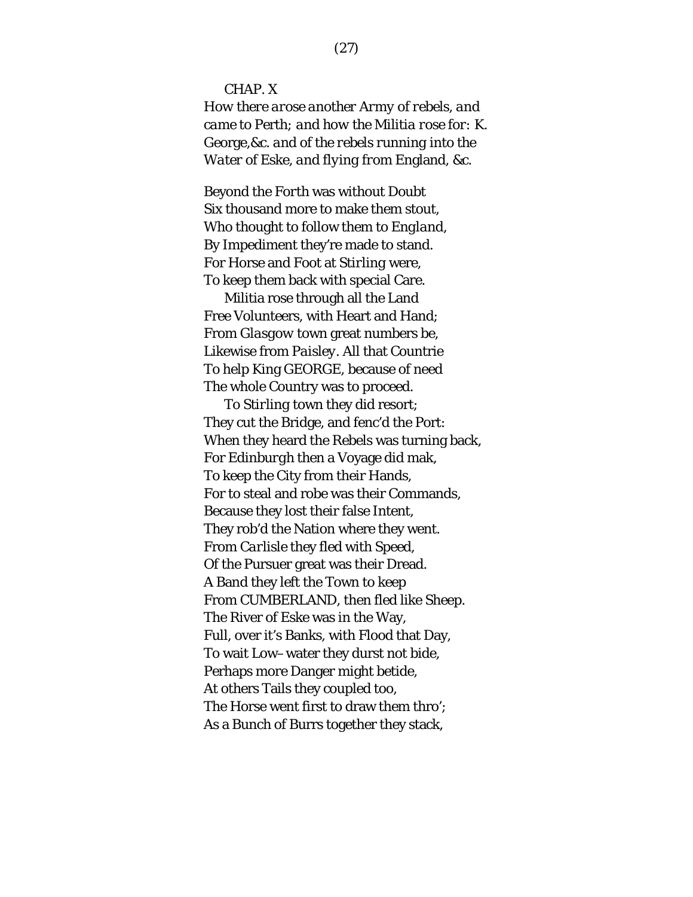## CHAP. X

*How there arose another Army of rebels, and came to Perth; and how the Militia rose for: K. George,&c. and of the rebels running into the Water of Eske, and flying from England, &c.*

*Beyond the Forth was without Doubt*
*Six thousand more to make them stout,*
*Who thought to follow them to England,*
*By Impediment they're made to stand.*
*For Horse and Foot at Stirling were,*
*To keep them back with special Care.*

*Militia rose through all the Land*
*Free Volunteers, with Heart and Hand;*
*From Glasgow town great numbers be,*
*Likewise from Paisley. All that Countrie*
*To help King GEORGE, because of need*
*The whole Country was to proceed.*

*To Stirling town they did resort;*
*They cut the Bridge, and fenc'd the Port:*
*When they heard the Rebels was turning back,*
*For Edinburgh then a Voyage did mak,*
*To keep the City from their Hands,*
*For to steal and robe was their Commands,*
*Because they lost their false Intent,*
*They rob'd the Nation where they went.*
*From Carlisle they fled with Speed,*
*Of the Pursuer great was their Dread.*
*A Band they left the Town to keep*
*From CUMBERLAND, then fled like Sheep.*
*The River of Eske was in the Way,*
*Full, over it's Banks, with Flood that Day,*
*To wait Low–water they durst not bide,*
*Perhaps more Danger might betide,*
*At others Tails they coupled too,*
*The Horse went first to draw them thro';*
*As a Bunch of Burrs together they stack,*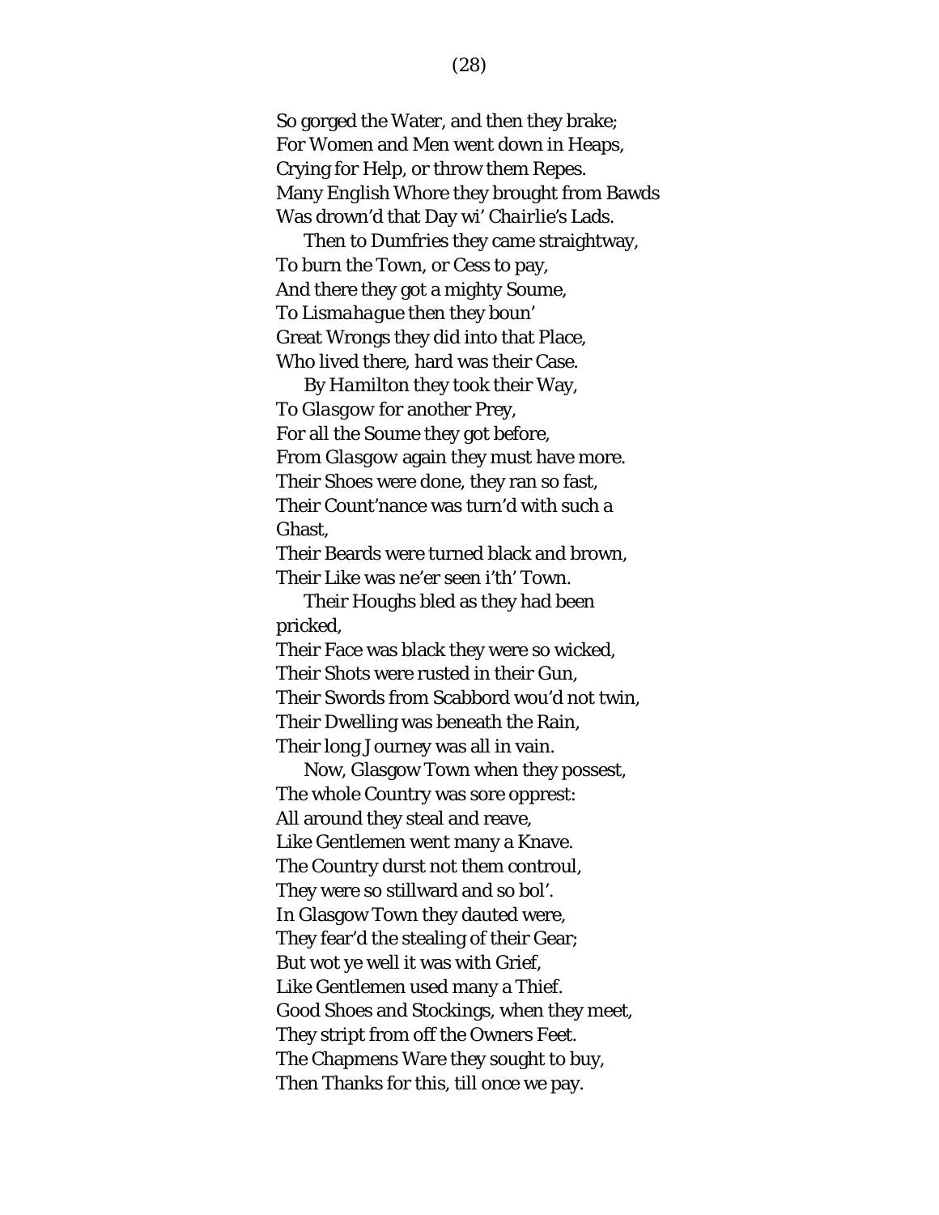So gorged the Water, and then they brake;
For Women and Men went down in Heaps,
Crying for Help, or throw them Repes.
Many English Whore they brought from Bawds
Was drown'd that Day wi' *Chairlie's* Lads.

Then to Dumfries they came straightway,
To burn the Town, or Cess to pay,
And there they got a mighty Soume,
To *Lismahague* then they boun'
Great Wrongs they did into that Place,
Who lived there, hard was their Case.

By *Hamilton* they took their Way,
To *Glasgow* for another Prey,
For all the Soume they got before,
From *Glasgow* again they must have more.
Their Shoes were done, they ran so fast,
Their Count'nance was turn'd with such a Ghast,
Their Beards were turned black and brown,
Their Like was ne'er seen i'th' Town.

Their Houghs bled as they had been pricked,
Their Face was black they were so wicked,
Their Shots were rusted in their Gun,
Their Swords from Scabbord wou'd not twin,
Their Dwelling was beneath the Rain,
Their long Journey was all in vain.

Now, Glasgow Town when they possest,
The whole Country was sore opprest:
All around they steal and reave,
Like Gentlemen went many a Knave.
The Country durst not them controul,
They were so stillward and so bol'.
In Glasgow Town they dauted were,
They fear'd the stealing of their Gear;
But wot ye well it was with Grief,
Like Gentlemen used many a Thief.
Good Shoes and Stockings, when they meet,
They stript from off the Owners Feet.
The Chapmens Ware they sought to buy,
Then Thanks for this, till once we pay.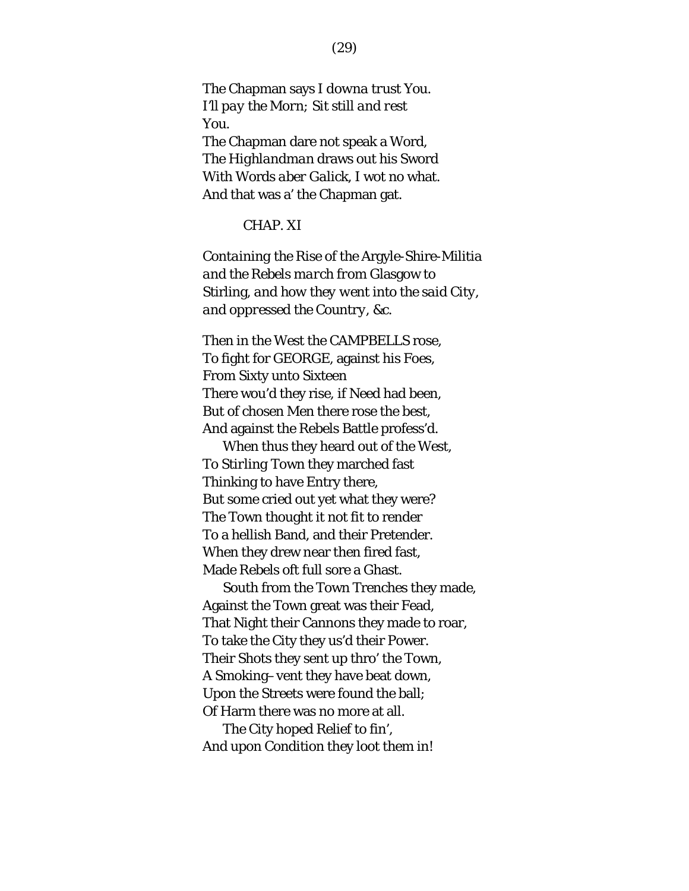The Chapman says I *downa trust You.*
*I'll pay the Morn; Sit still and rest*
*You.*
The Chapman dare not speak a Word,
The *Highlandman* draws out his Sword
With Words *aber Galick*, I wot no what.
And that was a' the Chapman gat.

## CHAP. XI

*Containing the Rise of the Argyle-Shire-Militia and the Rebels march from Glasgow to Stirling, and how they went into the said City, and oppressed the Country, &c.*

Then in the West the CAMPBELLS rose,
To fight for GEORGE, against his Foes,
From Sixty unto Sixteen
There wou'd they rise, if Need had been,
But of chosen Men there rose the best,
And against the Rebels Battle profess'd.

When thus they heard out of the West,
To *Stirling* Town they marched fast
Thinking to have Entry there,
But some cried out yet what they were?
The Town thought it not fit to render
To a hellish Band, and their Pretender.
When they drew near then fired fast,
Made Rebels oft full sore a Ghast.

South from the Town Trenches they made,
Against the Town great was their Fead,
That Night their Cannons they made to roar,
To take the City they us'd their Power.
Their Shots they sent up thro' the Town,
A Smoking–vent they have beat down,
Upon the Streets were found the ball;
Of Harm there was no more at all.

The City hoped Relief to fin',
And upon Condition they loot them in!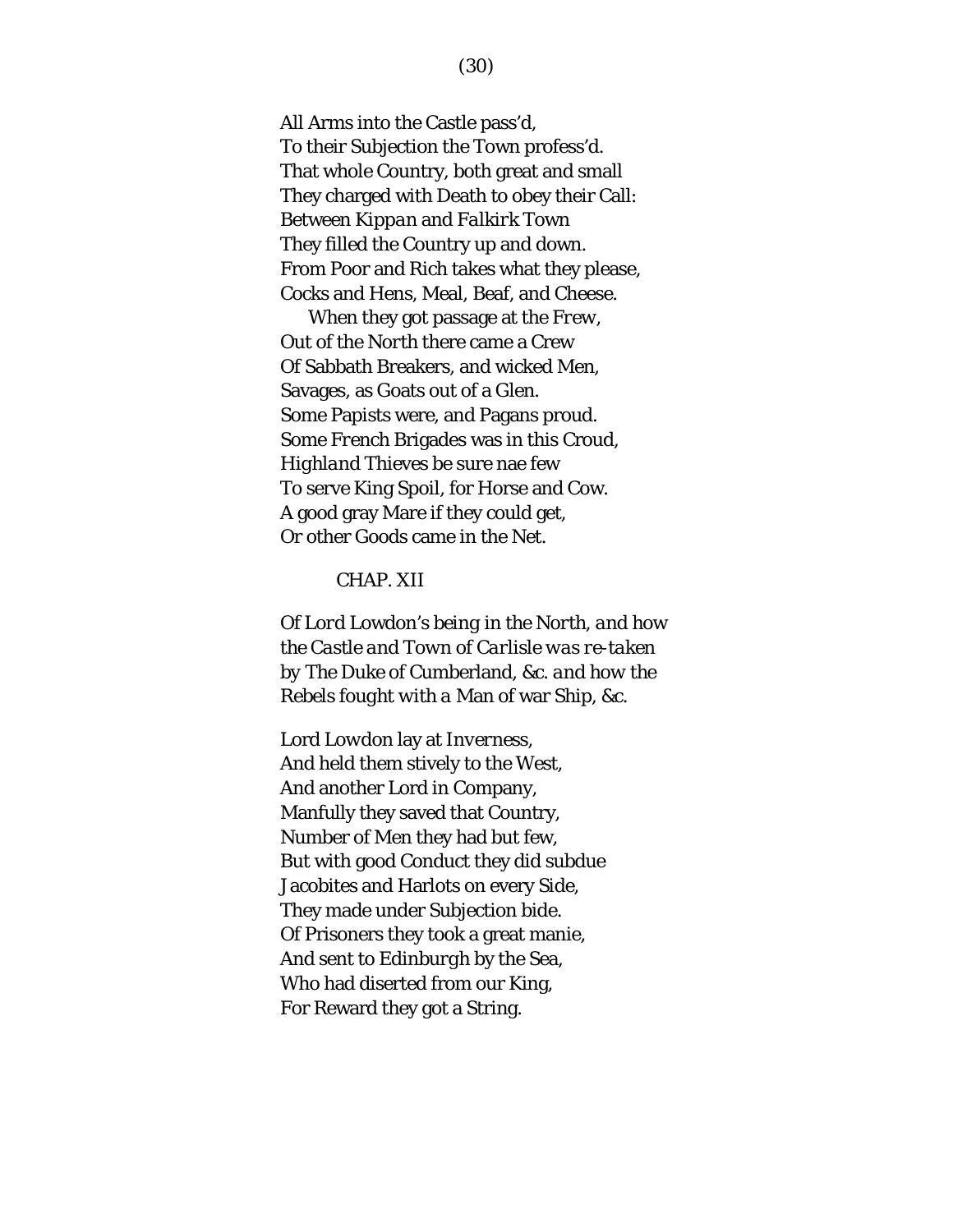All Arms into the Castle pass'd,
To their Subjection the Town profess'd.
That whole Country, both great and small
They charged with Death to obey their Call:
Between *Kippan* and *Falkirk* Town
They filled the Country up and down.
From Poor and Rich takes what they please,
Cocks and Hens, Meal, Beaf, and Cheese.

When they got passage at the *Frew*,
Out of the *North* there came a Crew
Of Sabbath Breakers, and wicked Men,
Savages, as Goats out of a Glen.
Some Papists were, and Pagans proud.
Some *French* Brigades was in this Croud,
*Highland* Thieves be sure nae few
To serve King Spoil, for Horse and Cow.
A good gray Mare if they could get,
Or other Goods came in the Net.

## CHAP. XII

*Of* Lord Lowdon's *being in the North, and how the Castle and Town of* Carlisle *was re-taken by* The Duke of Cumberland, *&c. and how the Rebels fought with a* Man of war Ship, *&c.*

Lord Lowdon lay at *Inverness*,
And held them stively to the West,
And another Lord in Company,
Manfully they saved that Country,
Number of Men they had but few,
But with good Conduct they did subdue
Jacobites and Harlots on every Side,
They made under Subjection bide.
Of Prisoners they took a great manie,
And sent to Edinburgh by the Sea,
Who had diserted from our King,
For Reward they got a String.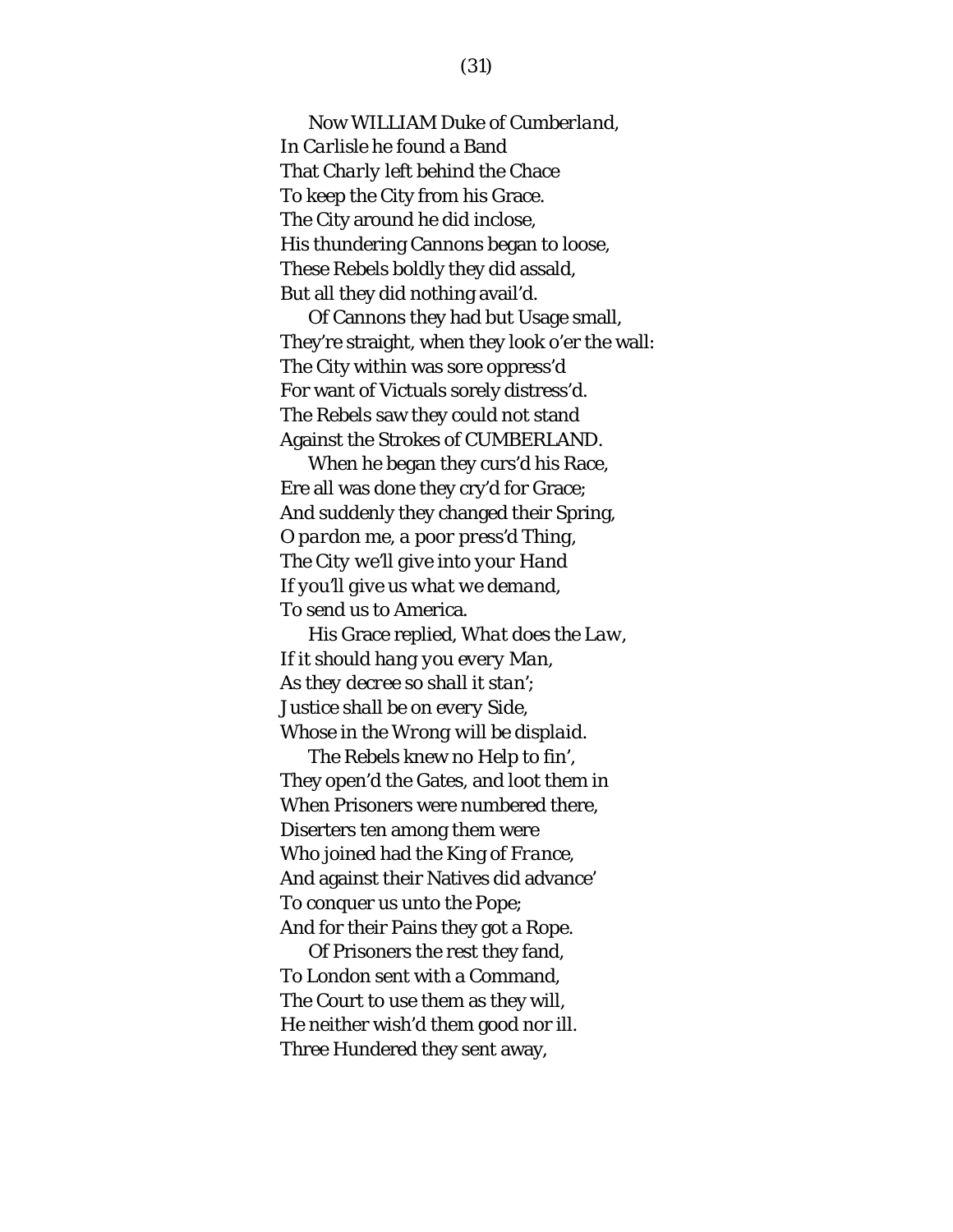Now WILLIAM Duke of *Cumberland*,
In *Carlisle* he found a Band
That *Charly* left behind the Chace
To keep the City from his Grace.
The City around he did inclose,
His thundering Cannons began to loose,
These Rebels boldly they did assald,
But all they did nothing avail'd.

Of Cannons they had but Usage small,
They're straight, when they look o'er the wall:
The City within was sore oppress'd
For want of Victuals sorely distress'd.
The Rebels saw they could not stand
Against the Strokes of CUMBERLAND.

When he began they curs'd his Race,
Ere all was done they cry'd for Grace;
And suddenly they changed their Spring,
*O pardon me, a poor press'd Thing,*
*The City we'll give into your Hand*
*If you'll give us what we demand,*
To send us to America.

His Grace replied, *What does the Law,*
*If it should hang you every Man,*
*As they decree so shall it stan';*
*Justice shall be on every Side,*
*Whose in the Wrong will be displaid.*

The Rebels knew no Help to fin',
They open'd the Gates, and loot them in
When Prisoners were numbered there,
Diserters ten among them were
Who joined had the King of *France*,
And against their Natives did advance'
To conquer us unto the Pope;
And for their Pains they got a Rope.

Of Prisoners the rest they fand,
To London sent with a Command,
The Court to use them as they will,
He neither wish'd them good nor ill.
Three Hundered they sent away,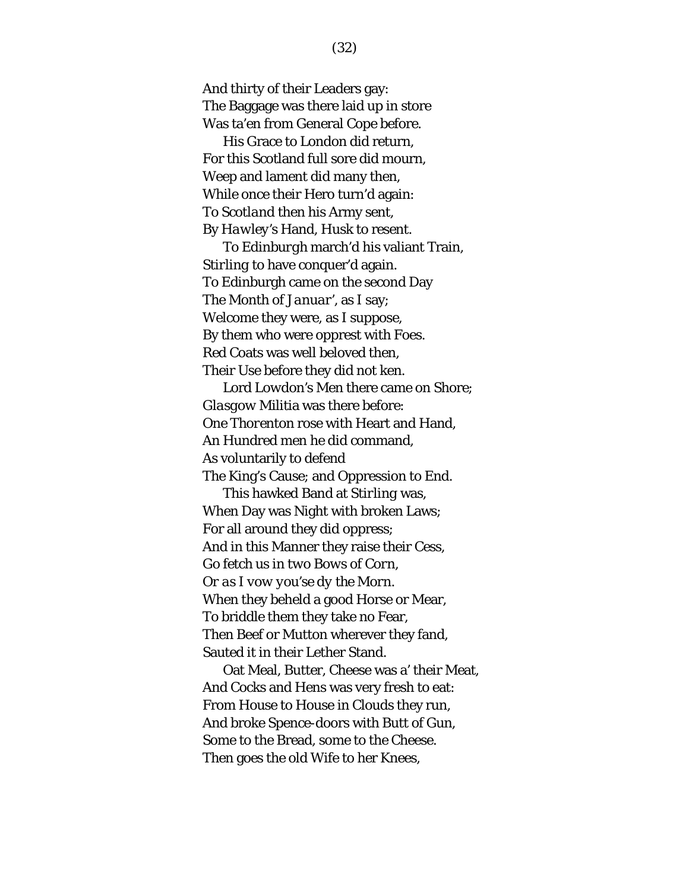And thirty of their Leaders gay:
The Baggage was there laid up in store
Was ta'en from General Cope before.

His Grace to London did return,
For this Scotland full sore did mourn,
Weep and lament did many then,
While once their Hero turn'd again:
To *Scotland* then his Army sent,
By *Hawley's* Hand, *Husk* to resent.

To *Edinburgh* march'd his valiant Train,
*Stirling* to have conquer'd again.
To Edinburgh came on the second Day
The Month of *Januar'*, as I say;
Welcome they were, as I suppose,
By them who were opprest with Foes.
Red Coats was well beloved then,
Their Use before they did not ken.

Lord *Lowdon's* Men there came on Shore;
*Glasgow Militia* was there before:
One Thorenton rose with Heart and Hand,
An Hundred men he did command,
As voluntarily to defend
The King's Cause; and Oppression to End.

This hawked Band at *Stirling* was,
When Day was Night with broken Laws;
For all around they did oppress;
And in this Manner they raise their Cess,
*Go fetch us in two Bows of Corn,*
*Or as I vow you'se dy the Morn.*
When they beheld a good Horse or Mear,
To briddle them they take no Fear,
Then Beef or Mutton wherever they fand,
Sauted it in their Lether Stand.

Oat Meal, Butter, Cheese was a' their Meat,
And Cocks and Hens was very fresh to eat:
From House to House in Clouds they run,
And broke Spence-doors with Butt of Gun,
Some to the Bread, some to the Cheese.
Then goes the old Wife to her Knees,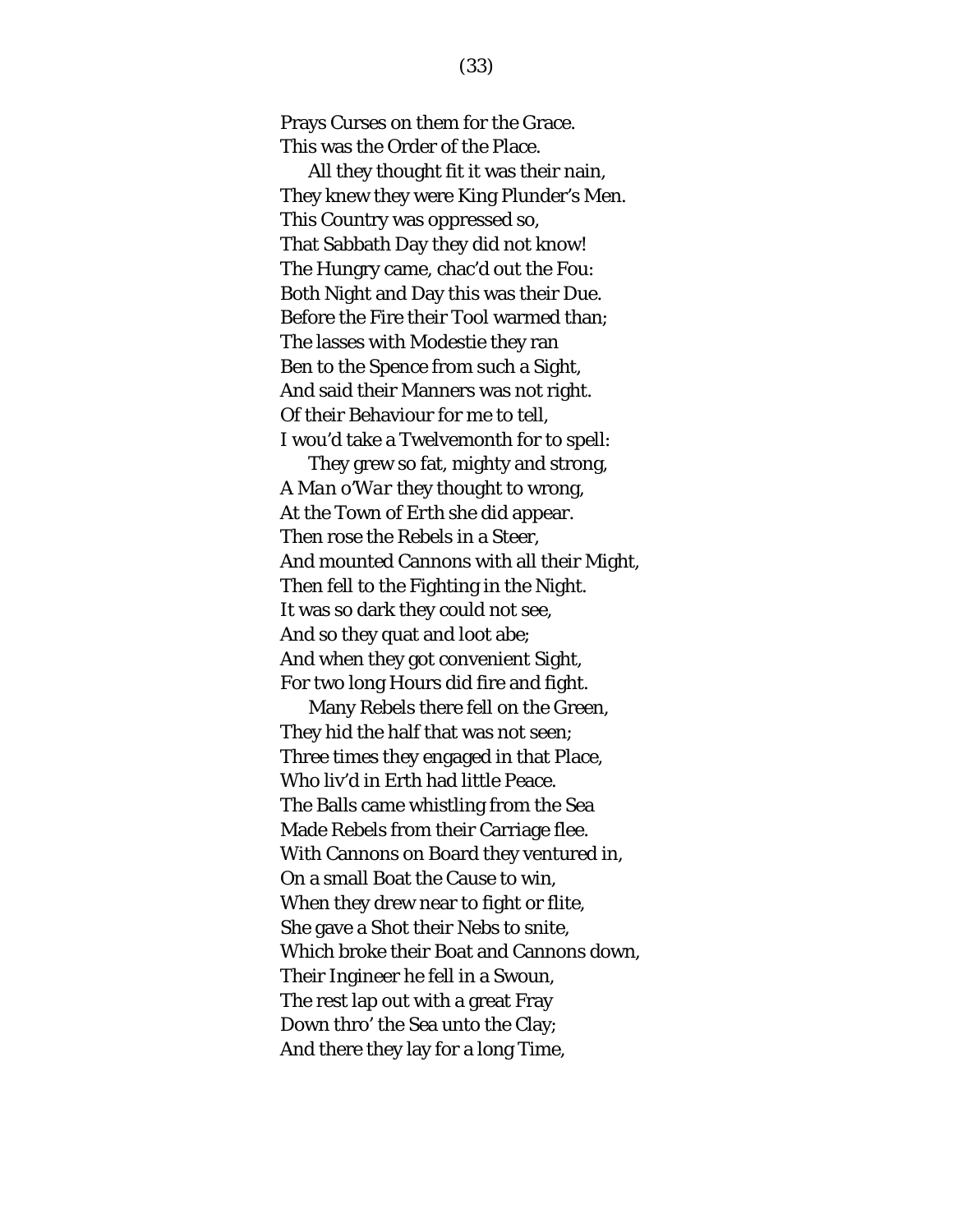Prays Curses on them for the Grace.
This was the Order of the Place.

All they thought fit it was their nain,
They knew they were King Plunder's Men.
This Country was oppressed so,
That Sabbath Day they did not know!
The Hungry came, chac'd out the Fou:
Both Night and Day this was their Due.
Before the Fire their Tool warmed than;
The lasses with Modestie they ran
Ben to the Spence from such a Sight,
And said their Manners was not right.
Of their Behaviour for me to tell,
I wou'd take a Twelvemonth for to spell:

They grew so fat, mighty and strong,
A *Man o'War* they thought to wrong,
At the Town of *Erth* she did appear.
Then rose the Rebels in a Steer,
And mounted Cannons with all their Might,
Then fell to the Fighting in the Night.
It was so dark they could not see,
And so they quat and loot abe;
And when they got convenient Sight,
For two long Hours did fire and fight.

Many Rebels there fell on the Green,
They hid the half that was not seen;
Three times they engaged in that Place,
Who liv'd in Erth had little Peace.
The Balls came whistling from the Sea
Made Rebels from their Carriage flee.
With Cannons on Board they ventured in,
On a small Boat the Cause to win,
When they drew near to fight or flite,
She gave a Shot their Nebs to snite,
Which broke their Boat and Cannons down,
Their Ingineer he fell in a Swoun,
The rest lap out with a great Fray
Down thro' the Sea unto the Clay;
And there they lay for a long Time,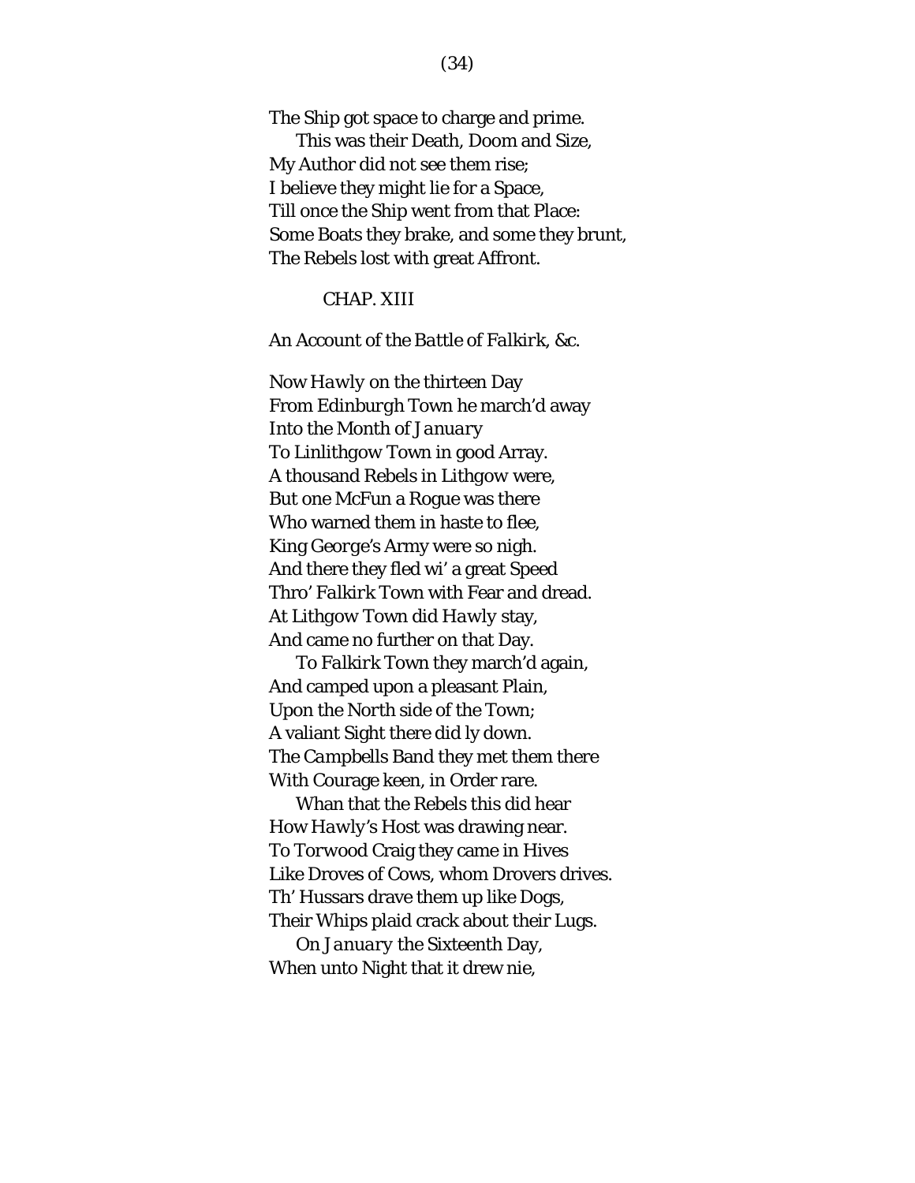The Ship got space to charge and prime.

This was their Death, Doom and Size,
My Author did not see them rise;
I believe they might lie for a Space,
Till once the Ship went from that Place:
Some Boats they brake, and some they brunt,
The Rebels lost with great Affront.

## CHAP. XIII

An Account of the *Battle* of *Falkirk*, &c.

Now *Hawly* on the thirteen Day
From *Edinburgh* Town he march'd away
Into the Month of *January*
To *Linlithgow* Town in good Array.
A thousand Rebels in *Lithgow* were,
But one McFun a Rogue was there
Who warned them in haste to flee,
King *George's* Army were so nigh.
And there they fled wi' a great Speed
Thro' *Falkirk* Town with Fear and dread.
At *Lithgow* Town did *Hawly* stay,
And came no further on that Day.

To *Falkirk* Town they march'd again,
And camped upon a pleasant Plain,
Upon the North side of the Town;
A valiant Sight there did ly down.
The *Campbells* Band they met them there
With Courage keen, in Order rare.

Whan that the Rebels this did hear
How *Hawly's* Host was drawing near.
To *Torwood Craig* they came in Hives
Like Droves of Cows, whom Drovers drives.
Th' Hussars drave them up like Dogs,
Their Whips plaid crack about their Lugs.

On *January* the Sixteenth Day,
When unto Night that it drew nie,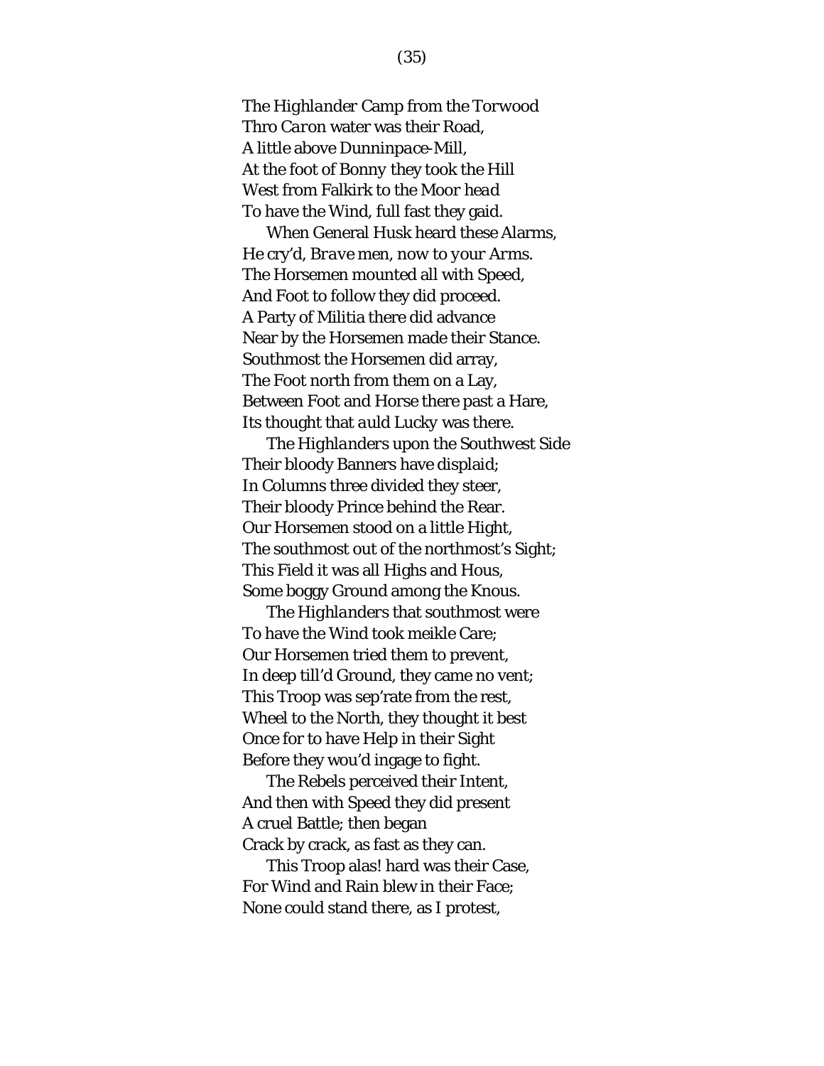The *Highlander* Camp from the *Torwood*
Thro *Caron* water was their Road,
A little above *Dunninpace-Mill*,
At the foot of *Bonny* they took the Hill
West from *Falkirk* to the *Moor head*
To have the Wind, full fast they gaid.

When General *Husk* heard these Alarms,
He cry'd, *Brave men, now to your Arms.*
The Horsemen mounted all with Speed,
And Foot to follow they did proceed.
A Party of Militia there did advance
Near by the Horsemen made their Stance.
Southmost the Horsemen did array,
The Foot north from them on a Lay,
Between Foot and Horse there past a Hare,
Its thought that *auld Lucky* was there.

The *Highlanders* upon the Southwest Side
Their bloody Banners have displaid;
In Columns three divided they steer,
Their bloody Prince behind the Rear.
Our Horsemen stood on a little Hight,
The southmost out of the northmost's Sight;
This Field it was all Highs and Hous,
Some boggy Ground among the Knous.

The *Highlanders* that southmost were
To have the Wind took meikle Care;
Our Horsemen tried them to prevent,
In deep till'd Ground, they came no vent;
This Troop was sep'rate from the rest,
Wheel to the North, they thought it best
Once for to have Help in their Sight
Before they wou'd ingage to fight.

The Rebels perceived their Intent,
And then with Speed they did present
A cruel Battle; then began
Crack by crack, as fast as they can.

This Troop alas! hard was their Case,
For Wind and Rain blew in their Face;
None could stand there, as I protest,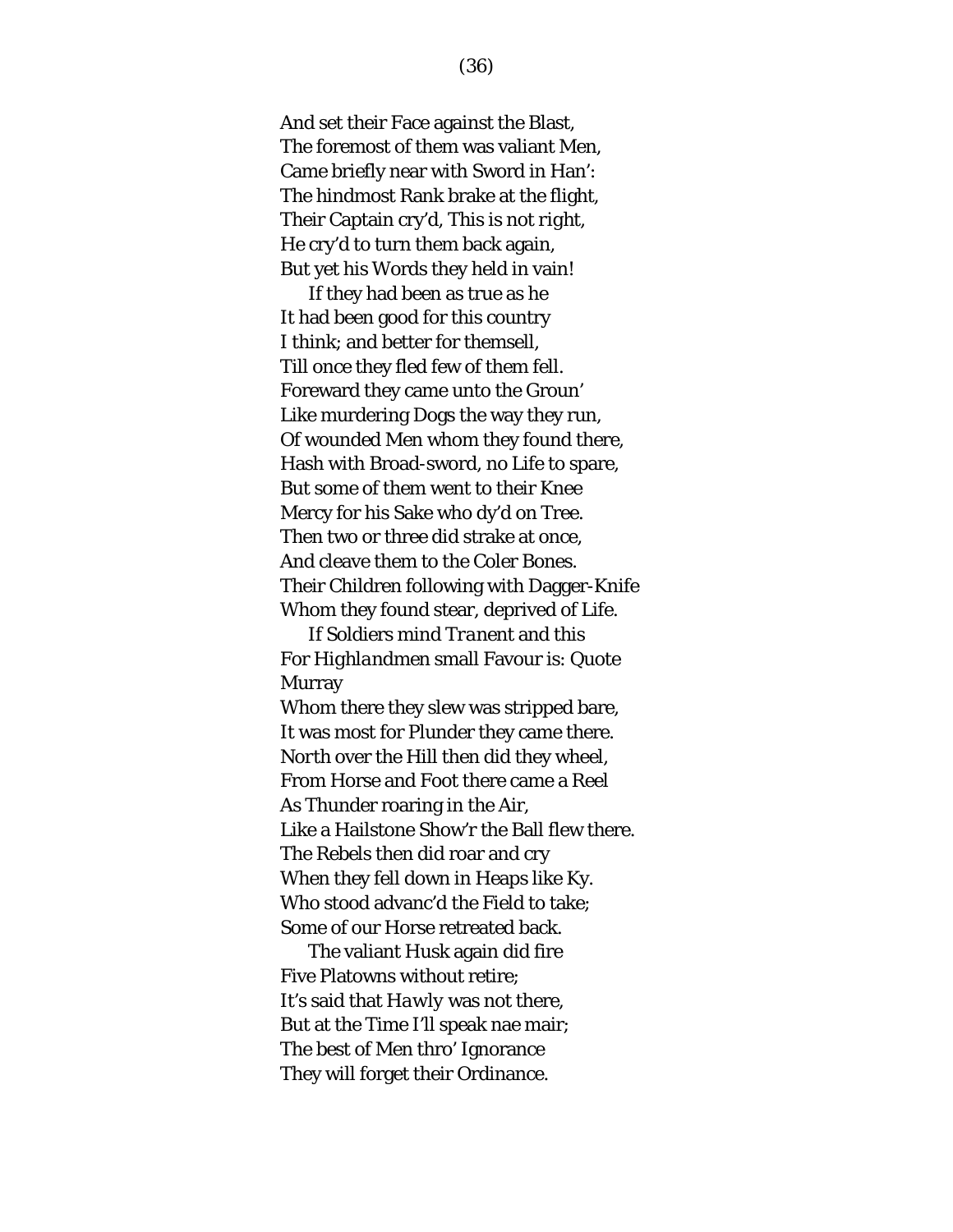And set their Face against the Blast,  
The foremost of them was valiant Men,  
Came briefly near with Sword in Han':  
The hindmost Rank brake at the flight,  
Their Captain cry'd, This is not right,  
He cry'd to turn them back again,  
But yet his Words they held in vain!

If they had been as true as he  
It had been good for this country  
I think; and better for themsell,  
Till once they fled few of them fell.  
Foreward they came unto the Groun'  
Like murdering Dogs the way they run,  
Of wounded Men whom they found there,  
Hash with Broad-sword, no Life to spare,  
But some of them went to their Knee  
Mercy for his Sake who dy'd on Tree.  
Then two or three did strake at once,  
And cleave them to the Coler Bones.  
Their Children following with Dagger-Knife  
Whom they found stear, deprived of Life.

If Soldiers mind *Tranent* and this  
For *Highlandmen* small Favour is: Quote Murray  
Whom there they slew was stripped bare,  
It was most for Plunder they came there.  
North over the Hill then did they wheel,  
From Horse and Foot there came a Reel  
As Thunder roaring in the Air,  
Like a Hailstone Show'r the Ball flew there.  
The Rebels then did roar and cry  
When they fell down in Heaps like Ky.  
Who stood advanc'd the Field to take;  
Some of our Horse retreated back.

The valiant Husk again did fire  
Five Platowns without retire;  
It's said that *Hawly* was not there,  
But at the Time I'll speak nae mair;  
The best of Men thro' Ignorance  
They will forget their Ordinance.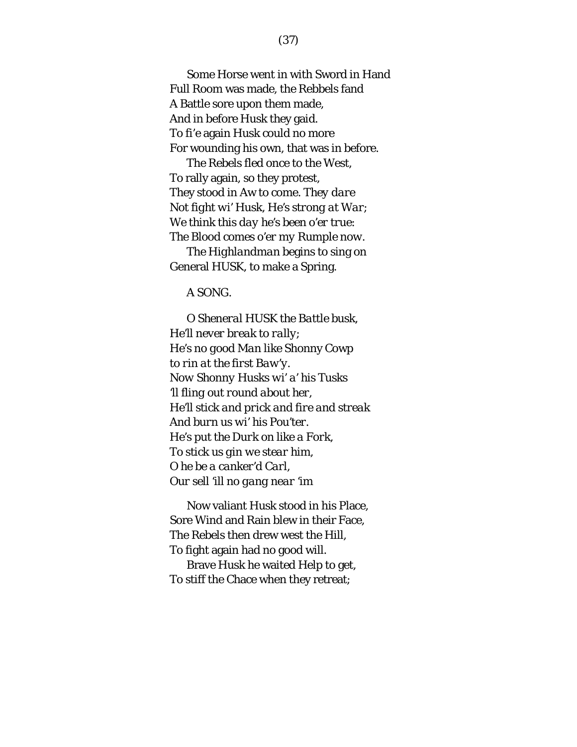Some Horse went in with Sword in Hand
Full Room was made, the Rebbels fand
A Battle sore upon them made,
And in before Husk they gaid.
To fi'e again Husk could no more
For wounding his own, that was in before.

The Rebels fled once to the West,
To rally again, so they protest,
They stood in Aw to come. *They dare*
*Not fight wi' Husk, He's strong at War;*
*We think this day he's been o'er true:*
The Blood comes o'er my *Rumple* now.

The *Highlandman* begins to sing on
General HUSK, to make a Spring.

A SONG.

*O Sheneral HUSK the Battle busk,*
*He'll never break to rally;*
*He's no good Man like Shonny Cowp*
*to rin at the first Baw'y.*
*Now Shonny Husks wi' a' his Tusks*
*'ll fling out round about her,*
*He'll stick and prick and fire and streak*
*And burn us wi' his Pou'ter.*
*He's put the Durk on like a Fork,*
*To stick us gin we stear him,*
*O he be a canker'd Carl,*
*Our sell 'ill no gang near 'im*

Now valiant Husk stood in his Place,
Sore Wind and Rain blew in their Face,
The Rebels then drew west the Hill,
To fight again had no good will.

Brave Husk he waited Help to get,
To stiff the Chace when they retreat;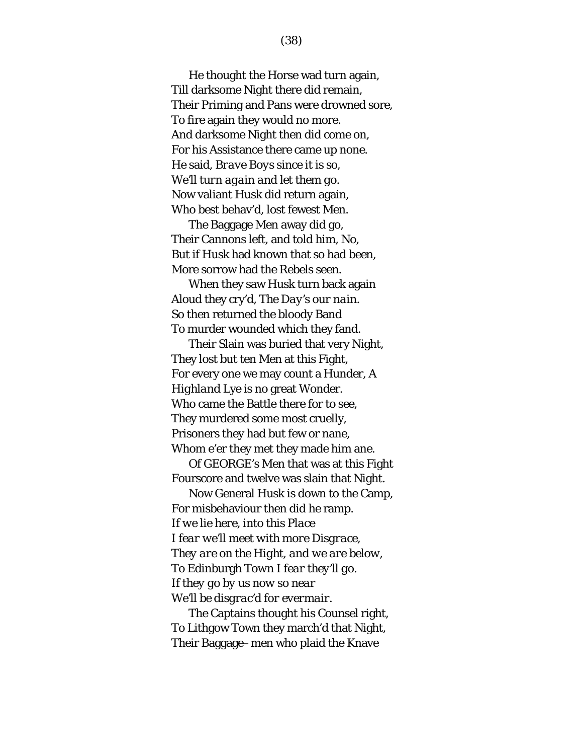He thought the Horse wad turn again,
Till darksome Night there did remain,
Their Priming and Pans were drowned sore,
To fire again they would no more.
And darksome Night then did come on,
For his Assistance there came up none.
He said, *Brave Boys since it is so,*
*We'll turn again and let them go.*
Now valiant Husk did return again,
Who best behav'd, lost fewest Men.

The Baggage Men away did go,
Their Cannons left, and told him, No,
But if Husk had known that so had been,
More sorrow had the Rebels seen.

When they saw Husk turn back again
Aloud they cry'd, *The Day's our nain.*
So then returned the bloody Band
To murder wounded which they fand.

Their Slain was buried that very Night,
They lost but ten Men at this Fight,
For every one we may count a Hunder, A
*Highland* Lye is no great Wonder.
Who came the Battle there for to see,
They murdered some most cruelly,
Prisoners they had but few or nane,
Whom e'er they met they made him ane.

Of GEORGE's Men that was at this Fight
Fourscore and twelve was slain that Night.

Now General Husk is down to the Camp,
For misbehaviour then did he ramp.
*If we lie here, into this Place*
*I fear we'll meet with more Disgrace,*
*They are on the Hight, and we are below,*
*To Edinburgh Town I fear they'll go.*
*If they go by us now so near*
*We'll be disgrac'd for evermair.*

The Captains thought his Counsel right,
To Lithgow Town they march'd that Night,
Their Baggage–men who plaid the Knave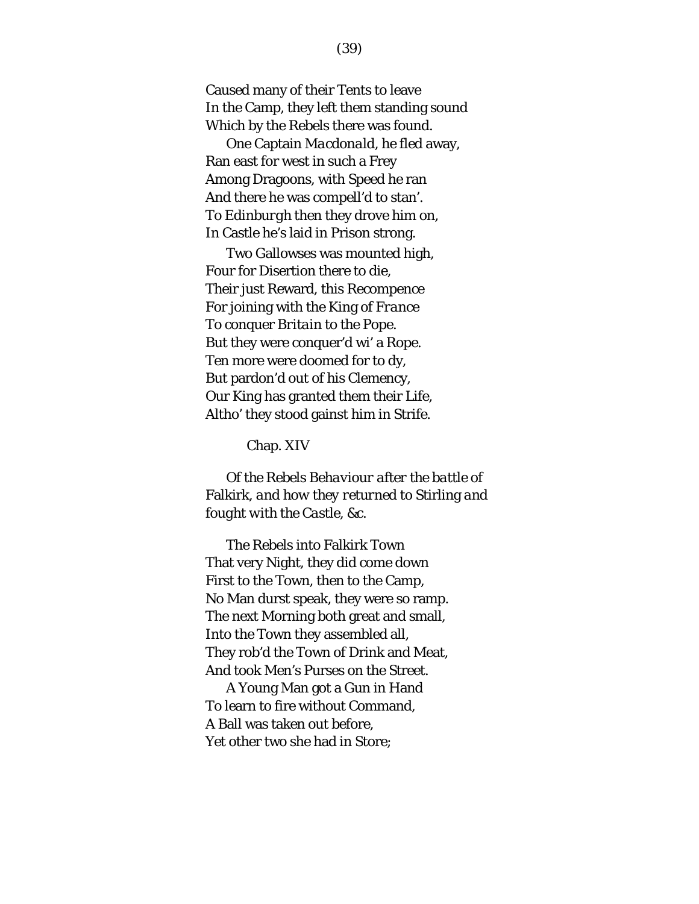Caused many of their Tents to leave
In the Camp, they left them standing sound
Which by the Rebels there was found.

One Captain *Macdonald*, he fled away,
Ran east for west in such a Frey
Among Dragoons, with Speed he ran
And there he was compell'd to stan'.
To *Edinburgh* then they drove him on,
In Castle he's laid in Prison strong.

Two Gallowses was mounted high,
Four for Disertion there to die,
Their just Reward, this Recompence
For joining with the King of *France*
To conquer *Britain* to the Pope.
But they were conquer'd wi' a Rope.
Ten more were doomed for to dy,
But pardon'd out of his Clemency,
Our King has granted them their Life,
Altho' they stood gainst him in Strife.

## Chap. XIV

*Of the* Rebels *Behaviour after the battle of* Falkirk, *and how they returned to* Stirling *and fought with the* Castle, *&c.*

The Rebels into Falkirk Town
That very Night, they did come down
First to the Town, then to the Camp,
No Man durst speak, they were so ramp.
The next Morning both great and small,
Into the Town they assembled all,
They rob'd the Town of Drink and Meat,
And took Men's Purses on the Street.

A Young Man got a Gun in Hand
To learn to fire without Command,
A Ball was taken out before,
Yet other two she had in Store;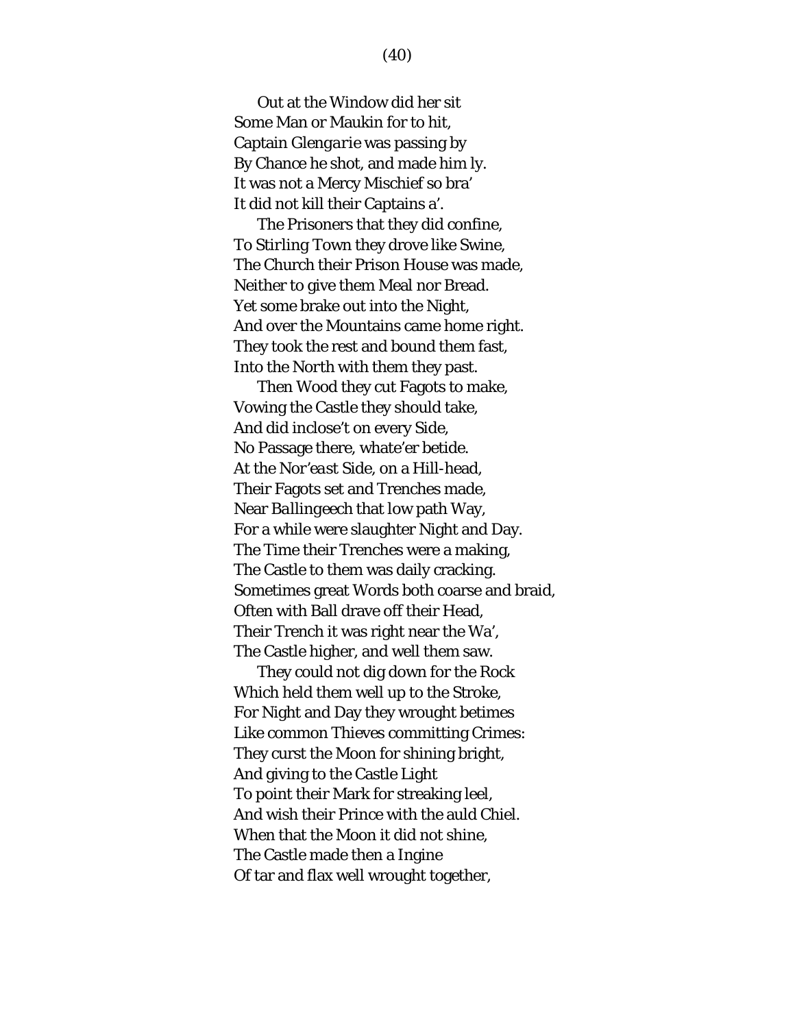Out at the Window did her sit  
Some Man or Maukin for to hit,  
Captain *Glengarie* was passing by  
By Chance he shot, and made him ly.  
It was not a Mercy Mischief so bra'  
It did not kill their Captains a'.

The Prisoners that they did confine,  
To *Stirling* Town they drove like Swine,  
The Church their Prison House was made,  
Neither to give them Meal nor Bread.  
Yet some brake out into the Night,  
And over the Mountains came home right.  
They took the rest and bound them fast,  
Into the *North* with them they past.

Then Wood they cut Fagots to make,  
Vowing the Castle they should take,  
And did inclose't on every Side,  
No Passage there, whate'er betide.  
At the *Nor'east* Side, on a Hill-head,  
Their Fagots set and Trenches made,  
Near *Ballingeech* that low path Way,  
For a while were slaughter Night and Day.  
The Time their Trenches were a making,  
The Castle to them was daily cracking.  
Sometimes great Words both coarse and braid,  
Often with Ball drave off their Head,  
Their Trench it was right near the Wa',  
The Castle higher, and well them saw.

They could not dig down for the Rock  
Which held them well up to the Stroke,  
For Night and Day they wrought betimes  
Like common Thieves committing Crimes:  
They curst the Moon for shining bright,  
And giving to the Castle Light  
To point their Mark for streaking leel,  
And wish their Prince with the auld Chiel.  
When that the Moon it did not shine,  
The Castle made then a Ingine  
Of tar and flax well wrought together,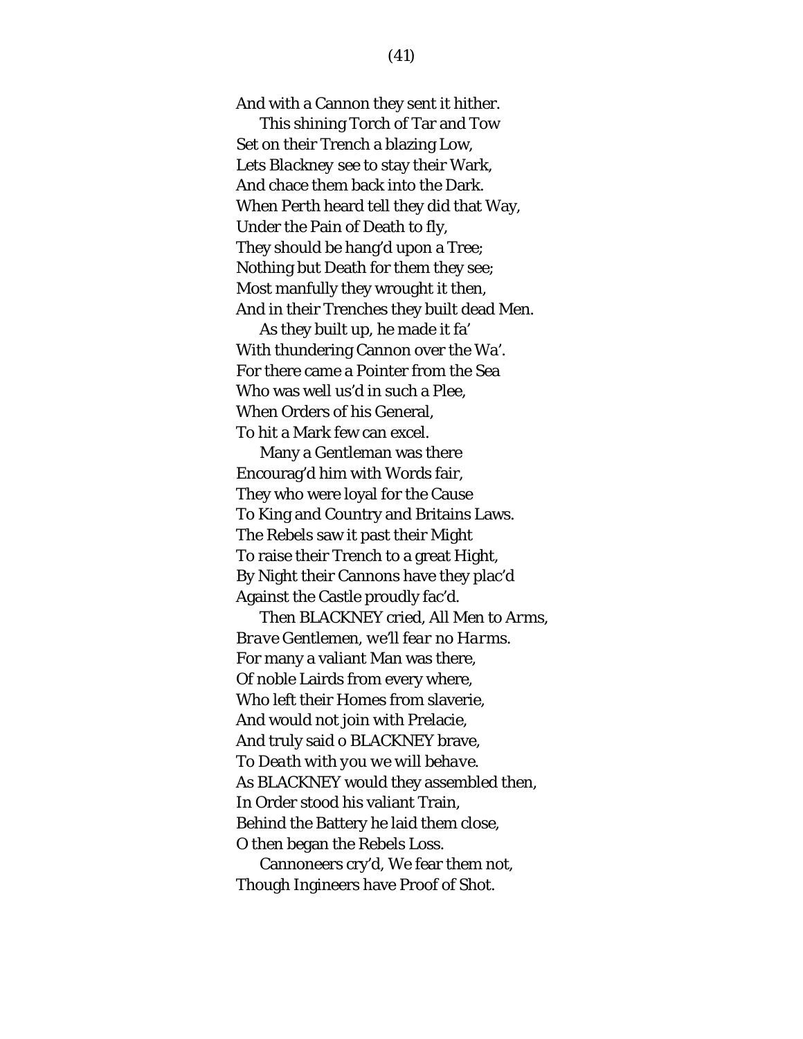And with a Cannon they sent it hither.

This shining Torch of Tar and Tow
Set on their Trench a blazing Low,
Lets *Blackney* see to stay their Wark,
And chace them back into the Dark.
When Perth heard tell they did that Way,
Under the Pain of Death to fly,
They should be hang'd upon a Tree;
Nothing but Death for them they see;
Most manfully they wrought it then,
And in their Trenches they built dead Men.

As they built up, he made it fa'
With thundering Cannon over the Wa'.
For there came a Pointer from the Sea
Who was well us'd in such a Plee,
When Orders of his General,
To hit a Mark few can excel.

Many a Gentleman was there
Encourag'd him with Words fair,
They who were loyal for the Cause
To King and Country and Britains Laws.
The Rebels saw it past their Might
To raise their Trench to a great Hight,
By Night their Cannons have they plac'd
Against the Castle proudly fac'd.

Then BLACKNEY cried, *All Men to Arms,*
*Brave Gentlemen, we'll fear no Harms.*
For many a valiant Man was there,
Of noble Lairds from every where,
Who left their Homes from slaverie,
And would not join with Prelacie,
And truly said o BLACKNEY brave,
*To Death with you we will behave.*
As BLACKNEY would they assembled then,
In Order stood his valiant Train,
Behind the Battery he laid them close,
O then began the Rebels Loss.

Cannoneers cry'd, We fear them not,
Though Ingineers have Proof of Shot.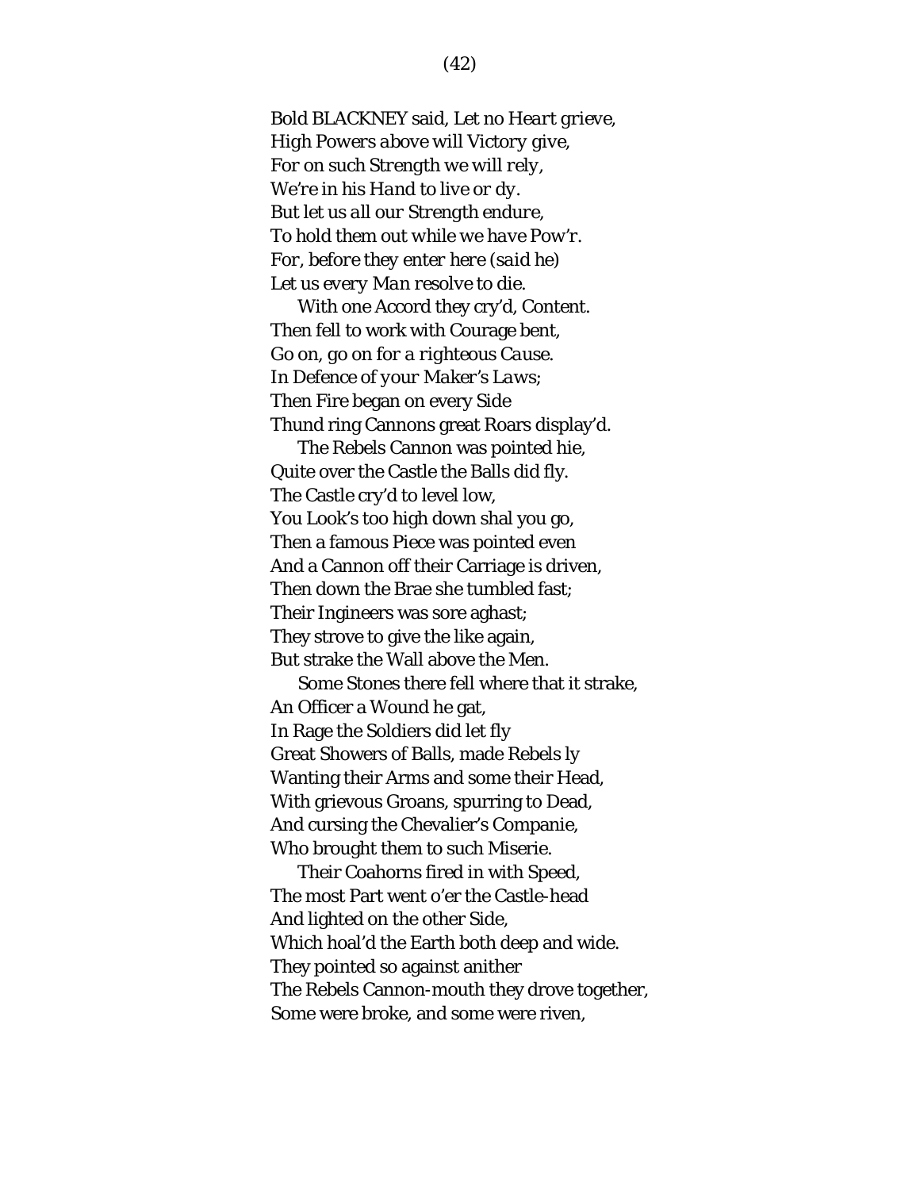Bold BLACKNEY said, *Let no Heart grieve,*  
*High Powers above will Victory give,*  
*For on such Strength we will rely,*  
*We're in his Hand to live or dy.*  
*But let us all our Strength endure,*  
*To hold them out while we have Pow'r.*  
*For, before they enter here (said he)*  
*Let us every Man resolve to die.*

With one Accord they cry'd, *Content.*  
Then fell to work with Courage bent,  
*Go on, go on for a righteous Cause.*  
*In Defence of your Maker's Laws;*  
Then Fire began on every Side  
Thund ring Cannons great Roars display'd.

The Rebels Cannon was pointed hie,  
Quite over the Castle the Balls did fly.  
The Castle cry'd to level low,  
You Look's too high down shal you go,  
Then a famous Piece was pointed even  
And a Cannon off their Carriage is driven,  
Then down the Brae she tumbled fast;  
Their Ingineers was sore aghast;  
They strove to give the like again,  
But strake the Wall above the Men.

Some Stones there fell where that it strake,  
An Officer a Wound he gat,  
In Rage the Soldiers did let fly  
Great Showers of Balls, made Rebels ly  
Wanting their Arms and some their Head,  
With grievous Groans, spurring to Dead,  
And cursing the Chevalier's Companie,  
Who brought them to such Miserie.

Their Coahorns fired in with Speed,  
The most Part went o'er the Castle-head  
And lighted on the other Side,  
Which hoal'd the Earth both deep and wide.  
They pointed so against anither  
The Rebels Cannon-mouth they drove together,  
Some were broke, and some were riven,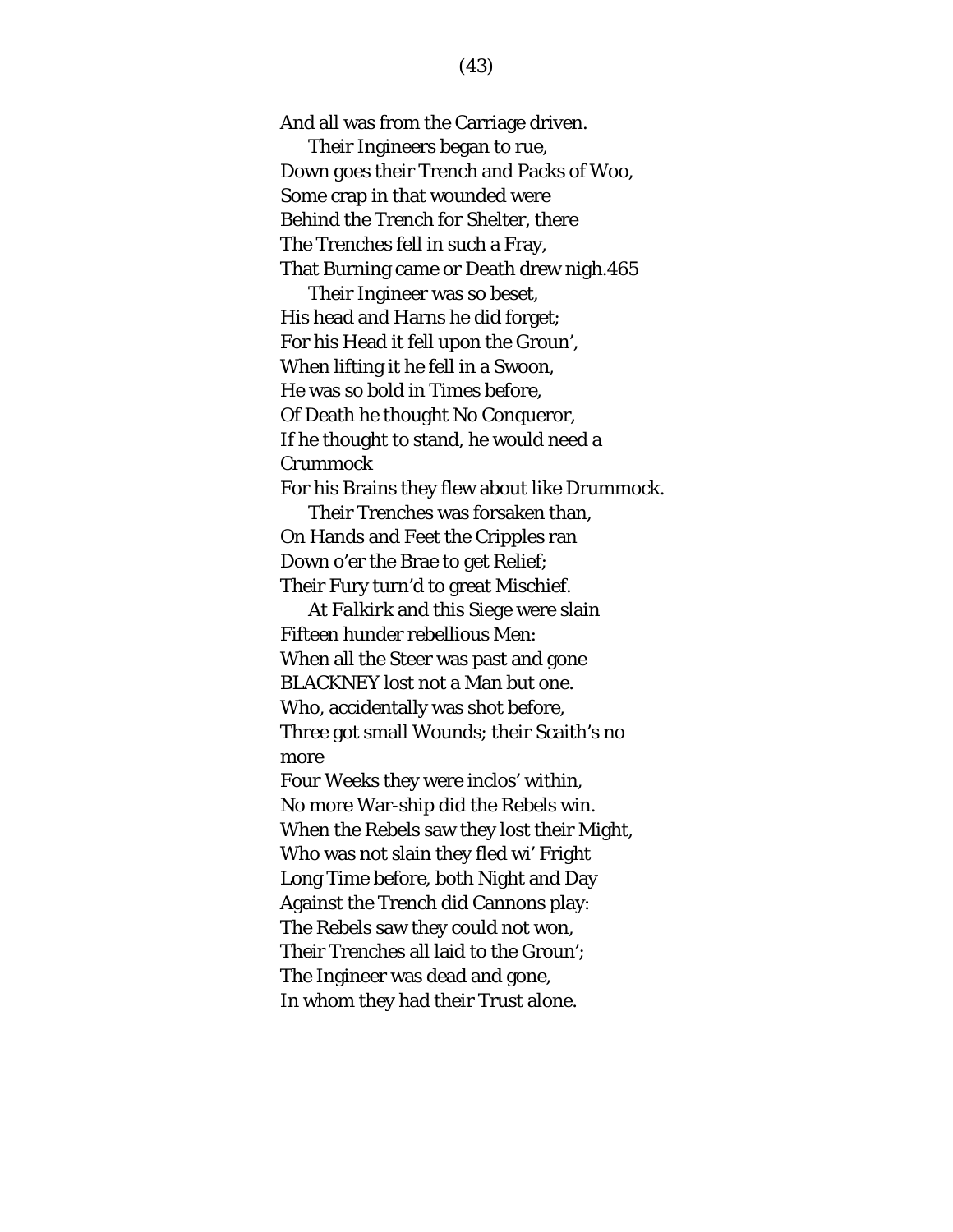And all was from the Carriage driven.
  Their Ingineers began to rue,
Down goes their Trench and Packs of Woo,
Some crap in that wounded were
Behind the Trench for Shelter, there
The Trenches fell in such a Fray,
That Burning came or Death drew nigh.465
  Their Ingineer was so beset,
His head and Harns he did forget;
For his Head it fell upon the Groun',
When lifting it he fell in a Swoon,
He was so bold in Times before,
Of Death he thought No Conqueror,
If he thought to stand, he would need a Crummock
For his Brains they flew about like Drummock.
  Their Trenches was forsaken than,
On Hands and Feet the Cripples ran
Down o'er the Brae to get Relief;
Their Fury turn'd to great Mischief.
  At *Falkirk* and this Siege were slain
Fifteen hunder rebellious Men:
When all the Steer was past and gone
BLACKNEY lost not a Man but one.
Who, accidentally was shot before,
Three got small Wounds; their Scaith's no more
Four Weeks they were inclos' within,
No more War-ship did the Rebels win.
When the Rebels saw they lost their Might,
Who was not slain they fled wi' Fright
Long Time before, both Night and Day
Against the Trench did Cannons play:
The Rebels saw they could not won,
Their Trenches all laid to the Groun';
The Ingineer was dead and gone,
In whom they had their Trust alone.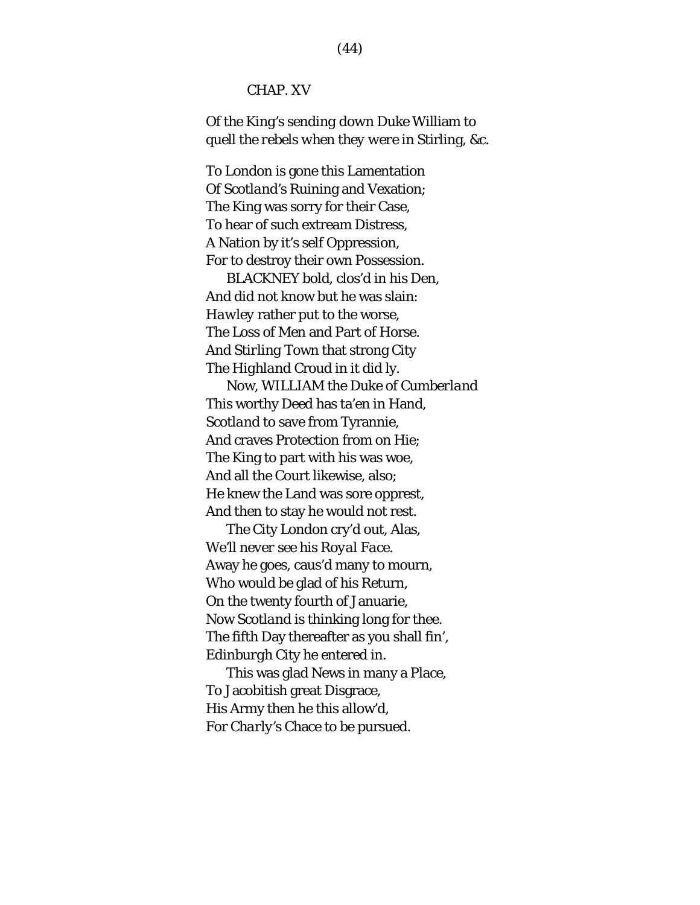## CHAP. XV

*Of the King's sending down Duke William to quell the rebels when they were in Stirling, &c.*

To *London* is gone this Lamentation
Of *Scotland's* Ruining and Vexation;
The King was sorry for their Case,
To hear of such extream Distress,
A Nation by it's self Oppression,
For to destroy their own Possession.

BLACKNEY bold, clos'd in his Den,
And did not know but he was slain:
*Hawley* rather put to the worse,
The Loss of Men and Part of Horse.
And *Stirling* Town that strong City
The *Highland* Croud in it did ly.

Now, WILLIAM the Duke of *Cumberland*
This worthy Deed has ta'en in Hand,
*Scotland* to save from Tyrannie,
And craves Protection from on Hie;
The King to part with his was woe,
And all the Court likewise, also;
He knew the Land was sore opprest,
And then to stay he would not rest.

The City *London* cry'd out, Alas,
We'll never see his *Royal Face*.
Away he goes, caus'd many to mourn,
Who would be glad of his Return,
On the twenty fourth of *Januarie*,
Now *Scotland* is thinking long for thee.
The fifth Day thereafter as you shall fin',
*Edinburgh* City he entered in.

This was glad News in many a Place,
To *Jacobitish* great Disgrace,
His Army then he this allow'd,
For *Charly's* Chace to be pursued.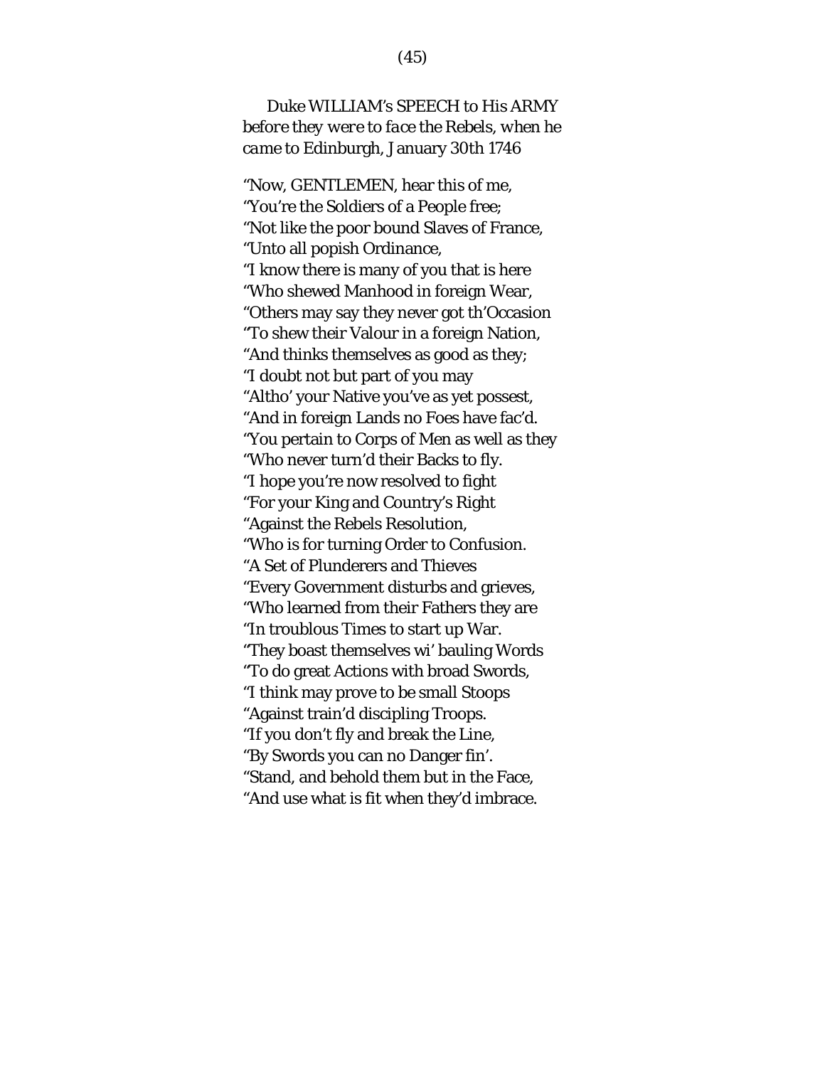Duke WILLIAM's SPEECH to His ARMY *before they were to face the Rebels, when he came to Edinburgh, January 30th 1746*

"Now, GENTLEMEN, hear this of me,  
"You're the Soldiers of a People free;  
"Not like the poor bound Slaves of France,  
"Unto all popish Ordinance,  
"I know there is many of you that is here  
"Who shewed Manhood in foreign Wear,  
"Others may say they never got th'Occasion  
"To shew their Valour in a foreign Nation,  
"And thinks themselves as good as they;  
"I doubt not but part of you may  
"Altho' your Native you've as yet possest,  
"And in foreign Lands no Foes have fac'd.  
"You pertain to Corps of Men as well as they  
"Who never turn'd their Backs to fly.  
"I hope you're now resolved to fight  
"For your King and Country's Right  
"Against the Rebels Resolution,  
"Who is for turning Order to Confusion.  
"A Set of Plunderers and Thieves  
"Every Government disturbs and grieves,  
"Who learned from their Fathers they are  
"In troublous Times to start up War.  
"They boast themselves wi' bauling Words  
"To do great Actions with broad Swords,  
"I think may prove to be small Stoops  
"Against train'd discipling Troops.  
"If you don't fly and break the Line,  
"By Swords you can no Danger fin'.  
"Stand, and behold them but in the Face,  
"And use what is fit when they'd imbrace.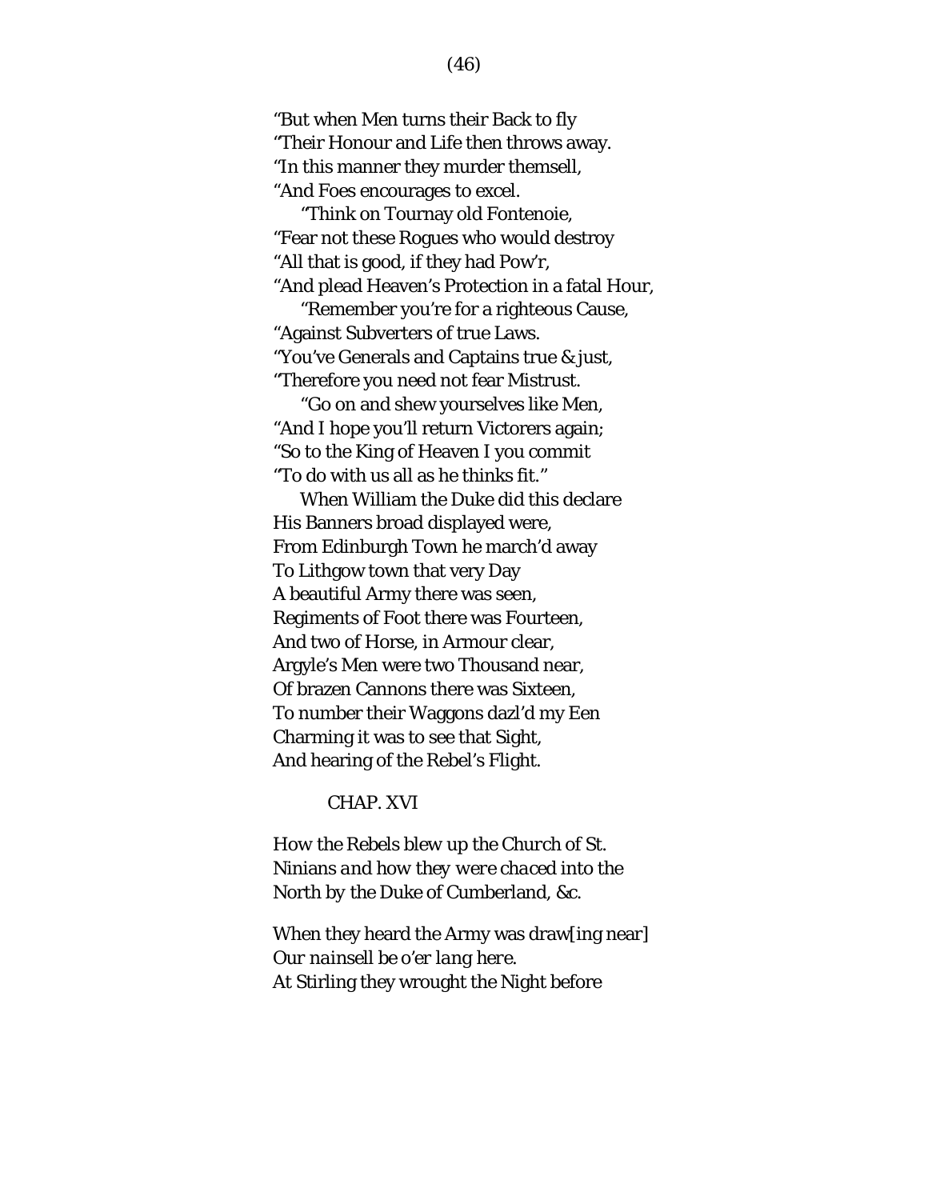"But when Men turns their Back to fly
"Their Honour and Life then throws away.
"In this manner they murder themsell,
"And Foes encourages to excel.

"Think on Tournay old Fontenoie,
"Fear not these Rogues who would destroy
"All that is good, if they had Pow'r,
"And plead Heaven's Protection in a fatal Hour,

"Remember you're for a righteous Cause,
"Against Subverters of true Laws.
"You've Generals and Captains true & just,
"Therefore you need not fear Mistrust.

"Go on and shew yourselves like Men,
"And I hope you'll return Victorers again;
"So to the King of Heaven I you commit
"To do with us all as he thinks fit."

When William the Duke did this declare
His Banners broad displayed were,
From Edinburgh Town he march'd away
To Lithgow town that very Day
A beautiful Army there was seen,
Regiments of Foot there was Fourteen,
And two of Horse, in Armour clear,
Argyle's Men were two Thousand near,
Of brazen Cannons there was Sixteen,
To number their Waggons dazl'd my Een
Charming it was to see that Sight,
And hearing of the Rebel's Flight.

## CHAP. XVI

*How the Rebels blew up the Church of St. Ninians and how they were chaced into the North by the Duke of Cumberland, &c.*

When they heard the Army was draw[ing near]
*Our nainsell be o'er lang here.*
At Stirling they wrought the Night before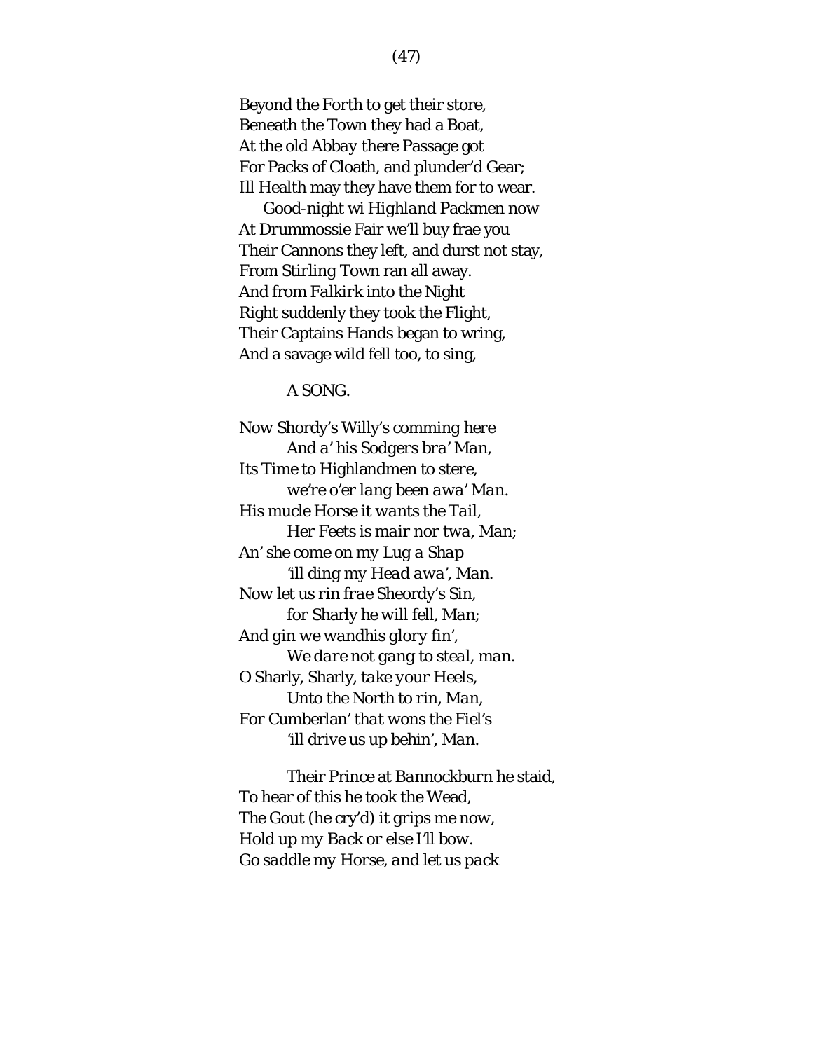Beyond the Forth to get their store,  
Beneath the Town they had a Boat,  
At the old *Abbay* there Passage got  
For Packs of Cloath, and plunder'd Gear;  
Ill Health may they have them for to wear.  
   Good-night wi *Highland* Packmen now  
At *Drummossie* Fair we'll buy frae you  
Their Cannons they left, and durst not stay,  
From *Stirling* Town ran all away.  
And from *Falkirk* into the Night  
Right suddenly they took the Flight,  
Their Captains Hands began to wring,  
And a savage wild fell too, to sing,

A SONG.

*Now Shordy's Willy's comming here*  
   *And a' his Sodgers bra' Man,*  
*Its Time to Highlandmen to stere,*  
   *we're o'er lang been awa' Man.*  
*His mucle Horse it wants the Tail,*  
   *Her Feets is mair nor twa, Man;*  
*An' she come on my Lug a Shap*  
   *'ill ding my Head awa', Man.*  
*Now let us rin frae Sheordy's Sin,*  
   *for Sharly he will fell, Man;*  
*And gin we wandhis glory fin',*  
   *We dare not gang to steal, man.*  
*O Sharly, Sharly, take your Heels,*  
   *Unto the North to rin, Man,*  
*For Cumberlan' that wons the Fiel's*  
   *'ill drive us up behin', Man.*

   Their Prince at *Bannockburn* he staid,  
To hear of this he took the Wead,  
The Gout (he cry'd) it grips me now,  
Hold up my *Back* or else I'll bow.  
*Go saddle my Horse, and let us pack*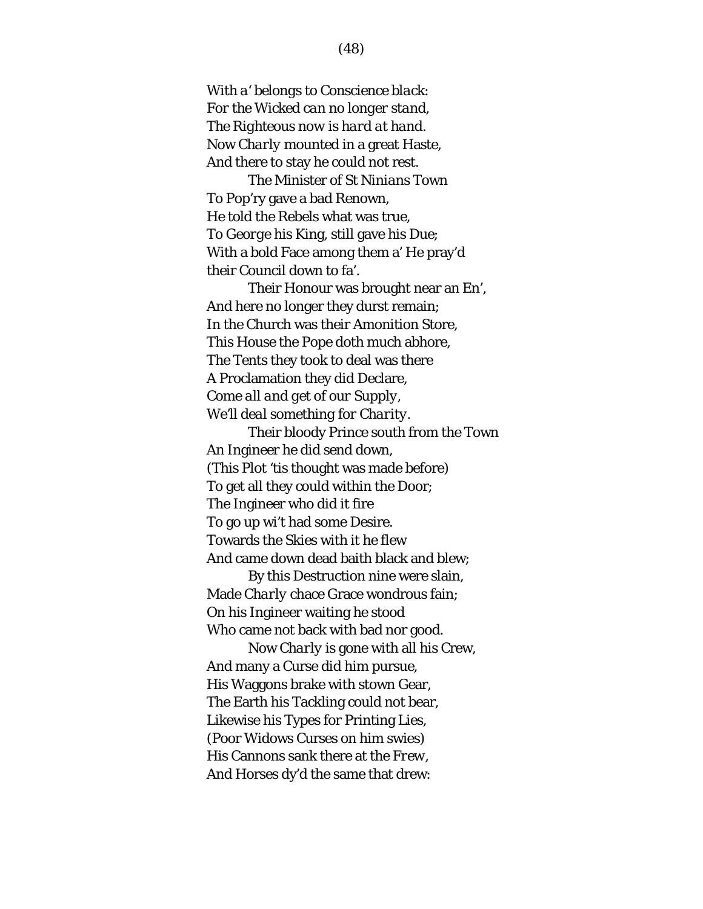With a' belongs to Conscience *black*:
*For the Wicked can no longer stand,*
*The Righteous now is hard at hand*.
Now *Charly* mounted in a great Haste,
And there to stay he could not rest.

The Minister of St *Ninians* Town
To Pop'ry gave a bad Renown,
He told the Rebels what was true,
To *George* his King, still gave his Due;
With a bold Face among them a' He pray'd
their Council down to fa'.

Their Honour was brought near an En',
And here no longer they durst remain;
In the Church was their Amonition Store,
This House the Pope doth much abhore,
The Tents they took to deal was there
A Proclamation they did Declare,
*Come all and get of our Supply,*
*We'll deal something for Charity.*

Their bloody Prince south from the Town
An Ingineer he did send down,
(This Plot 'tis thought was made before)
To get all they could within the Door;
The Ingineer who did it fire
To go up wi't had some Desire.
Towards the Skies with it he flew
And came down dead baith black and blew;

By this Destruction nine were slain,
Made *Charly* chace Grace wondrous fain;
On his Ingineer waiting he stood
Who came not back with bad nor good.

Now *Charly* is gone with all his Crew,
And many a Curse did him pursue,
His Waggons brake with stown Gear,
The Earth his Tackling could not bear,
Likewise his Types for Printing Lies,
(Poor Widows Curses on him swies)
His Cannons sank there at the *Frew*,
And Horses dy'd the same that drew: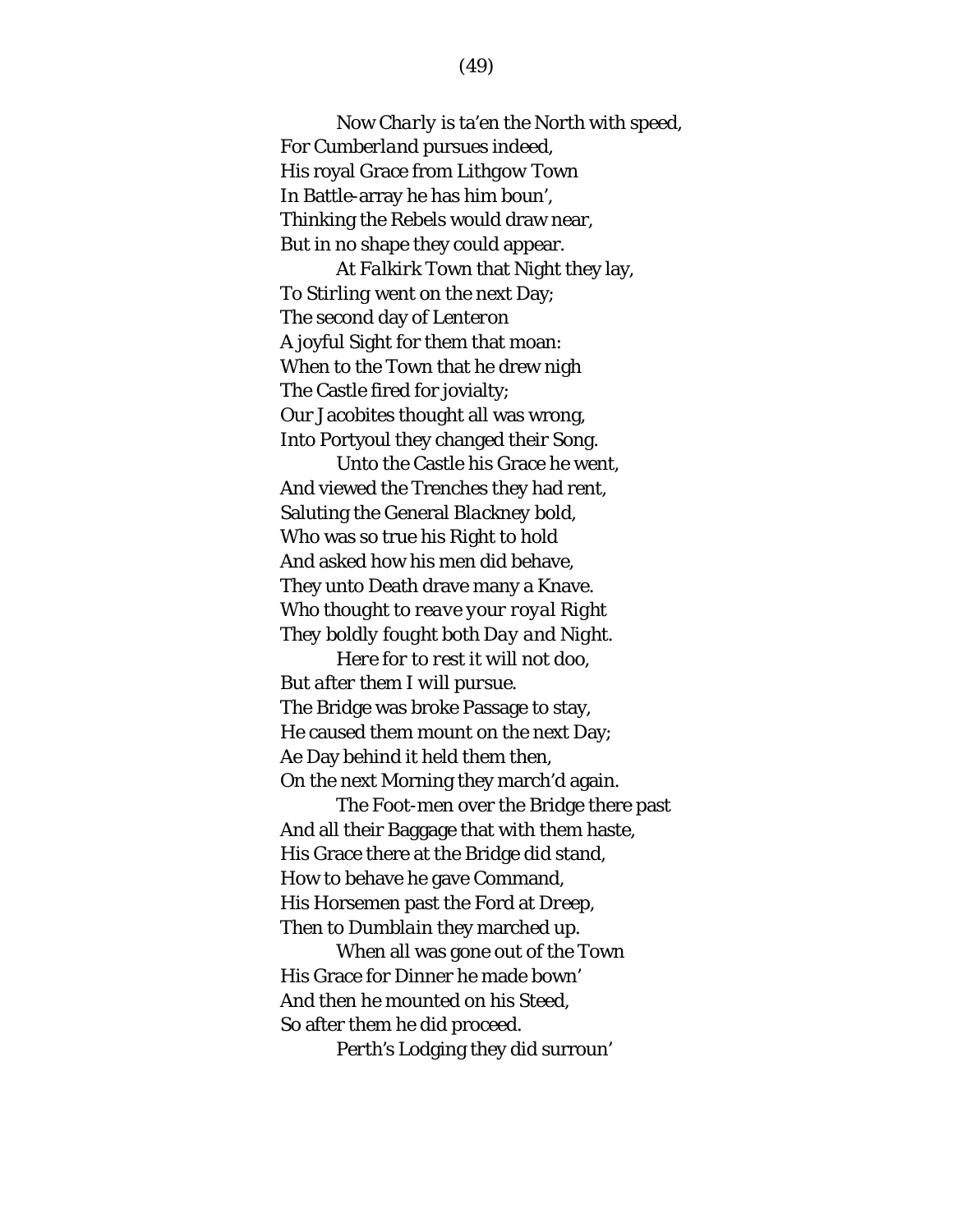Now *Charly* is ta’en the North with speed,
For *Cumberland* pursues indeed,
His royal Grace from *Lithgow* Town
In Battle-array he has him boun’,
Thinking the Rebels would draw near,
But in no shape they could appear.

At *Falkirk* Town that Night they lay,
To *Stirling* went on the next Day;
The second day of *Lenteron*
A joyful Sight for them that moan:
When to the Town that he drew nigh
The Castle fired for jovialty;
Our Jacobites thought all was wrong,
Into Portyoul they changed their Song.

Unto the Castle his Grace he went,
And viewed the Trenches they had rent,
Saluting the General *Blackney* bold,
Who was so true his Right to hold
And asked how his men did behave,
They unto Death drave many a Knave.
*Who thought to reave your royal Right*
*They boldly fought both Day and Night.*

*Here for to rest it will not doo,*
*But after them I will pursue.*
The Bridge was broke Passage to stay,
He caused them mount on the next Day;
Ae Day behind it held them then,
On the next Morning they march’d again.

The Foot-men over the Bridge there past
And all their Baggage that with them haste,
His Grace there at the Bridge did stand,
How to behave he gave Command,
His Horsemen past the Ford at *Dreep*,
Then to *Dumblain* they marched up.

When all was gone out of the Town
His Grace for Dinner he made bown’
And then he mounted on his Steed,
So after them he did proceed.

*Perth’s* Lodging they did surroun’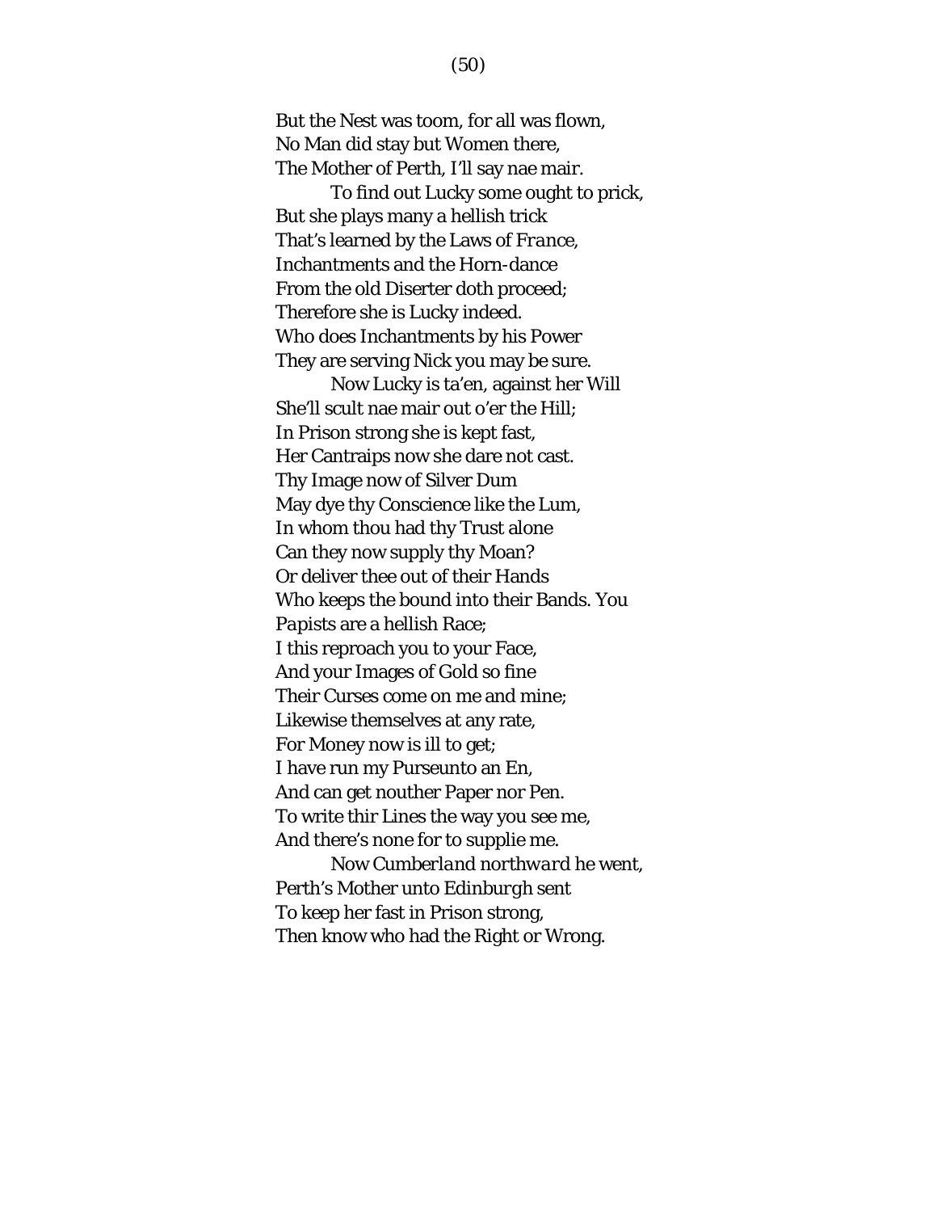But the Nest was toom, for all was flown,
No Man did stay but Women there,
The Mother of Perth, I'll say nae mair.

To find out Lucky some ought to prick,
But she plays many a hellish trick
That's learned by the Laws of *France*,
Inchantments and the Horn-dance
From the old Diserter doth proceed;
Therefore she is Lucky indeed.
Who does Inchantments by his Power
They are serving Nick you may be sure.

Now Lucky is ta'en, against her Will
She'll scult nae mair out o'er the Hill;
In Prison strong she is kept fast,
Her Cantraips now she dare not cast.
Thy Image now of Silver Dum
May dye thy Conscience like the Lum,
In whom thou had thy Trust alone
Can they now supply thy Moan?
Or deliver thee out of their Hands
Who keeps the bound into their Bands. You
Papists are a hellish Race;
I this reproach you to your Face,
And your Images of Gold so fine
Their Curses come on me and mine;
Likewise themselves at any rate,
For Money now is ill to get;
I have run my Purseunto an En,
And can get nouther Paper nor Pen.
To write thir Lines the way you see me,
And there's none for to supplie me.

Now *Cumberland northward* he went,
Perth's Mother unto Edinburgh sent
To keep her fast in Prison strong,
Then know who had the Right or Wrong.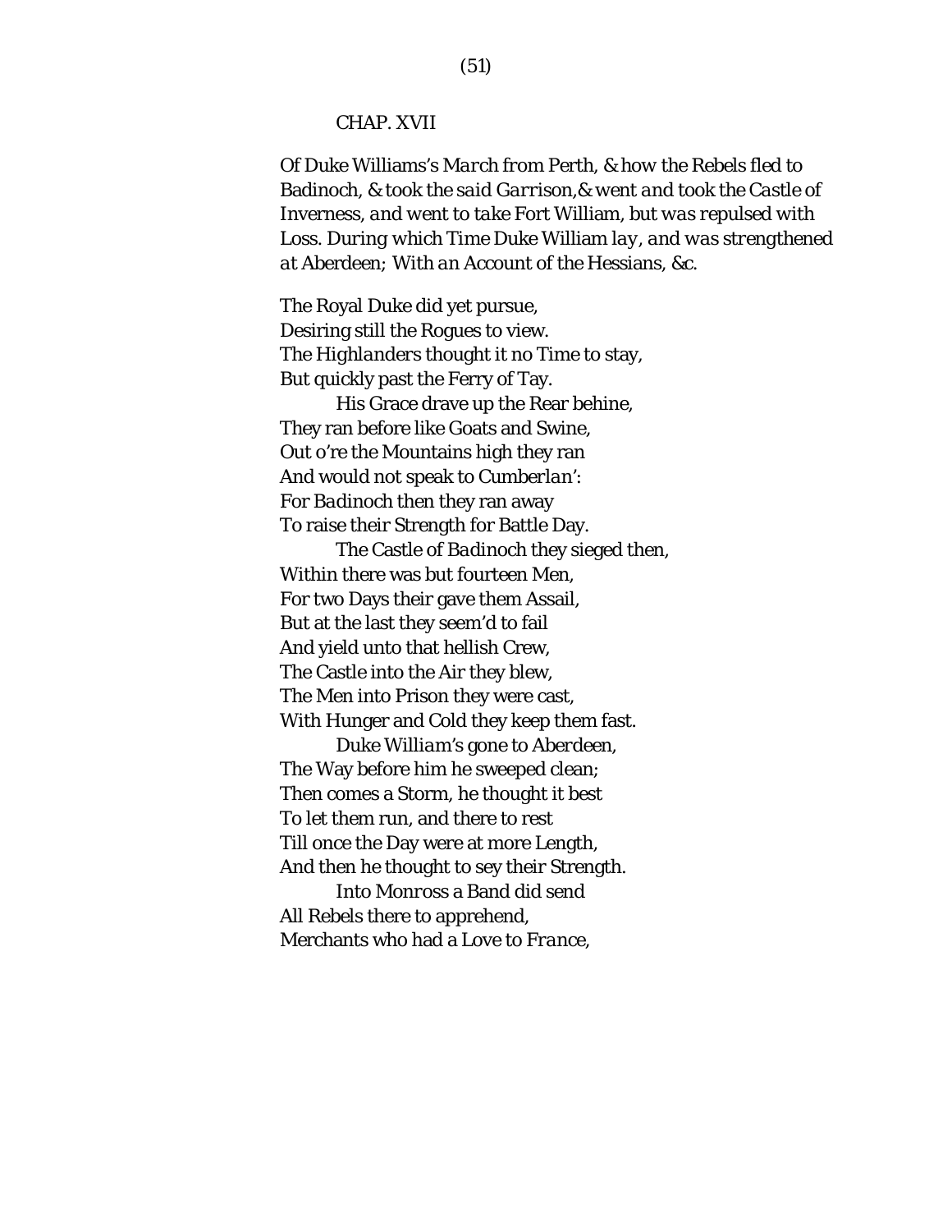## CHAP. XVII

*Of* Duke Williams's *March from* Perth, *&* how the Rebels fled to Badinoch, *& took the said Garrison,& went and took the Castle of* Inverness, *and went to take Fort* William, *but was repulsed with Loss. During which Time* Duke William *lay, and was strengthened at* Aberdeen; *With an Account of the* Hessians, *&c.*

The Royal Duke did yet pursue,
Desiring still the Rogues to view.
The *Highlanders* thought it no Time to stay,
But quickly past the Ferry of *Tay*.

His Grace drave up the Rear behine,
They ran before like Goats and Swine,
Out o're the Mountains high they ran
And would not speak to *Cumberlan'*:
For *Badinoch* then they ran away
To raise their Strength for Battle Day.

The Castle of *Badinoch* they sieged then,
Within there was but fourteen Men,
For two Days their gave them Assail,
But at the last they seem'd to fail
And yield unto that hellish Crew,
The Castle into the Air they blew,
The Men into Prison they were cast,
With Hunger and Cold they keep them fast.

*Duke William's* gone to *Aberdeen*,
The Way before him he sweeped clean;
Then comes a Storm, he thought it best
To let them run, and there to rest
Till once the Day were at more Length,
And then he thought to sey their Strength.

Into *Monross* a Band did send
All Rebels there to apprehend,
Merchants who had a Love to *France*,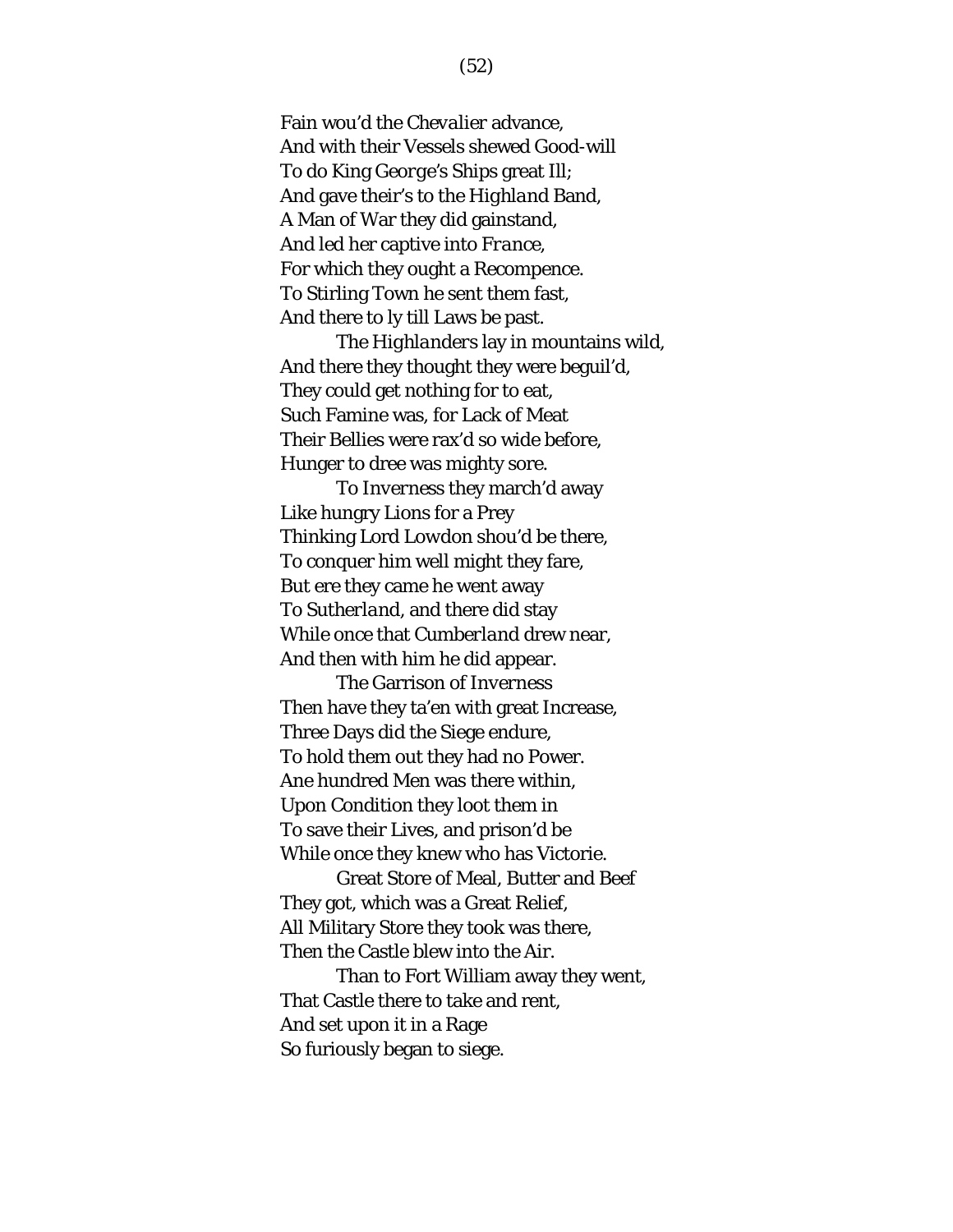Fain wou'd the *Chevalier* advance,
And with their Vessels shewed Good-will
To do King *George's* Ships great Ill;
And gave their's to the *Highland* Band,
A Man of War they did gainstand,
And led her captive into *France*,
For which they ought a Recompence.
To Stirling Town he sent them fast,
And there to ly till Laws be past.

The *Highlanders* lay in mountains wild,
And there they thought they were beguil'd,
They could get nothing for to eat,
Such Famine was, for Lack of Meat
Their Bellies were rax'd so wide before,
Hunger to dree was mighty sore.

To *Inverness* they march'd away
Like hungry Lions for a Prey
Thinking Lord Lowdon shou'd be there,
To conquer him well might they fare,
But ere they came he went away
To *Sutherland*, and there did stay
While once that *Cumberland* drew near,
And then with him he did appear.

The Garrison of *Inverness*
Then have they ta'en with great Increase,
Three Days did the Siege endure,
To hold them out they had no Power.
Ane hundred Men was there within,
Upon Condition they loot them in
To save their Lives, and prison'd be
While once they knew who has Victorie.

Great Store of Meal, Butter and Beef
They got, which was a Great Relief,
All Military Store they took was there,
Then the Castle blew into the Air.

Than to Fort William away they went,
That Castle there to take and rent,
And set upon it in a Rage
So furiously began to siege.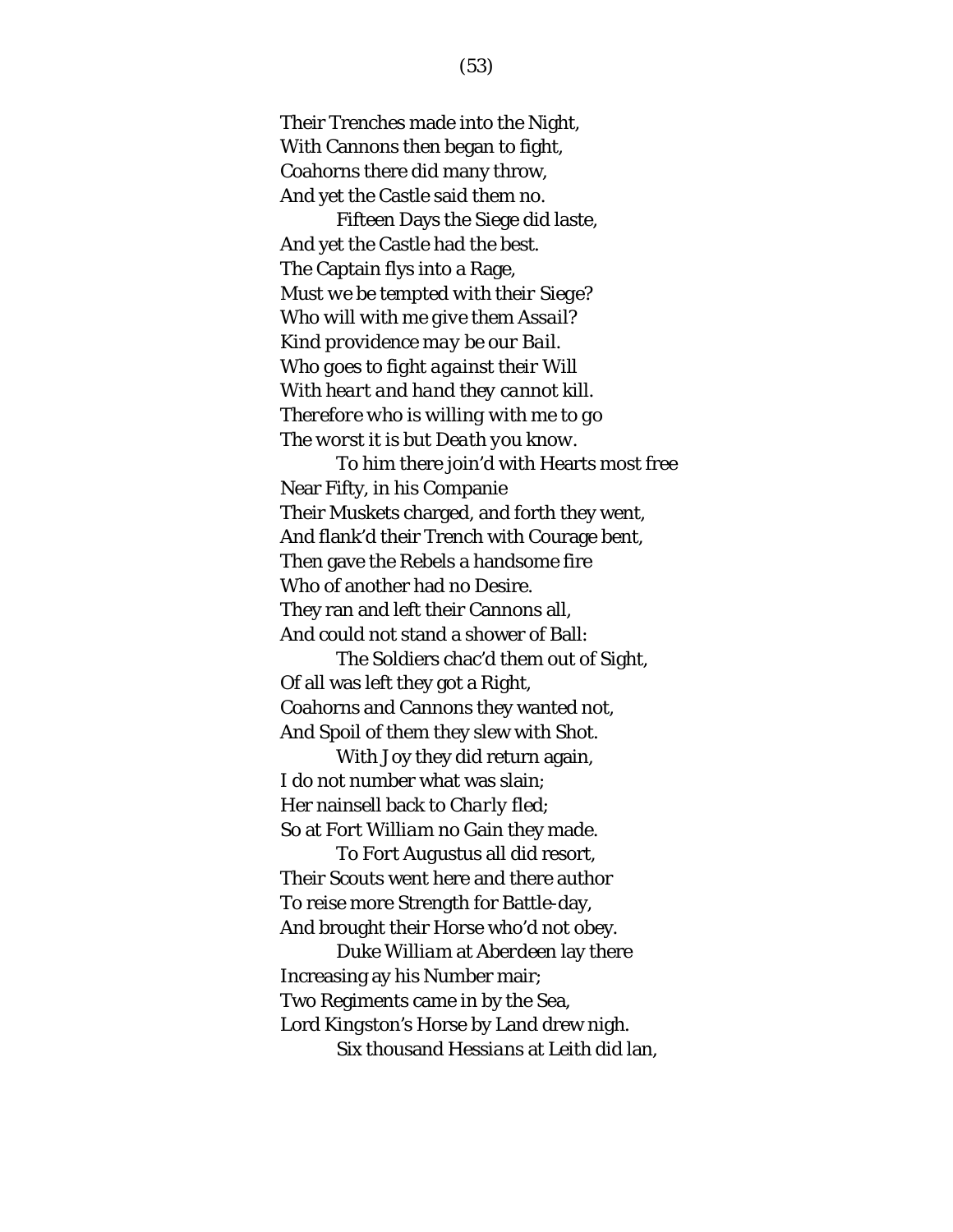Their Trenches made into the Night,
With Cannons then began to fight,
Coahorns there did many throw,
And yet the Castle said them no.

Fifteen Days the Siege did laste,
And yet the Castle had the best.
The Captain flys into a Rage,
*Must we be tempted with their Siege?*
*Who will with me give them Assail?*
*Kind providence may be our Bail.*
*Who goes to fight against their Will*
*With heart and hand they cannot kill.*
*Therefore who is willing with me to go*
*The worst it is but Death you know.*

To him there join'd with Hearts most free
Near Fifty, in his Companie
Their Muskets charged, and forth they went,
And flank'd their Trench with Courage bent,
Then gave the Rebels a handsome fire
Who of another had no Desire.
They ran and left their Cannons all,
And could not stand a shower of Ball:

The Soldiers chac'd them out of Sight,
Of all was left they got a Right,
Coahorns and Cannons they wanted not,
And Spoil of them they slew with Shot.

With Joy they did return again,
I do not number what was slain;
Her nainsell back to *Charly* fled;
So at *Fort William* no Gain they made.

To *Fort Augustus* all did resort,
Their Scouts went here and there author
To reise more Strength for Battle-day,
And brought their Horse who'd not obey.

Duke *William* at *Aberdeen* lay there
Increasing ay his Number mair;
Two Regiments came in by the Sea,
Lord *Kingston's* Horse by Land drew nigh.

Six thousand *Hessians* at *Leith* did lan,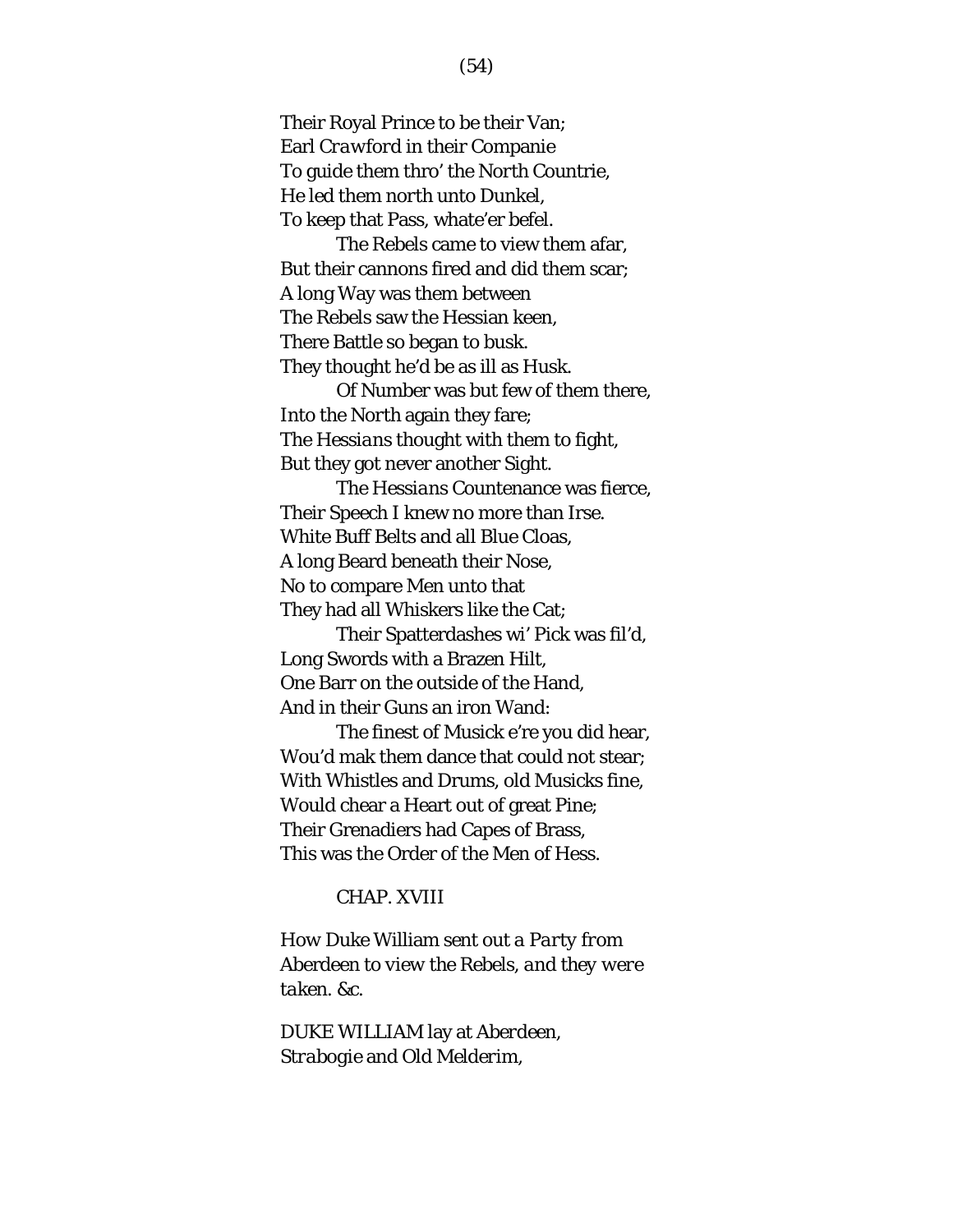*Their Royal Prince to be their Van;*
*Earl Crawford in their Companie*
*To guide them thro' the North Countrie,*
*He led them north unto Dunkel,*
*To keep that Pass, whate'er befel.*

*The Rebels came to view them afar,*
*But their cannons fired and did them scar;*
*A long Way was them between*
*The Rebels saw the Hessian keen,*
*There Battle so began to busk.*
*They thought he'd be as ill as Husk.*

*Of Number was but few of them there,*
*Into the North again they fare;*
*The Hessians thought with them to fight,*
*But they got never another Sight.*

*The Hessians Countenance was fierce,*
*Their Speech I knew no more than Irse.*
*White Buff Belts and all Blue Cloas,*
*A long Beard beneath their Nose,*
*No to compare Men unto that*
*They had all Whiskers like the Cat;*

*Their Spatterdashes wi' Pick was fil'd,*
*Long Swords with a Brazen Hilt,*
*One Barr on the outside of the Hand,*
*And in their Guns an iron Wand:*

*The finest of Musick e're you did hear,*
*Wou'd mak them dance that could not stear;*
*With Whistles and Drums, old Musicks fine,*
*Would chear a Heart out of great Pine;*
*Their Grenadiers had Capes of Brass,*
*This was the Order of the Men of Hess.*

## CHAP. XVIII

*How Duke William sent out a Party from Aberdeen to view the Rebels, and they were taken. &c.*

*DUKE WILLIAM lay at Aberdeen,*
*Strabogie and Old Melderim,*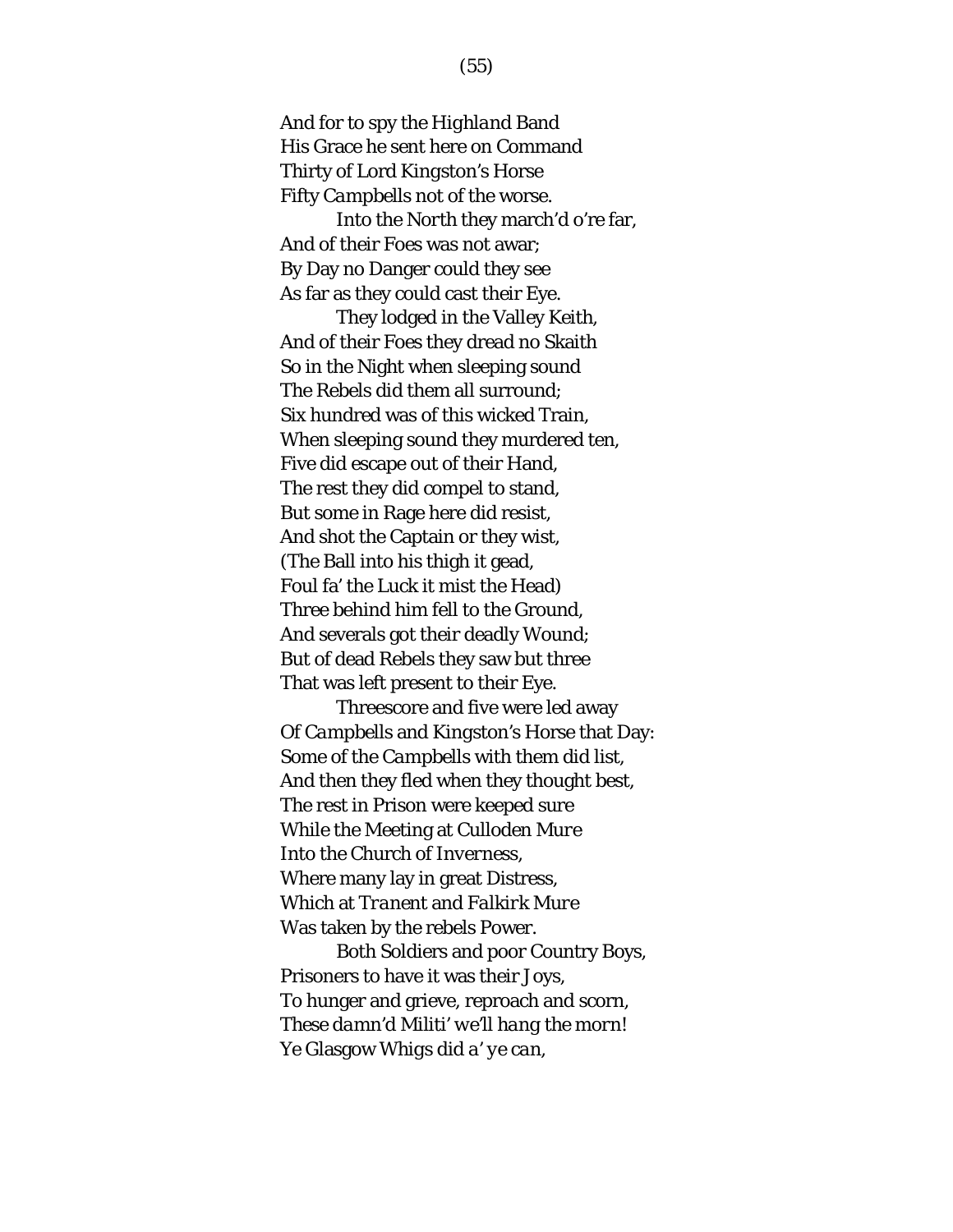And for to spy the *Highland* Band
His Grace he sent here on Command
Thirty of Lord Kingston's Horse
Fifty *Campbells* not of the worse.

Into the North they march'd o're far,
And of their Foes was not awar;
By Day no Danger could they see
As far as they could cast their Eye.

They lodged in the Valley Keith,
And of their Foes they dread no Skaith
So in the Night when sleeping sound
The Rebels did them all surround;
Six hundred was of this wicked Train,
When sleeping sound they murdered ten,
Five did escape out of their Hand,
The rest they did compel to stand,
But some in Rage here did resist,
And shot the Captain or they wist,
(The Ball into his thigh it gead,
Foul fa' the Luck it mist the Head)
Three behind him fell to the Ground,
And severals got their deadly Wound;
But of dead Rebels they saw but three
That was left present to their Eye.

Threescore and five were led away
Of *Campbells* and Kingston's Horse that Day:
Some of the *Campbells* with them did list,
And then they fled when they thought best,
The rest in Prison were keeped sure
While the Meeting at *Culloden Mure*
Into the Church of *Inverness*,
Where many lay in great Distress,
Which at *Tranent* and *Falkirk Mure*
Was taken by the rebels Power.

Both Soldiers and poor Country Boys,
Prisoners to have it was their Joys,
To hunger and grieve, reproach and scorn,
*These damn'd Militi' we'll hang the morn!*
*Ye* Glasgow Whigs *did a' ye can*,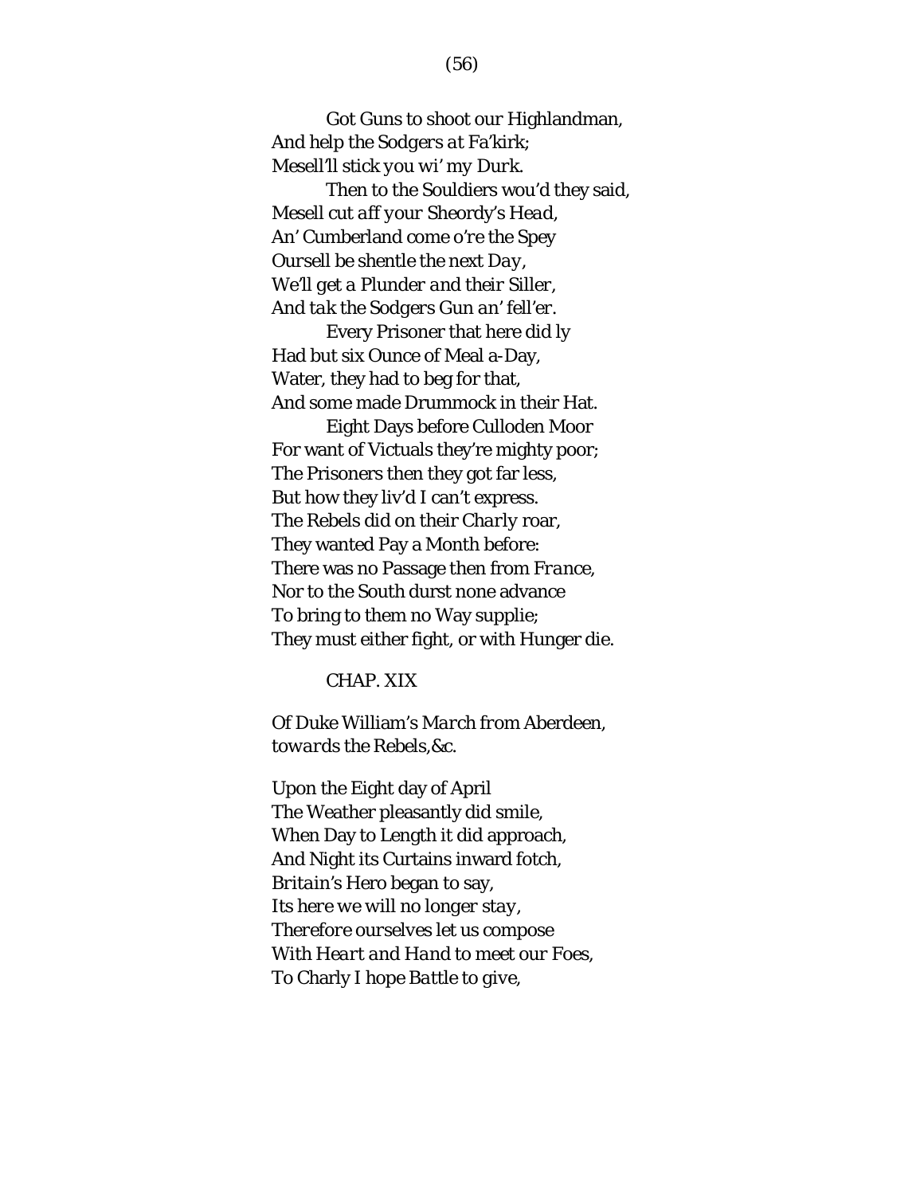Got Guns to shoot our Highlandman,
*And help the Sodgers at Fa'kirk;*
*Mesell'll stick you wi' my Durk.*
Then to the Souldiers wou'd they said,
*Mesell cut aff your Sheordy's Head,*
*An' Cumberland come o're the Spey*
*Oursell be shentle the next Day,*
*We'll get a Plunder and their Siller,*
*And tak the Sodgers Gun an' fell'er.*
Every Prisoner that here did ly
Had but six Ounce of Meal a-Day,
Water, they had to beg for that,
And some made Drummock in their Hat.
Eight Days before Culloden Moor
For want of Victuals they're mighty poor;
The Prisoners then they got far less,
But how they liv'd I can't express.
The Rebels did on their *Charly* roar,
They wanted Pay a Month before:
There was no Passage then from *France*,
Nor to the South durst none advance
To bring to them no Way supplie;
They must either fight, or with Hunger die.

## CHAP. XIX

*Of Duke William's March from Aberdeen, towards the Rebels,&c.*

Upon the Eight day of April
The Weather pleasantly did smile,
When Day to Length it did approach,
And Night its Curtains inward fotch,
*Britain's* Hero began to say,
*Its here we will no longer stay,*
*Therefore ourselves let us compose*
*With Heart and Hand to meet our Foes,*
*To Charly I hope Battle to give,*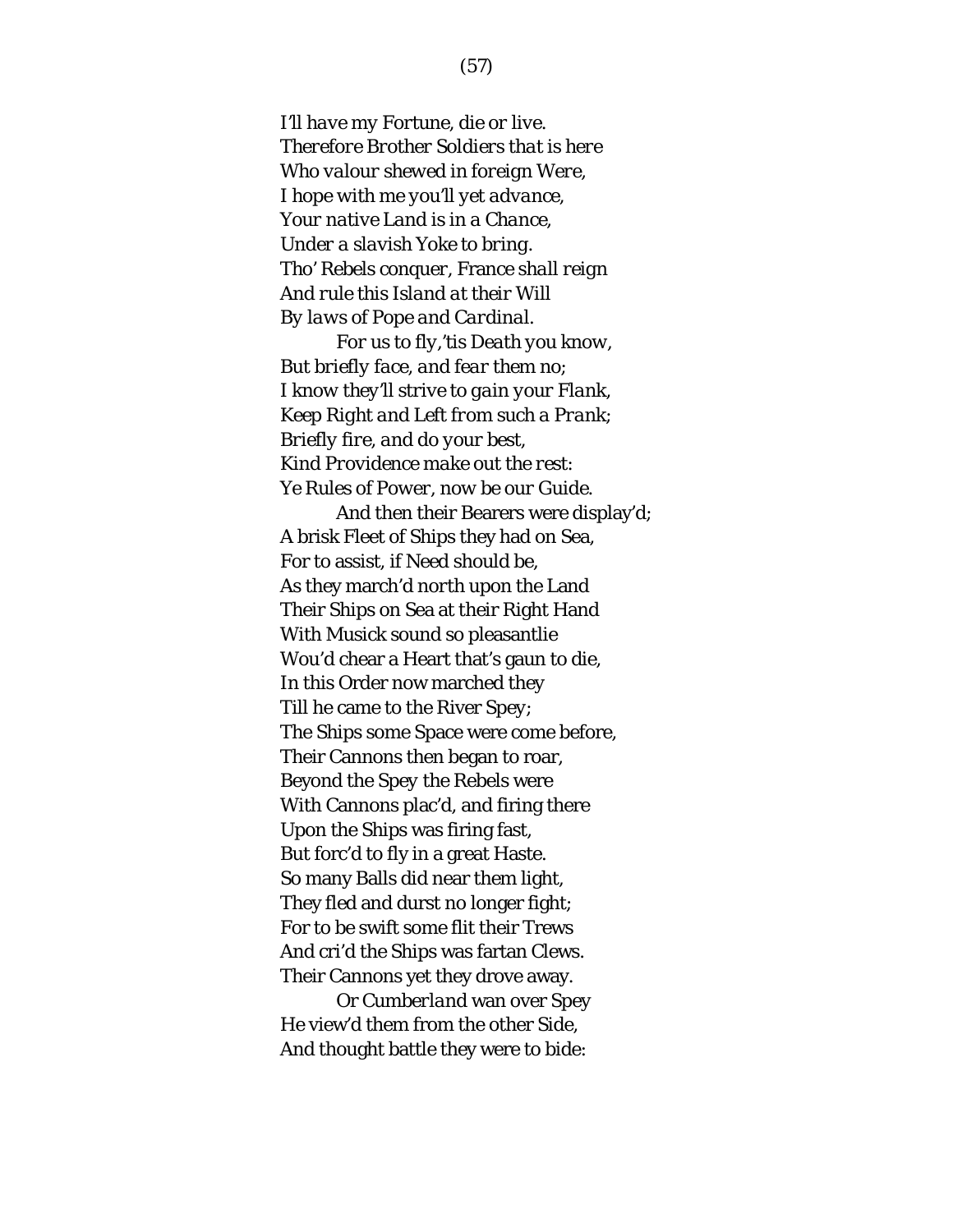*I'll have my Fortune, die or live.*  
*Therefore Brother Soldiers that is here*  
*Who valour shewed in foreign Were,*  
*I hope with me you'll yet advance,*  
*Your native Land is in a Chance,*  
*Under a slavish Yoke to bring.*  
*Tho' Rebels conquer, France shall reign*  
*And rule this Island at their Will*  
*By laws of Pope and Cardinal.*

*For us to fly,'tis Death you know,*  
*But briefly face, and fear them no;*  
*I know they'll strive to gain your Flank,*  
*Keep Right and Left from such a Prank;*  
*Briefly fire, and do your best,*  
*Kind Providence make out the rest:*  
*Ye Rules of Power, now be our Guide.*

And then their Bearers were display'd;  
A brisk Fleet of Ships they had on Sea,  
For to assist, if Need should be,  
As they march'd north upon the Land  
Their Ships on Sea at their Right Hand  
With Musick sound so pleasantlie  
Wou'd chear a Heart that's gaun to die,  
In this Order now marched they  
Till he came to the River Spey;  
The Ships some Space were come before,  
Their Cannons then began to roar,  
Beyond the Spey the Rebels were  
With Cannons plac'd, and firing there  
Upon the Ships was firing fast,  
But forc'd to fly in a great Haste.  
So many Balls did near them light,  
They fled and durst no longer fight;  
For to be swift some flit their Trews  
And cri'd the Ships was fartan Clews.  
Their Cannons yet they drove away.

Or *Cumberland* wan over Spey  
He view'd them from the other Side,  
And thought battle they were to bide: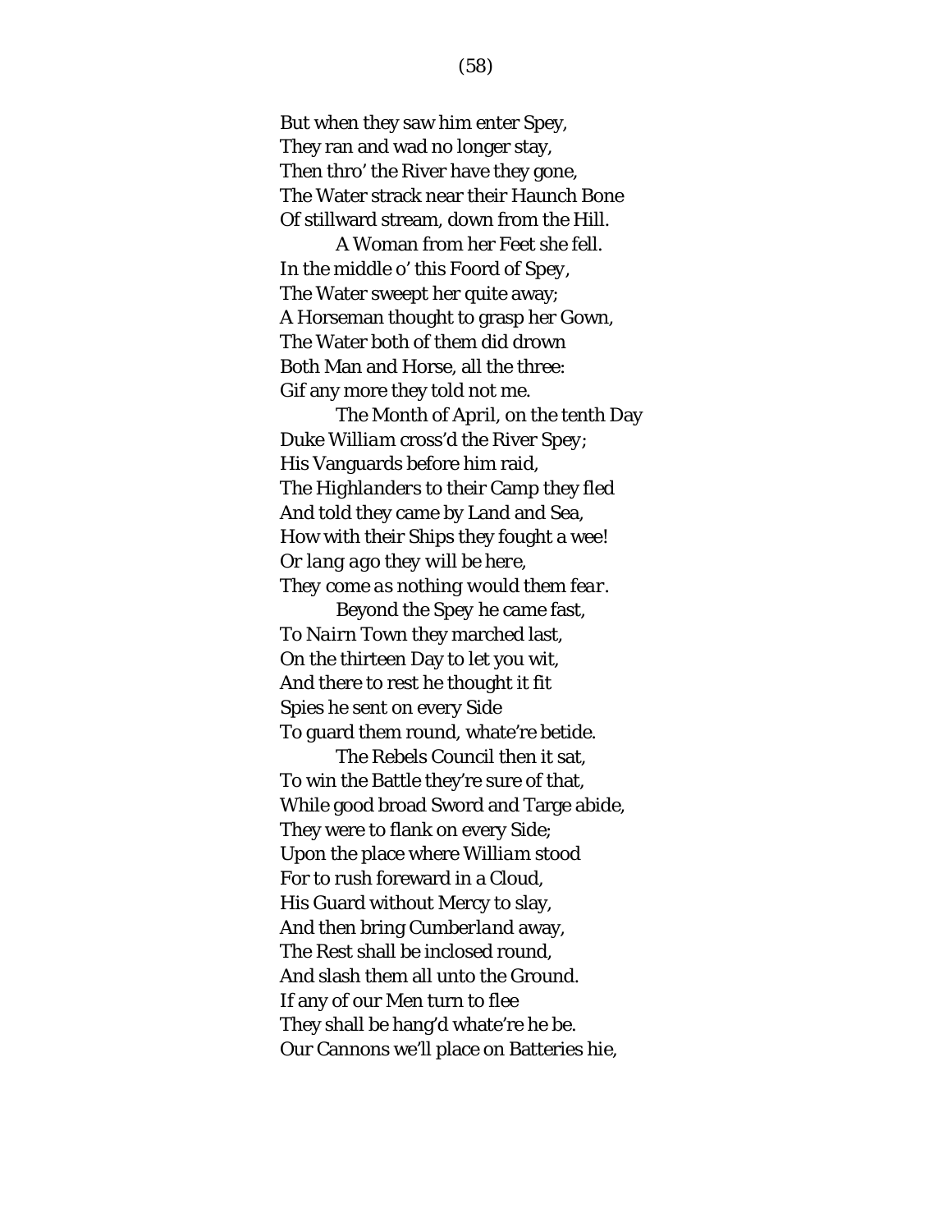But when they saw him enter Spey,
They ran and wad no longer stay,
Then thro' the River have they gone,
The Water strack near their Haunch Bone
Of stillward stream, down from the Hill.

A Woman from her Feet she fell.
In the middle o' this Foord of *Spey*,
The Water sweept her quite away;
A Horseman thought to grasp her Gown,
The Water both of them did drown
Both Man and Horse, all the three:
Gif any more they told not me.

The Month of *April*, on the tenth Day
Duke *William* cross'd the River *Spey*;
His Vanguards before him raid,
The *Highlanders* to their Camp they fled
And told they came by Land and Sea,
How with their Ships they fought a wee!
*Or lang ago they will be here,*
*They come as nothing would them fear.*

Beyond the *Spey* he came fast,
To *Nairn* Town they marched last,
On the thirteen Day to let you wit,
And there to rest he thought it fit
Spies he sent on every Side
To guard them round, whate're betide.

The Rebels Council then it sat,
To win the Battle they're sure of that,
While good broad Sword and Targe abide,
They were to flank on every Side;
Upon the place where *William* stood
For to rush foreward in a Cloud,
His Guard without Mercy to slay,
And then bring *Cumberland* away,
The Rest shall be inclosed round,
And slash them all unto the Ground.
If any of our Men turn to flee
They shall be hang'd whate're he be.
Our Cannons we'll place on Batteries hie,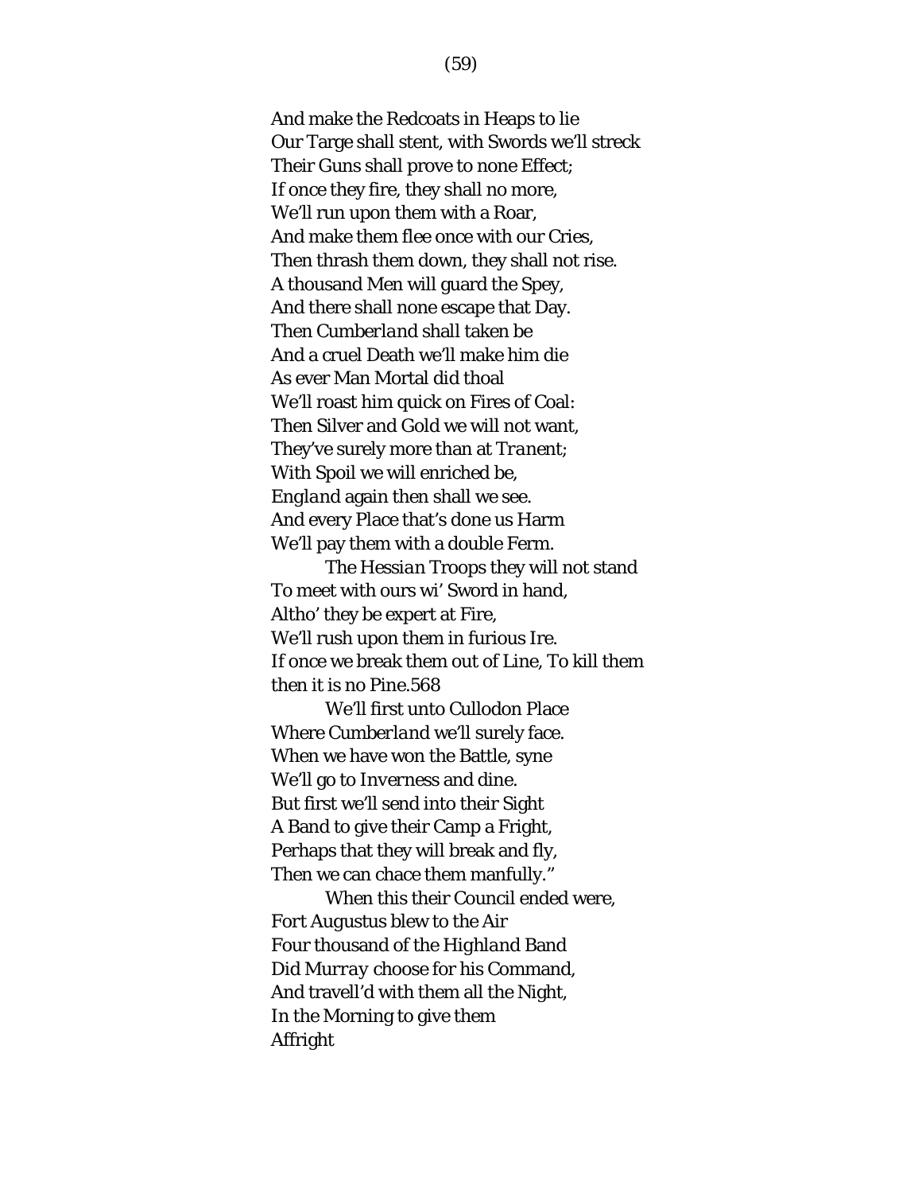And make the Redcoats in Heaps to lie
Our Targe shall stent, with Swords we'll streck
Their Guns shall prove to none Effect;
If once they fire, they shall no more,
We'll run upon them with a Roar,
And make them flee once with our Cries,
Then thrash them down, they shall not rise.
A thousand Men will guard the Spey,
And there shall none escape that Day.
Then *Cumberland* shall taken be
And a cruel Death we'll make him die
As ever Man Mortal did thoal
We'll roast him quick on Fires of Coal:
Then Silver and Gold we will not want,
They've surely more than at *Tranent*;
With Spoil we will enriched be,
*England* again then shall we see.
And every Place that's done us Harm
We'll pay them with a double Ferm.

The *Hessian* Troops they will not stand
To meet with ours wi' Sword in hand,
Altho' they be expert at Fire,
We'll rush upon them in furious Ire.
If once we break them out of Line, To kill them then it is no Pine.568

We'll first unto Cullodon Place
Where *Cumberland* we'll surely face.
When we have won the Battle, syne
We'll go to *Inverness* and dine.
But first we'll send into their Sight
A Band to give their Camp a Fright,
Perhaps that they will break and fly,
Then we can chace them manfully."

When this their Council ended were,
*Fort Augustus* blew to the Air
Four thousand of the *Highland* Band
Did *Murray* choose for his Command,
And travell'd with them all the Night,
In the Morning to give them
Affright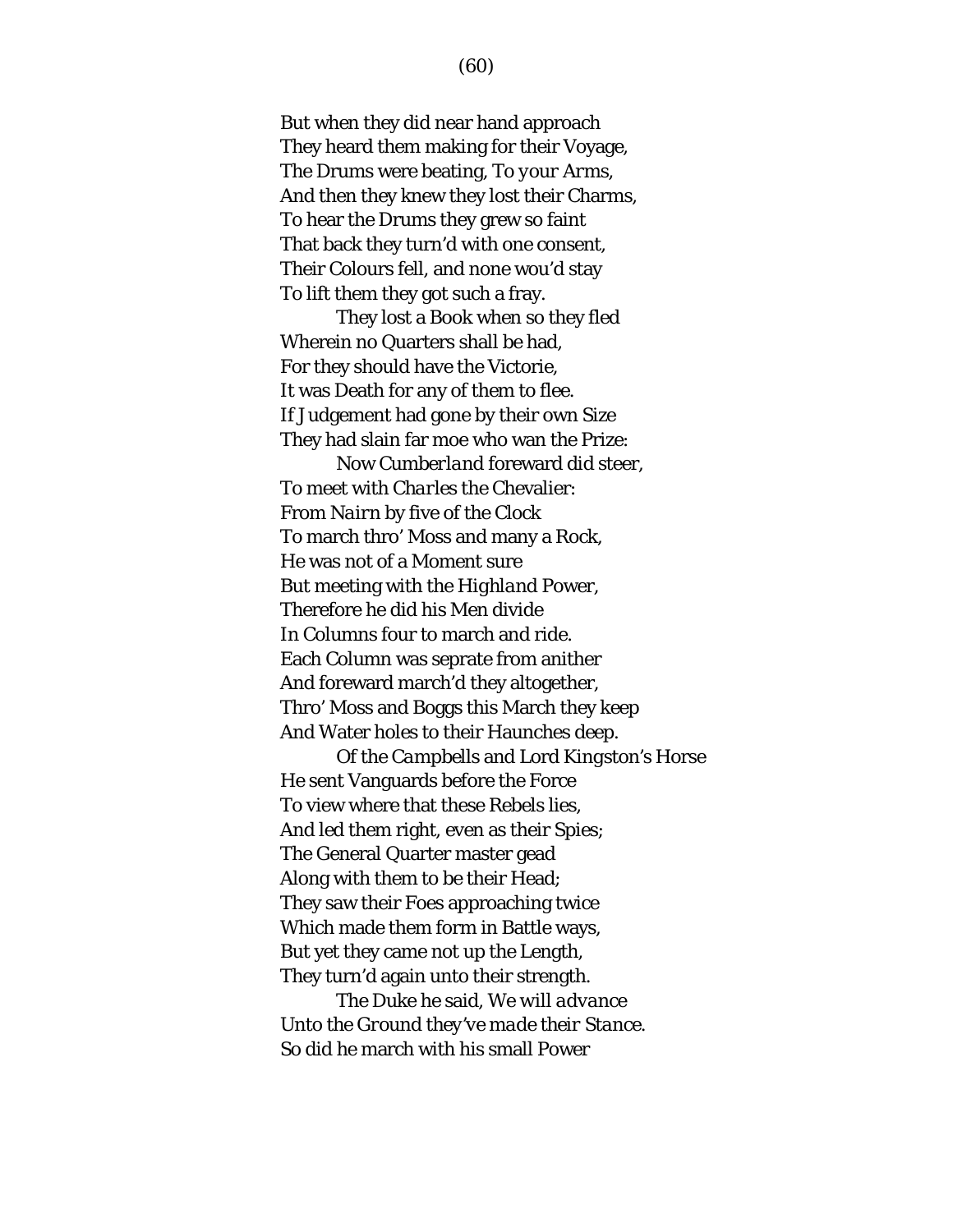But when they did near hand approach
They heard them making for their Voyage,
The Drums were beating, *To your Arms*,
And then they knew they lost their Charms,
To hear the Drums they grew so faint
That back they turn'd with one consent,
Their Colours fell, and none wou'd stay
To lift them they got such a fray.

They lost a Book when so they fled
Wherein no Quarters shall be had,
For they should have the Victorie,
It was Death for any of them to flee.
If Judgement had gone by their own Size
They had slain far moe who wan the Prize:

Now *Cumberland* foreward did steer,
To meet with *Charles* the *Chevalier*:
From *Nairn* by five of the Clock
To march thro' Moss and many a Rock,
He was not of a Moment sure
But meeting with the *Highland* Power,
Therefore he did his Men divide
In Columns four to march and ride.
Each Column was seprate from anither
And foreward march'd they altogether,
Thro' Moss and Boggs this March they keep
And Water holes to their Haunches deep.

Of the *Campbells* and Lord *Kingston's* Horse
He sent Vanguards before the Force
To view where that these Rebels lies,
And led them right, even as their Spies;
The General Quarter master gead
Along with them to be their Head;
They saw their Foes approaching twice
Which made them form in Battle ways,
But yet they came not up the Length,
They turn'd again unto their strength.

The Duke he said, *We will advance
Unto the Ground they've made their Stance*.
So did he march with his small Power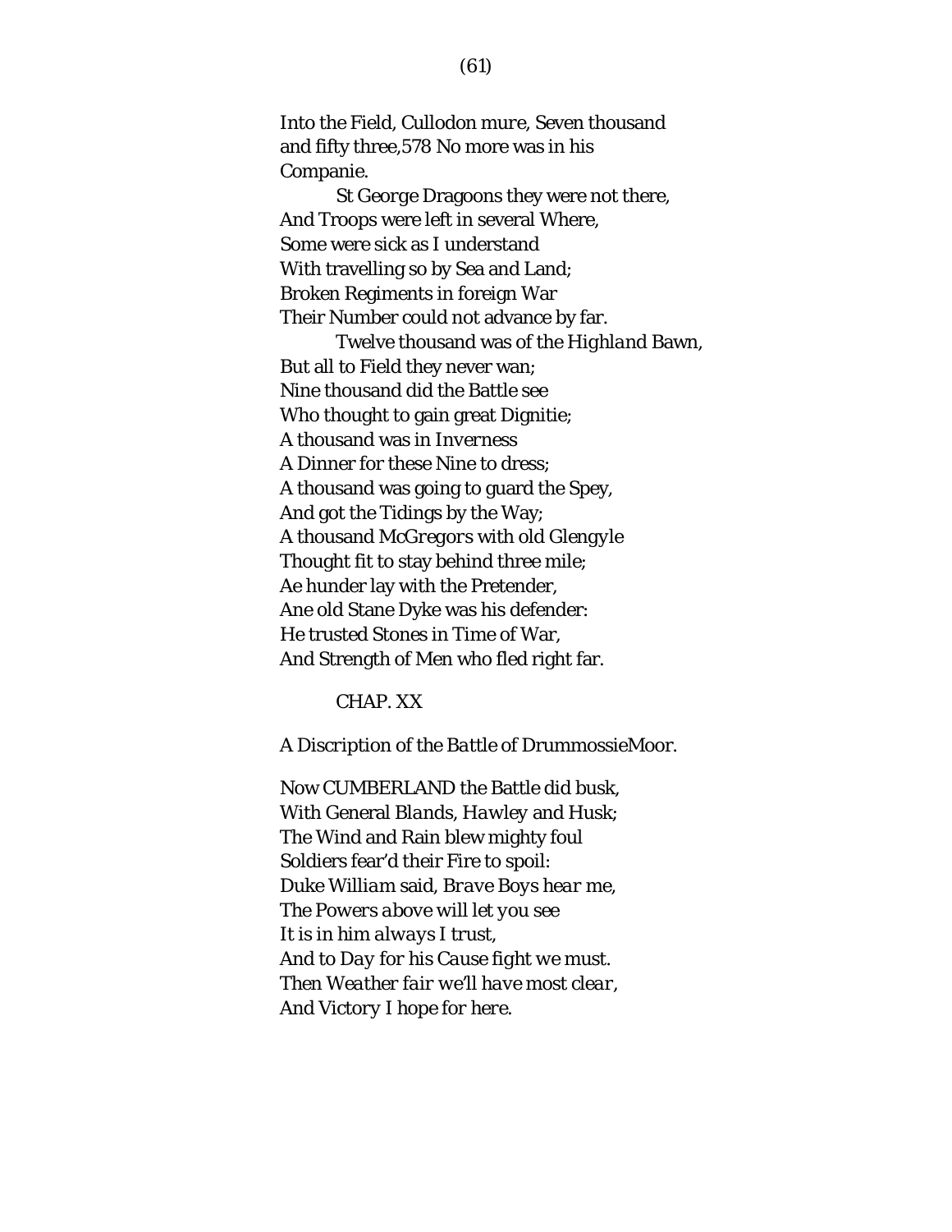Into the Field, *Cullodon mure*, Seven thousand and fifty three,578 No more was in his Companie.

St *George* Dragoons they were not there,
And Troops were left in several Where,
Some were sick as I understand
With travelling so by Sea and Land;
Broken Regiments in foreign War
Their Number could not advance by far.

Twelve thousand was of the *Highland* Bawn,
But all to Field they never wan;
Nine thousand did the Battle see
Who thought to gain great Dignitie;
A thousand was in *Inverness*
A Dinner for these Nine to dress;
A thousand was going to guard the Spey,
And got the Tidings by the Way;
A thousand *McGregors* with old *Glengyle*
Thought fit to stay behind three mile;
Ae hunder lay with the Pretender,
Ane old Stane Dyke was his defender:
He trusted Stones in Time of War,
And Strength of Men who fled right far.

CHAP. XX

A Discription of the *Battle* of *DrummossieMoor*.

Now CUMBERLAND the Battle did busk,
With General *Blands*, *Hawley* and *Husk*;
The Wind and Rain blew mighty foul
Soldiers fear'd their Fire to spoil:
Duke *William* said, *Brave Boys hear me,*
*The Powers above will let you see*
*It is in him always I trust,*
*And to Day for his Cause fight we must.*
*Then Weather fair we'll have most clear,*
*And Victory I hope for here.*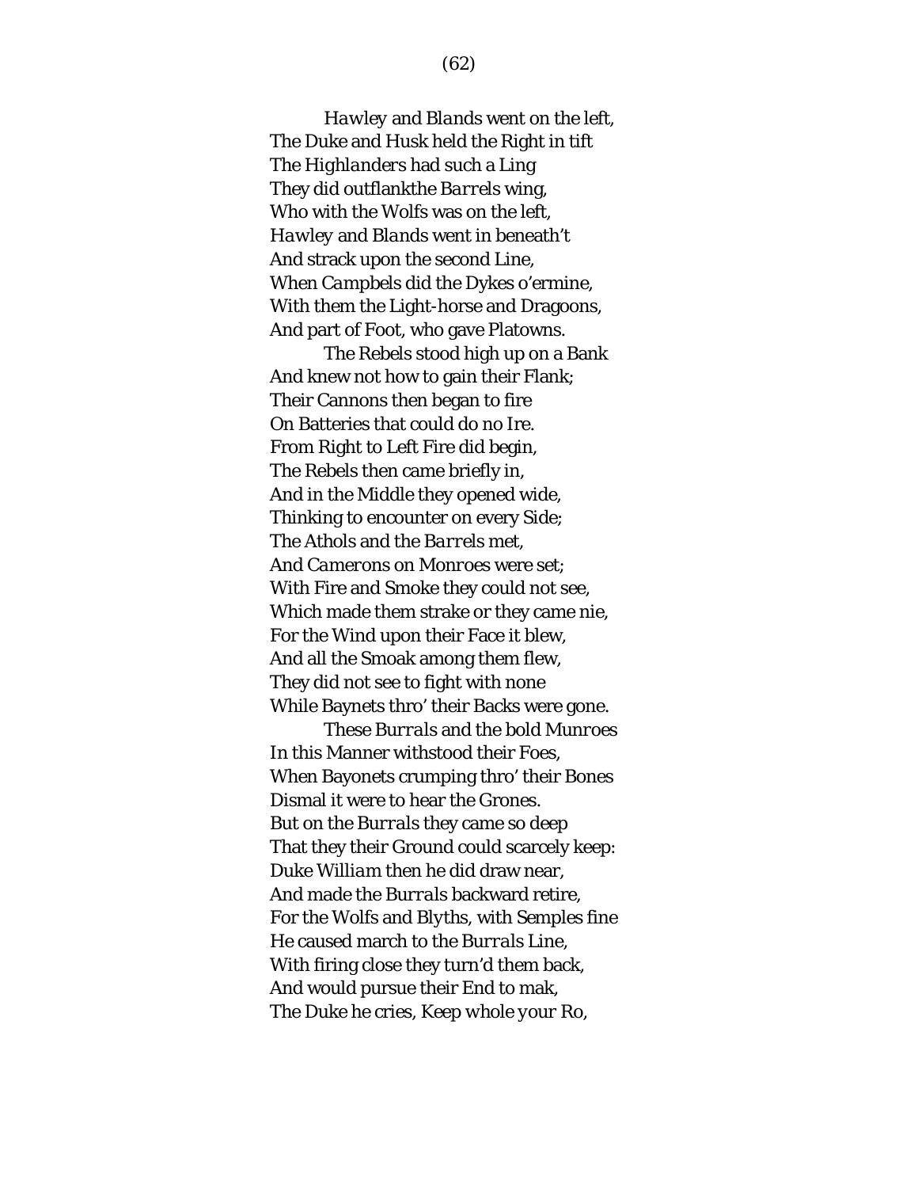*Hawley* and *Blands* went on the left,
The Duke and Husk held the Right in tift
The *Highlanders* had such a Ling
They did outflankthe *Barrels* wing,
Who with the Wolfs was on the left,
*Hawley* and *Blands* went in beneath't
And strack upon the second Line,
When *Campbels* did the Dykes o'ermine,
With them the Light-horse and Dragoons,
And part of Foot, who gave Platowns.

The Rebels stood high up on a Bank
And knew not how to gain their Flank;
Their Cannons then began to fire
On Batteries that could do no Ire.
From Right to Left Fire did begin,
The Rebels then came briefly in,
And in the Middle they opened wide,
Thinking to encounter on every Side;
The Athols and the *Barrels* met,
And *Camerons* on *Monroes* were set;
With Fire and Smoke they could not see,
Which made them strake or they came nie,
For the Wind upon their Face it blew,
And all the Smoak among them flew,
They did not see to fight with none
While Baynets thro' their Backs were gone.

These *Burrals* and the bold *Munroes*
In this Manner withstood their Foes,
When Bayonets crumping thro' their Bones
Dismal it were to hear the Grones.
But on the *Burrals* they came so deep
That they their Ground could scarcely keep:
Duke *William* then he did draw near,
And made the *Burrals* backward retire,
For the Wolfs and Blyths, with Semples fine
He caused march to the *Burrals* Line,
With firing close they turn'd them back,
And would pursue their End to mak,
The Duke he cries, *Keep whole your Ro*,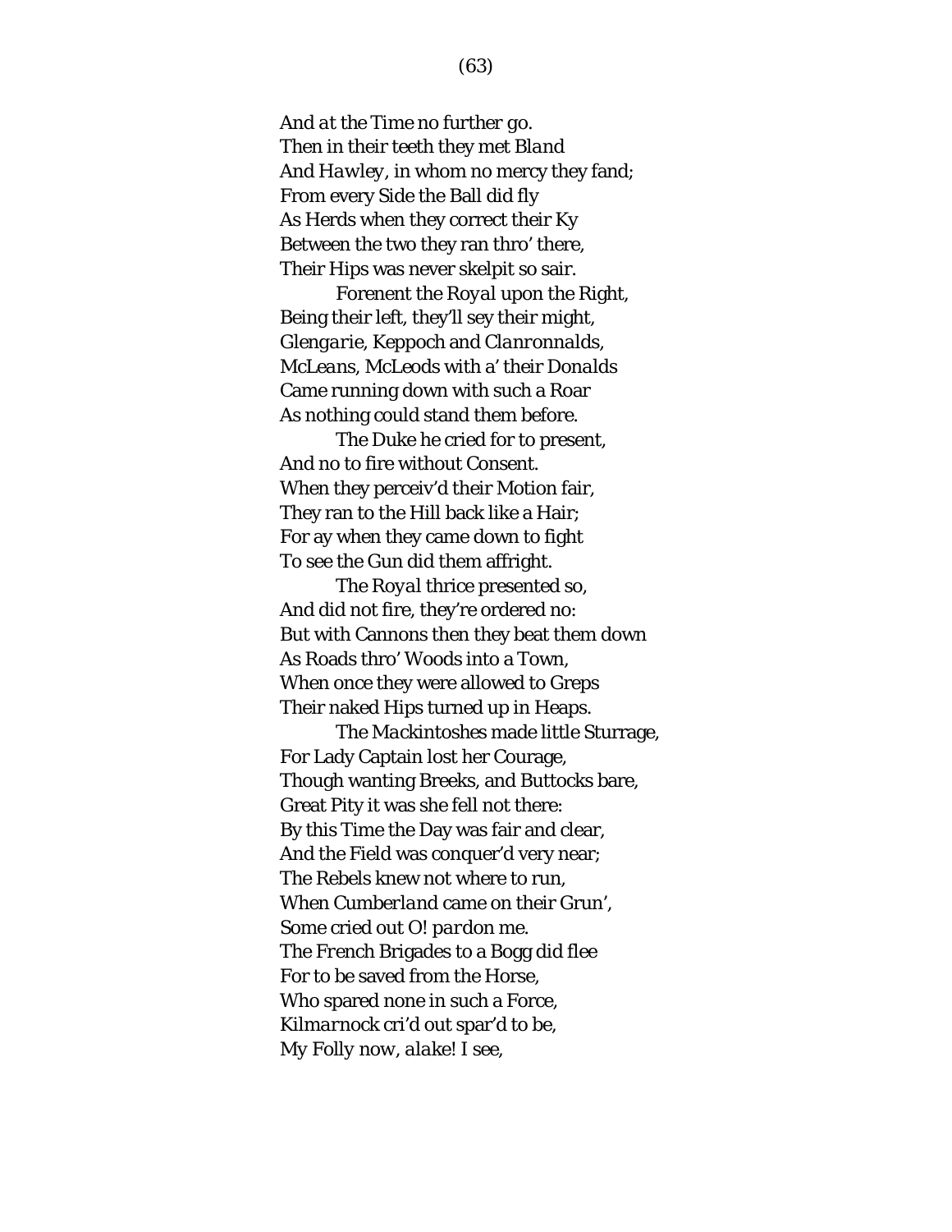*And at the Time no further go.*
*Then in their teeth they met Bland*
*And Hawley, in whom no mercy they fand;*
*From every Side the Ball did fly*
*As Herds when they correct their Ky*
*Between the two they ran thro' there,*
*Their Hips was never skelpit so sair.*

*Forenent the Royal upon the Right,*
*Being their left, they'll sey their might,*
*Glengarie, Keppoch and Clanronnalds,*
*McLeans, McLeods with a' their Donalds*
*Came running down with such a Roar*
*As nothing could stand them before.*

*The Duke he cried for to present,*
*And no to fire without Consent.*
*When they perceiv'd their Motion fair,*
*They ran to the Hill back like a Hair;*
*For ay when they came down to fight*
*To see the Gun did them affright.*

*The Royal thrice presented so,*
*And did not fire, they're ordered no:*
*But with Cannons then they beat them down*
*As Roads thro' Woods into a Town,*
*When once they were allowed to Greps*
*Their naked Hips turned up in Heaps.*

*The Mackintoshes made little Sturrage,*
*For Lady Captain lost her Courage,*
*Though wanting Breeks, and Buttocks bare,*
*Great Pity it was she fell not there:*
*By this Time the Day was fair and clear,*
*And the Field was conquer'd very near;*
*The Rebels knew not where to run,*
*When Cumberland came on their Grun',*
*Some cried out O! pardon me.*
*The French Brigades to a Bogg did flee*
*For to be saved from the Horse,*
*Who spared none in such a Force,*
*Kilmarnock cri'd out spar'd to be,*
*My Folly now, alake! I see,*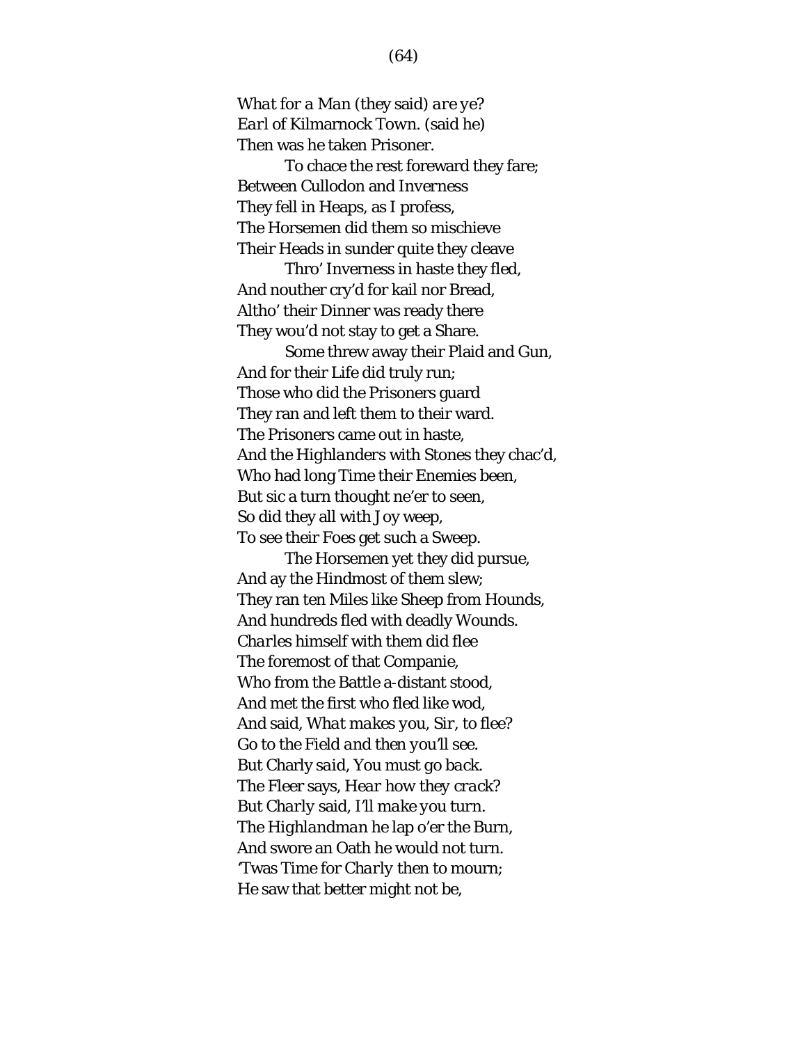*What for a Man (they said) are ye?*
*Earl of Kilmarnock Town.* (said he)
Then was he taken Prisoner.

To chace the rest foreward they fare;
Between *Cullodon* and *Inverness*
They fell in Heaps, as I profess,
The Horsemen did them so mischieve
Their Heads in sunder quite they cleave

Thro' *Inverness* in haste they fled,
And nouther cry'd for kail nor Bread,
Altho' their Dinner was ready there
They wou'd not stay to get a Share.

Some threw away their Plaid and Gun,
And for their Life did truly run;
Those who did the Prisoners guard
They ran and left them to their ward.
The Prisoners came out in haste,
And the *Highlanders* with Stones they chac'd,
Who had long Time their Enemies been,
But sic a turn thought ne'er to seen,
So did they all with Joy weep,
To see their Foes get such a Sweep.

The Horsemen yet they did pursue,
And ay the Hindmost of them slew;
They ran ten Miles like Sheep from Hounds,
And hundreds fled with deadly Wounds.
*Charles* himself with them did flee
The foremost of that Companie,
Who from the Battle a-distant stood,
And met the first who fled like wod,
And said, *What makes you, Sir, to flee?*
*Go to the Field and then you'll see.*
But *Charly said, You must go back.*
The *Fleer* says, *Hear how they crack?*
But *Charly* said, *I'll make you turn.*
The *Highlandman* he lap o'er the Burn,
And swore an Oath he would not turn.
'Twas Time for *Charly* then to mourn;
He saw that better might not be,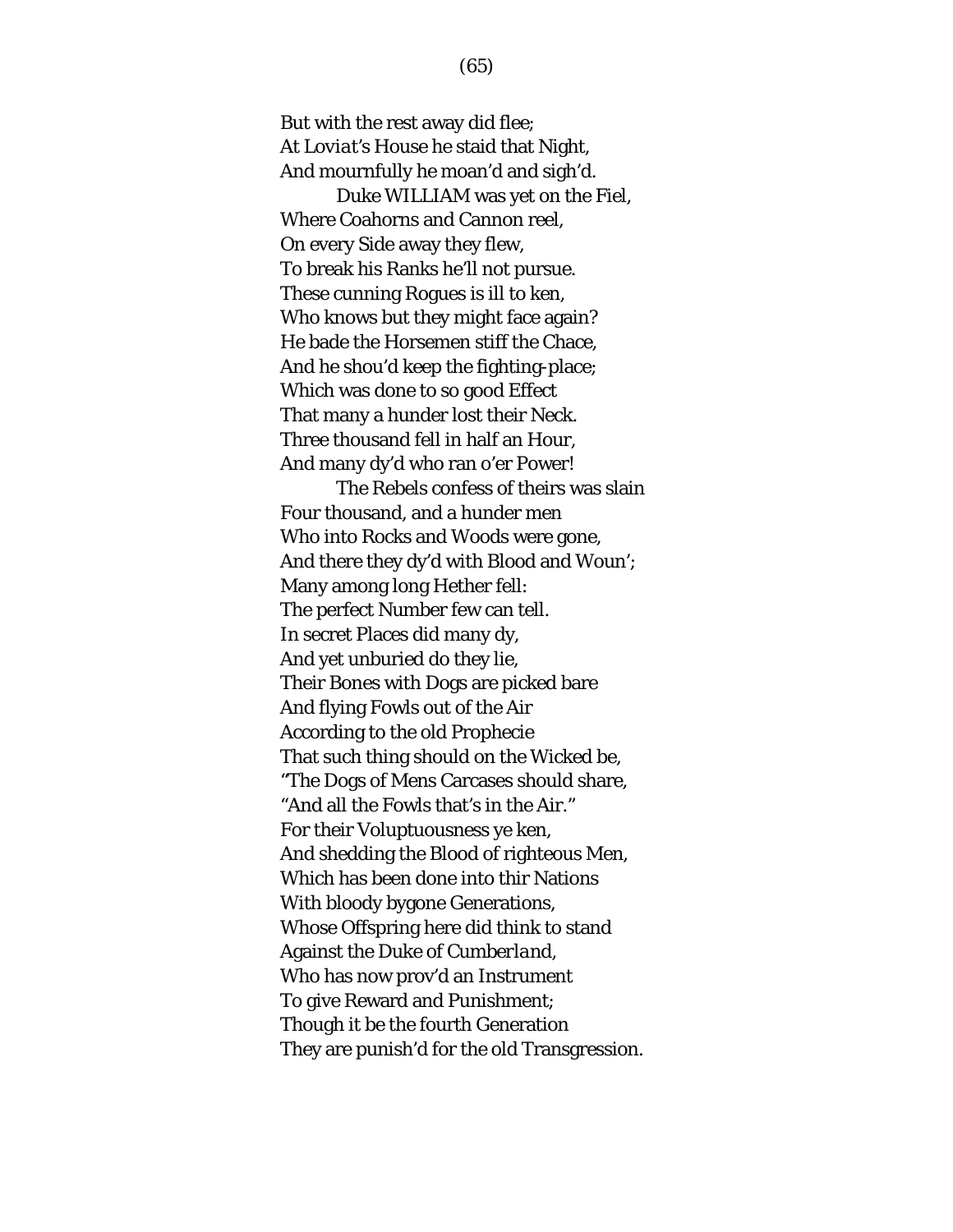But with the rest away did flee;
At *Loviat's* House he staid that Night,
And mournfully he moan'd and sigh'd.

Duke WILLIAM was yet on the Fiel,
Where Coahorns and Cannon reel,
On every Side away they flew,
To break his Ranks he'll not pursue.
These cunning Rogues is ill to ken,
Who knows but they might face again?
He bade the Horsemen stiff the Chace,
And he shou'd keep the fighting-place;
Which was done to so good Effect
That many a hunder lost their Neck.
Three thousand fell in half an Hour,
And many dy'd who ran o'er Power!

The Rebels confess of theirs was slain
Four thousand, and a hunder men
Who into Rocks and Woods were gone,
And there they dy'd with Blood and Woun';
Many among long Hether fell:
The perfect Number few can tell.
In secret Places did many dy,
And yet unburied do they lie,
Their Bones with Dogs are picked bare
And flying Fowls out of the Air
According to the old Prophecie
That such thing should on the Wicked be,
"The Dogs of Mens Carcases should share,
"And all the Fowls that's in the Air."
For their Voluptuousness ye ken,
And shedding the Blood of righteous Men,
Which has been done into thir Nations
With bloody bygone Generations,
Whose Offspring here did think to stand
Against the Duke of *Cumberland*,
Who has now prov'd an Instrument
To give Reward and Punishment;
Though it be the fourth Generation
They are punish'd for the old Transgression.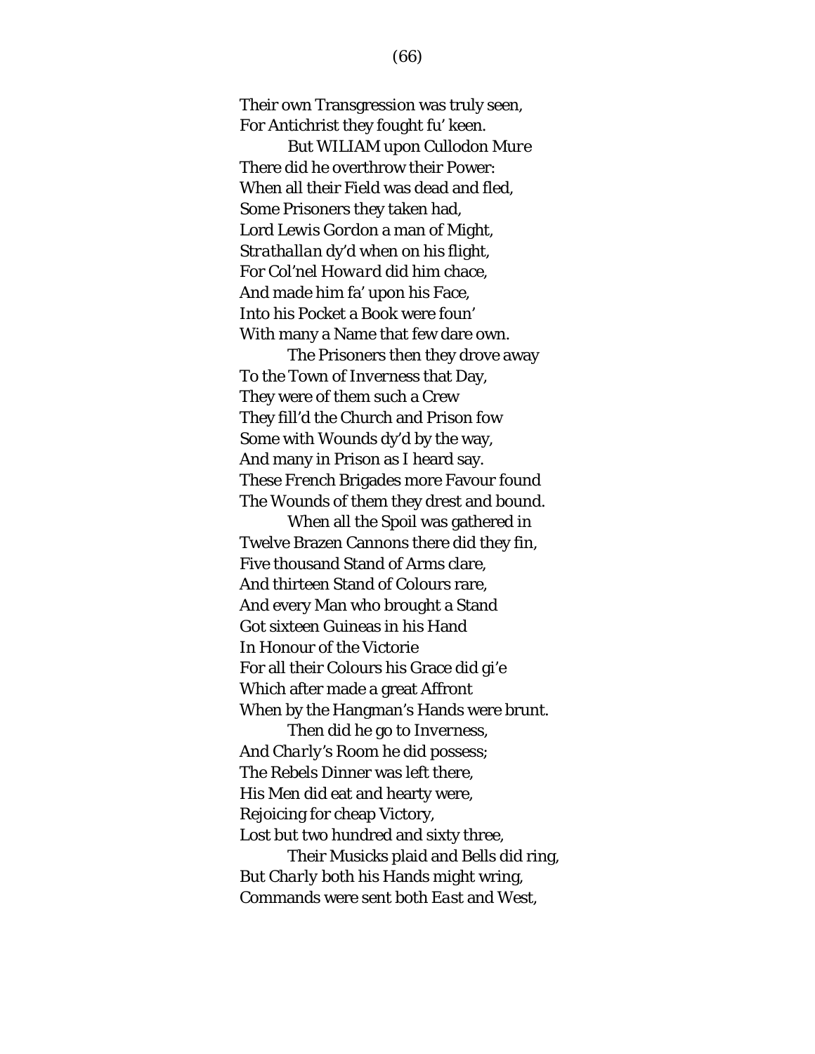Their own Transgression was truly seen,
For Antichrist they fought fu' keen.

But *WILIAM* upon *Cullodon Mure*
There did he overthrow their Power:
When all their Field was dead and fled,
Some Prisoners they taken had,
Lord *Lewis Gordon* a man of Might,
*Strathallan* dy'd when on his flight,
For Col'nel *Howard* did him chace,
And made him fa' upon his Face,
Into his Pocket a Book were foun'
With many a Name that few dare own.

The Prisoners then they drove away
To the Town of *Inverness* that Day,
They were of them such a Crew
They fill'd the Church and Prison fow
Some with Wounds dy'd by the way,
And many in Prison as I heard say.
These *French* Brigades more Favour found
The Wounds of them they drest and bound.

When all the Spoil was gathered in
Twelve Brazen Cannons there did they fin,
Five thousand Stand of Arms clare,
And thirteen Stand of Colours rare,
And every Man who brought a Stand
Got sixteen Guineas in his Hand
In Honour of the Victorie
For all their Colours his Grace did gi'e
Which after made a great Affront
When by the Hangman's Hands were brunt.

Then did he go to *Inverness*,
And *Charly's* Room he did possess;
The Rebels Dinner was left there,
His Men did eat and hearty were,
Rejoicing for cheap Victory,
Lost but two hundred and sixty three,

Their Musicks plaid and Bells did ring,
But *Charly* both his Hands might wring,
Commands were sent both *East* and *West*,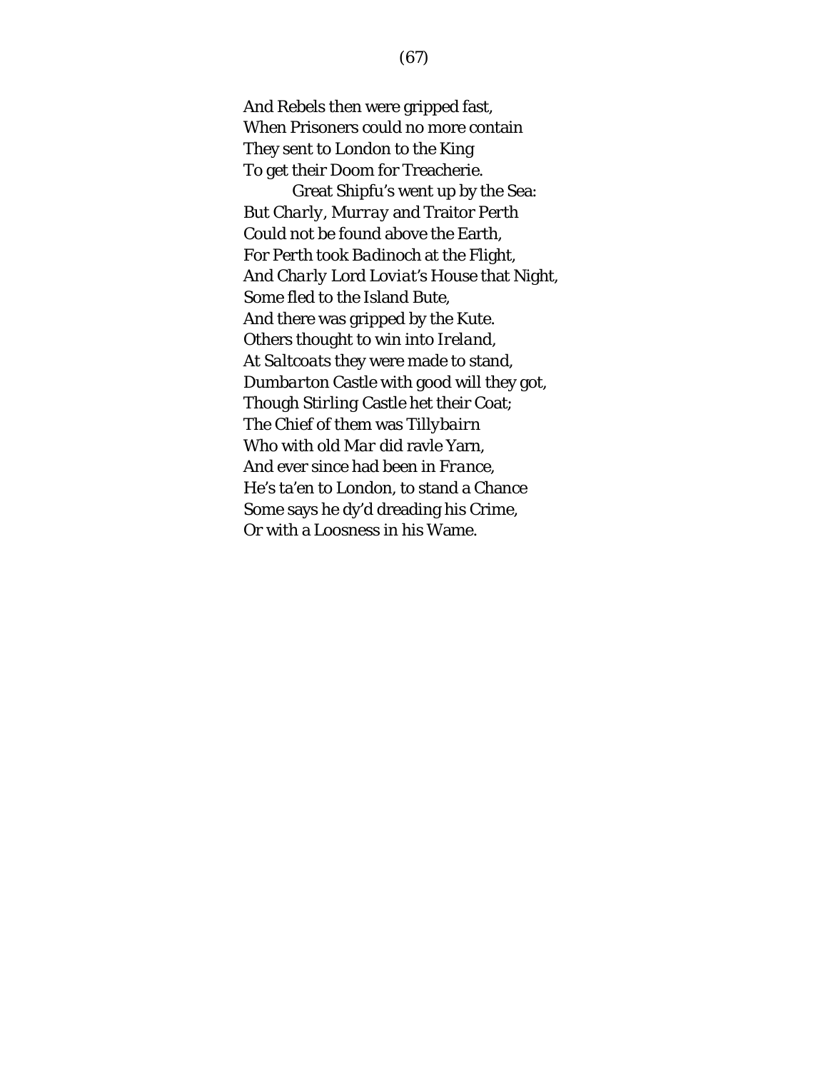And Rebels then were gripped fast,  
When Prisoners could no more contain  
They sent to London to the King  
To get their Doom for Treacherie.  
    Great Shipfu’s went up by the Sea:  
But *Charly*, *Murray* and Traitor *Perth*  
Could not be found above the Earth,  
For *Perth* took *Badinoch* at the Flight,  
And *Charly* Lord *Loviat’s* House that Night,  
Some fled to the Island *Bute*,  
And there was gripped by the *Kute*.  
Others thought to win into *Ireland*,  
At *Saltcoats* they were made to stand,  
*Dumbarton* Castle with good will they got,  
Though *Stirling* Castle het their Coat;  
The Chief of them was *Tillybairn*  
Who with old *Mar* did ravle Yarn,  
And ever since had been in *France*,  
He’s ta’en to London, to stand a Chance  
Some says he dy’d dreading his Crime,  
Or with a Loosness in his Wame.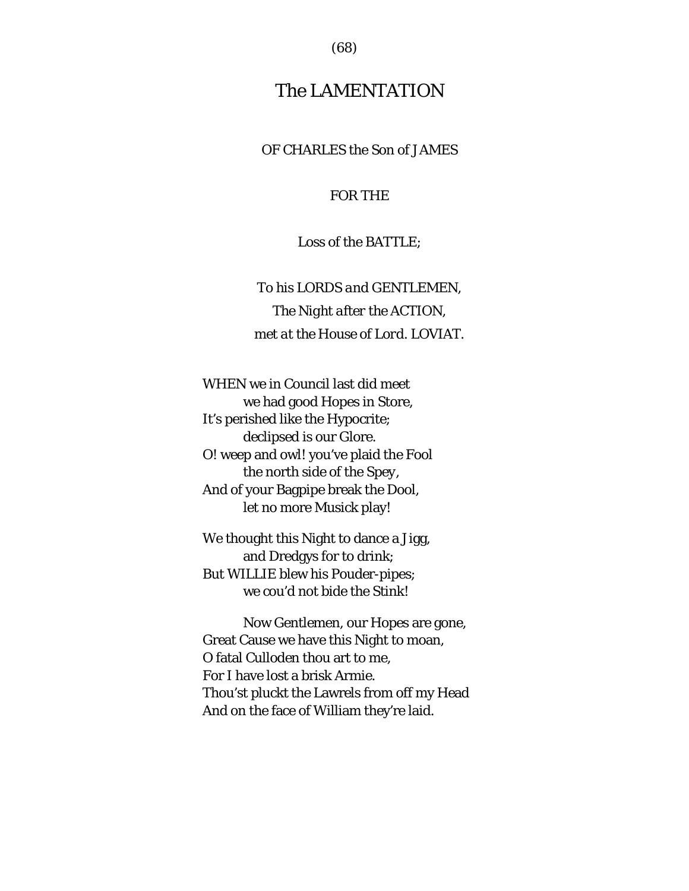# The LAMENTATION

OF CHARLES the Son of JAMES

FOR THE

Loss of the BATTLE;

*To his LORDS and GENTLEMEN,*
*The Night after the ACTION,*
*met at the House of Lord. LOVIAT.*

WHEN we in Council last did meet
 we had good Hopes in Store,
It’s perished like the Hypocrite;
 declipsed is our Glore.
O! weep and owl! you’ve plaid the Fool
 the north side of the *Spey*,
And of your Bagpipe break the Dool,
 let no more Musick play!

We thought this Night to dance a Jigg,
 and Dredgys for to drink;
But WILLIE blew his Pouder-pipes;
 we cou’d not bide the Stink!

 Now Gentlemen, our Hopes are gone,
Great Cause we have this Night to moan,
O fatal Culloden thou art to me,
For I have lost a brisk Armie.
Thou’st pluckt the Lawrels from off my Head
And on the face of William they’re laid.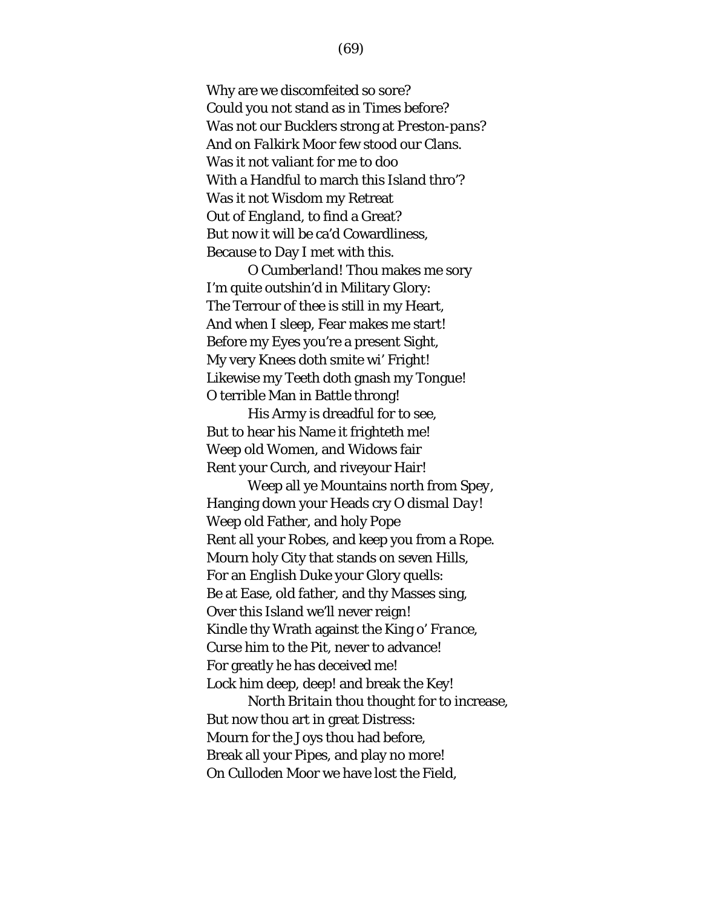Why are we discomfeited so sore?
Could you not stand as in Times before?
Was not our Bucklers strong at *Preston-pans*?
And on *Falkirk* Moor few stood our Clans.
Was it not valiant for me to doo
With a Handful to march this Island thro'?
Was it not Wisdom my Retreat
Out of *England*, to find a Great?
But now it will be ca'd Cowardliness,
Because to Day I met with this.

O *Cumberland*! Thou makes me sory
I'm quite outshin'd in Military Glory:
The Terrour of thee is still in my Heart,
And when I sleep, Fear makes me start!
Before my Eyes you're a present Sight,
My very Knees doth smite wi' Fright!
Likewise my Teeth doth gnash my Tongue!
O terrible Man in Battle throng!

His Army is dreadful for to see,
But to hear his Name it frighteth me!
Weep old Women, and Widows fair
Rent your Curch, and riveyour Hair!

Weep all ye Mountains north from Spey,
Hanging down your Heads cry *O dismal Day!*
Weep old Father, and holy Pope
Rent all your Robes, and keep you from a Rope.
Mourn holy City that stands on seven Hills,
For an English Duke your Glory quells:
Be at Ease, old father, and thy Masses sing,
Over this Island we'll never reign!
Kindle thy Wrath against the King o' *France*,
Curse him to the Pit, never to advance!
For greatly he has deceived me!
Lock him deep, deep! and break the Key!

*North Britain* thou thought for to increase,
But now thou art in great Distress:
Mourn for the Joys thou had before,
Break all your Pipes, and play no more!
On Culloden Moor we have lost the Field,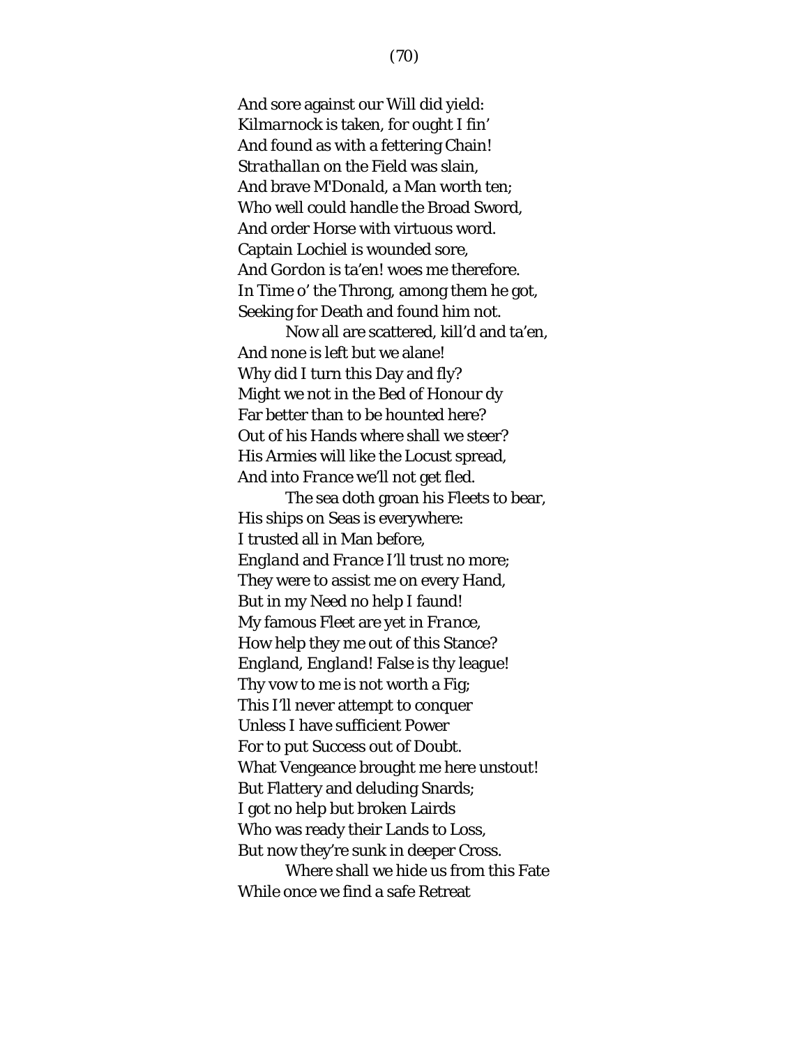And sore against our Will did yield:  
*Kilmarnock* is taken, for ought I fin'  
And found as with a fettering Chain!  
*Strathallan* on the Field was slain,  
And brave *M'Donald*, a Man worth ten;  
Who well could handle the Broad Sword,  
And order Horse with virtuous word.  
Captain *Lochiel* is wounded sore,  
And *Gordon* is ta'en! woes me therefore.  
In Time o' the Throng, among them he got,  
Seeking for Death and found him not.

Now all are scattered, kill'd and ta'en,  
And none is left but we alane!  
Why did I turn this Day and fly?  
Might we not in the Bed of Honour dy  
Far better than to be hounted here?  
Out of his Hands where shall we steer?  
His Armies will like the Locust spread,  
And into *France* we'll not get fled.

The sea doth groan his Fleets to bear,  
His ships on Seas is everywhere:  
I trusted all in Man before,  
*England* and *France* I'll trust no more;  
They were to assist me on every Hand,  
But in my Need no help I faund!  
My famous Fleet are yet in *France*,  
How help they me out of this Stance?  
*England*, *England*! False is thy league!  
Thy vow to me is not worth a Fig;  
This I'll never attempt to conquer  
Unless I have sufficient Power  
For to put Success out of Doubt.  
What Vengeance brought me here unstout!  
But Flattery and deluding Snards;  
I got no help but broken Lairds  
Who was ready their Lands to Loss,  
But now they're sunk in deeper Cross.

Where shall we hide us from this Fate  
While once we find a safe Retreat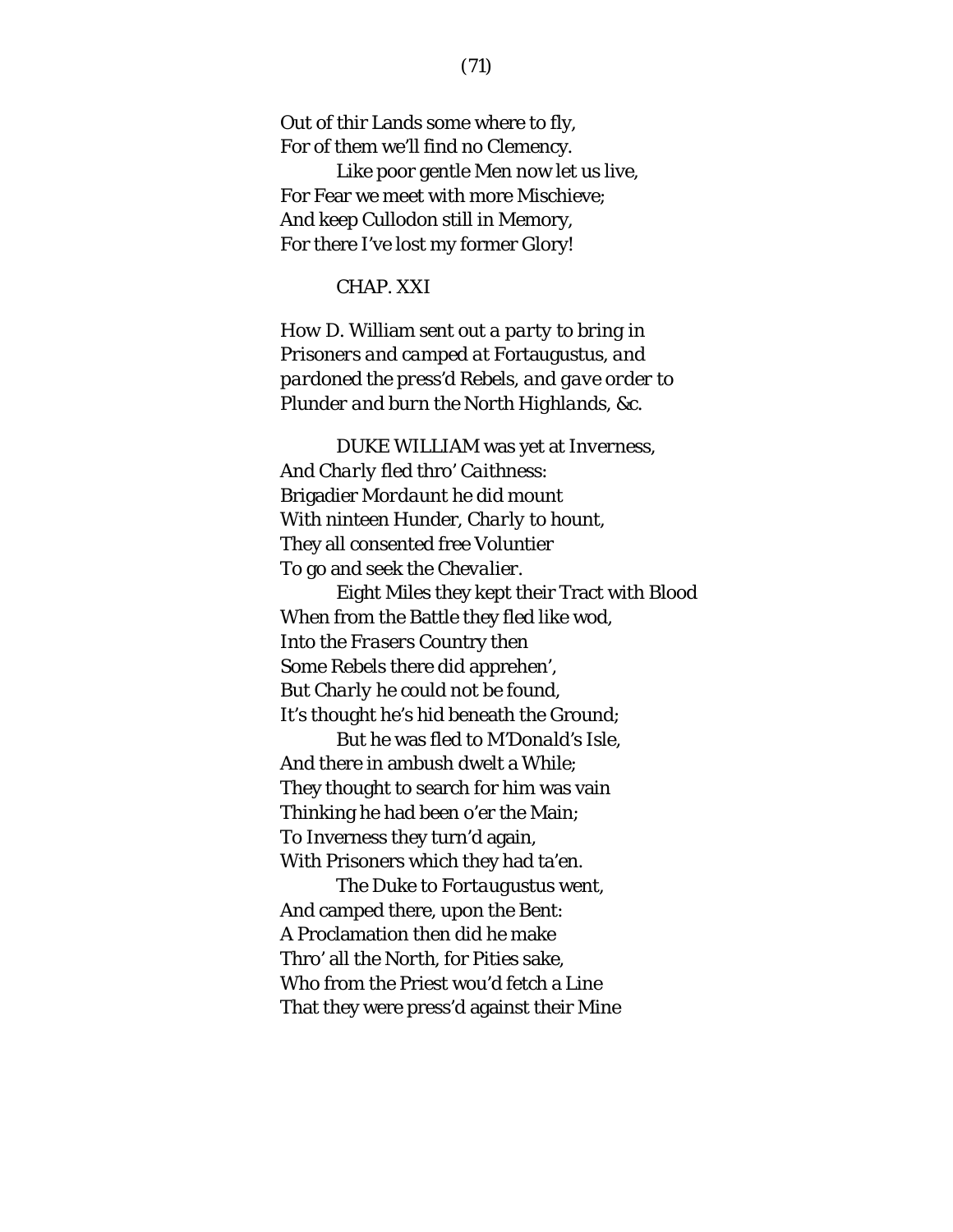Out of thir Lands some where to fly,
For of them we'll find no Clemency.

Like poor gentle Men now let us live,
For Fear we meet with more Mischieve;
And keep Cullodon still in Memory,
For there I've lost my former Glory!

## CHAP. XXI

*How D. William sent out a party to bring in Prisoners and camped at Fortaugustus, and pardoned the press'd Rebels, and gave order to Plunder and burn the North Highlands, &c.*

DUKE WILLIAM was yet at Inverness,
And *Charly* fled thro' *Caithness*:
Brigadier *Mordaunt* he did mount
With ninteen Hunder, *Charly* to hount,
They all consented free Voluntier
To go and seek the *Chevalier*.

Eight Miles they kept their Tract with Blood
When from the Battle they fled like wod,
Into the *Frasers* Country then
Some Rebels there did apprehen',
But *Charly* he could not be found,
It's thought he's hid beneath the Ground;

But he was fled to *M'Donald's* Isle,
And there in ambush dwelt a While;
They thought to search for him was vain
Thinking he had been o'er the Main;
To Inverness they turn'd again,
With Prisoners which they had ta'en.

The Duke to *Fortaugustus* went,
And camped there, upon the Bent:
A Proclamation then did he make
Thro' all the North, for Pities sake,
Who from the Priest wou'd fetch a Line
That they were press'd against their Mine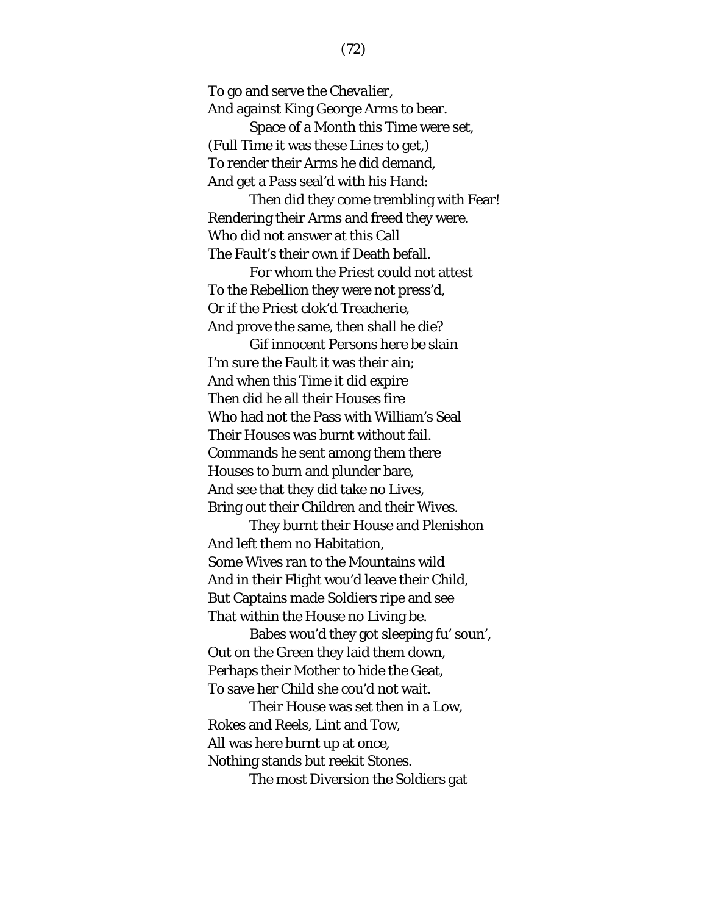To go and serve the *Chevalier*,
And against King *George* Arms to bear.

Space of a Month this Time were set,
(Full Time it was these Lines to get,)
To render their Arms he did demand,
And get a Pass seal'd with his Hand:

Then did they come trembling with Fear!
Rendering their Arms and freed they were.
Who did not answer at this Call
The Fault's their own if Death befall.

For whom the Priest could not attest
To the Rebellion they were not press'd,
Or if the Priest clok'd Treacherie,
And prove the same, then shall he die?

Gif innocent Persons here be slain
I'm sure the Fault it was their ain;
And when this Time it did expire
Then did he all their Houses fire
Who had not the Pass with William's Seal
Their Houses was burnt without fail.
Commands he sent among them there
Houses to burn and plunder bare,
And see that they did take no Lives,
Bring out their Children and their Wives.

They burnt their House and Plenishon
And left them no Habitation,
Some Wives ran to the Mountains wild
And in their Flight wou'd leave their Child,
But Captains made Soldiers ripe and see
That within the House no Living be.

Babes wou'd they got sleeping fu' soun',
Out on the Green they laid them down,
Perhaps their Mother to hide the Geat,
To save her Child she cou'd not wait.

Their House was set then in a Low,
Rokes and Reels, Lint and Tow,
All was here burnt up at once,
Nothing stands but reekit Stones.

The most Diversion the Soldiers gat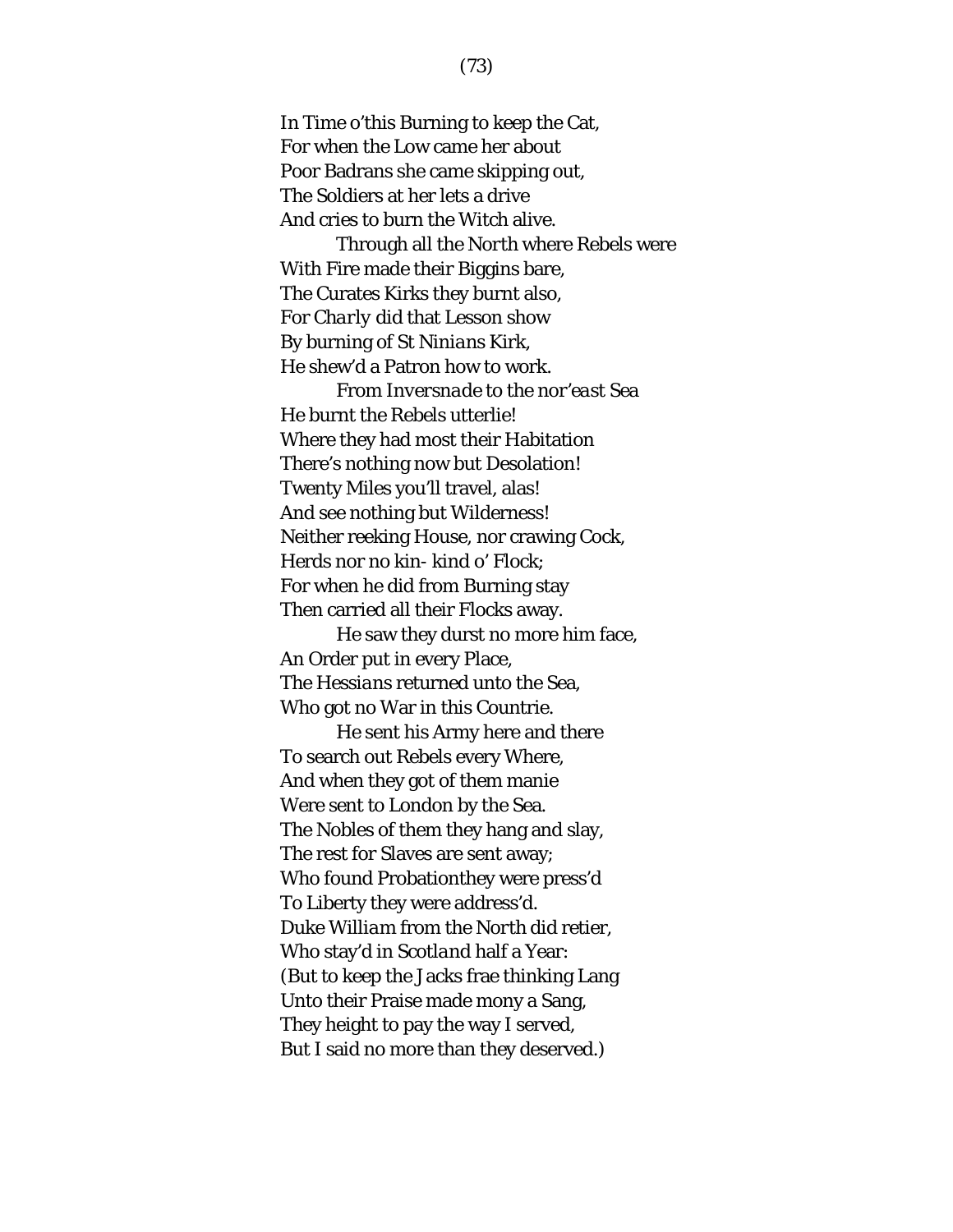In Time o'this Burning to keep the Cat,  
For when the Low came her about  
Poor Badrans she came skipping out,  
The Soldiers at her lets a drive  
And cries to burn the Witch alive.

Through all the *North* where Rebels were  
With Fire made their Biggins bare,  
The Curates Kirks they burnt also,  
For *Charly* did that Lesson show  
By burning of *St Ninians* Kirk,  
He shew'd a Patron how to work.

From *Inversnade* to the *nor'east* Sea  
He burnt the Rebels utterlie!  
Where they had most their Habitation  
There's nothing now but Desolation!  
Twenty Miles you'll travel, alas!  
And see nothing but Wilderness!  
Neither reeking House, nor crawing Cock,  
Herds nor no kin- kind o' Flock;  
For when he did from Burning stay  
Then carried all their Flocks away.

He saw they durst no more him face,  
An Order put in every Place,  
The *Hessians* returned unto the Sea,  
Who got no War in this Countrie.

He sent his Army here and there  
To search out Rebels every Where,  
And when they got of them manie  
Were sent to *London* by the Sea.  
The Nobles of them they hang and slay,  
The rest for Slaves are sent away;  
Who found Probationthey were press'd  
To Liberty they were address'd.  
Duke *William* from the *North* did retier,  
Who stay'd in *Scotland* half a Year:  
(But to keep the Jacks frae thinking Lang  
Unto their Praise made mony a Sang,  
They height to pay the way I served,  
But I said no more than they deserved.)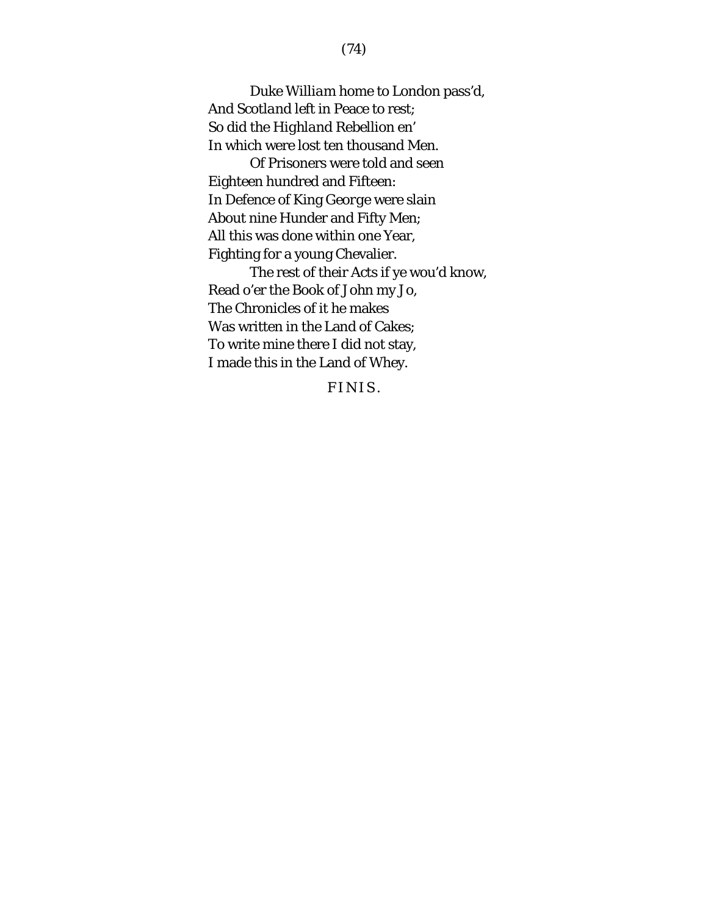Duke *William* home to *London* pass’d,  
And *Scotland* left in Peace to rest;  
So did the *Highland* Rebellion en’  
In which were lost ten thousand Men.

Of Prisoners were told and seen  
Eighteen hundred and Fifteen:  
In Defence of King *George* were slain  
About nine Hunder and Fifty Men;  
All this was done within one Year,  
Fighting for a young Chevalier.

The rest of their Acts if ye wou’d know,  
Read o’er the Book of *John my Jo*,  
The Chronicles of it he makes  
Was written in the Land of Cakes;  
To write mine there I did not stay,  
I made this in the Land of Whey.

FINIS.